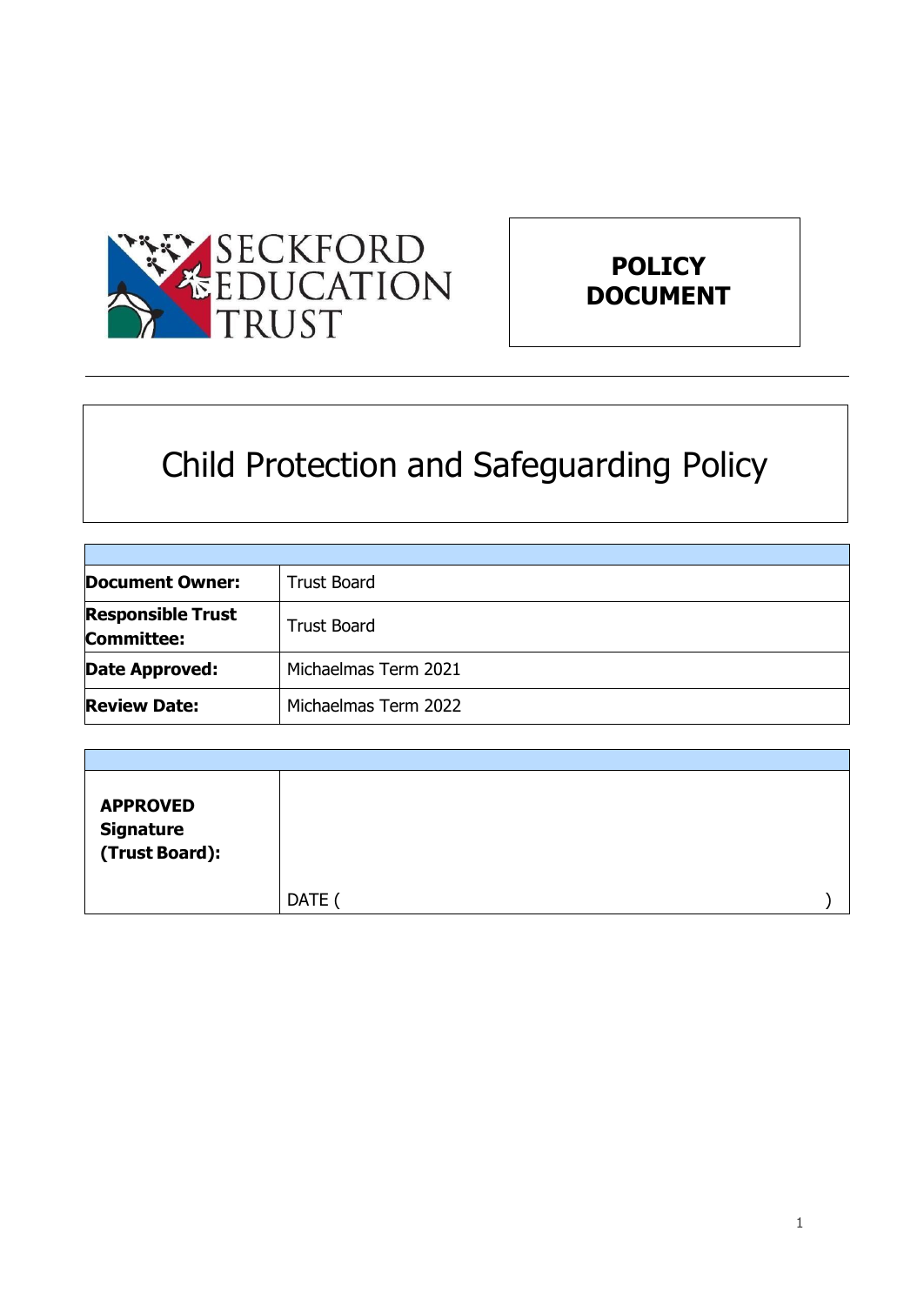SECKFORD EDUCATION TRUST

**POLICY DOCUMENT**

# Child Protection and Safeguarding Policy

| | |
|---|---|
| **Document Owner:** | Trust Board |
| **Responsible Trust Committee:** | Trust Board |
| **Date Approved:** | Michaelmas Term 2021 |
| **Review Date:** | Michaelmas Term 2022 |

| | |
|---|---|
| **APPROVED Signature (Trust Board):** | DATE ( ) |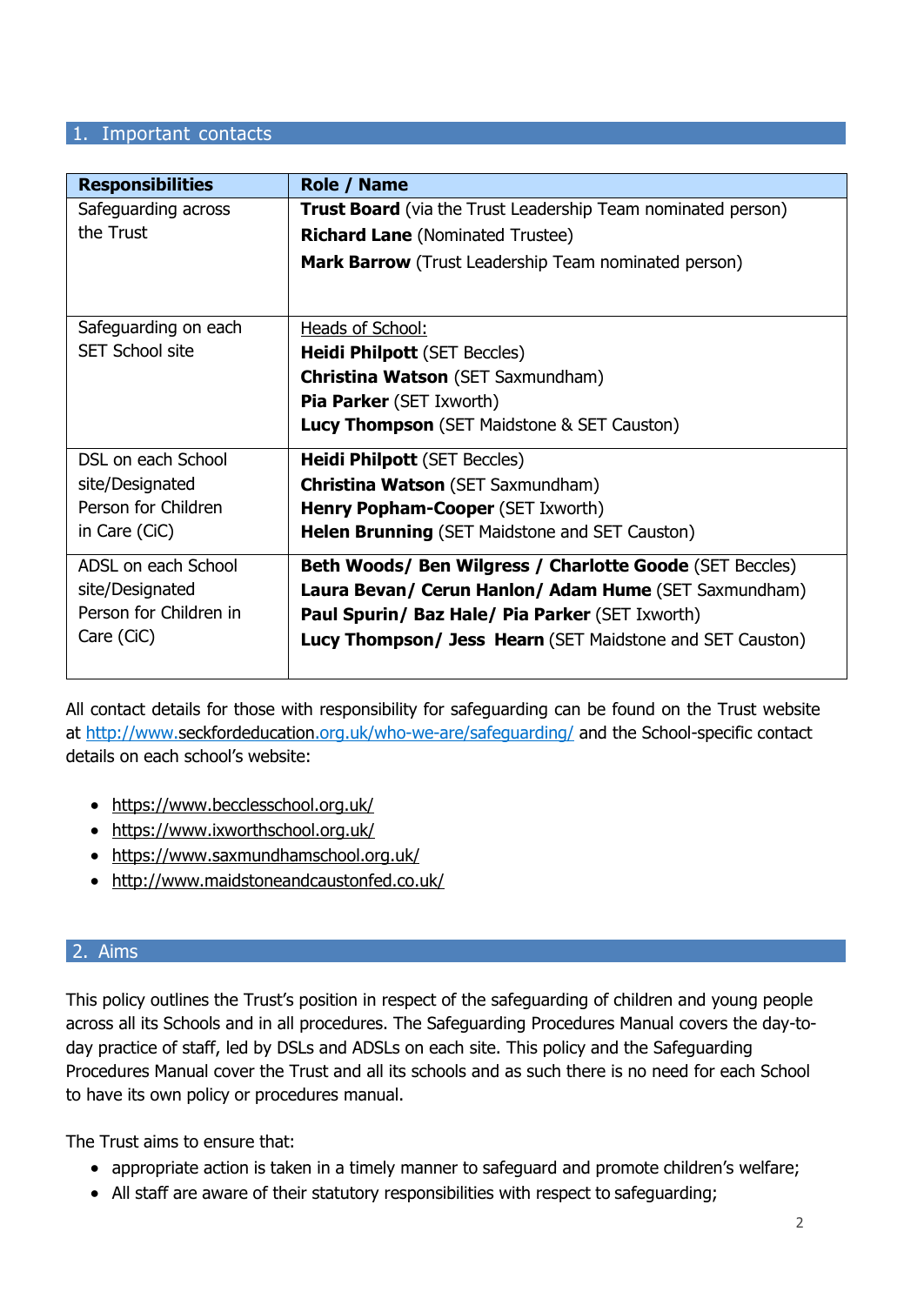## 1. Important contacts

| **Responsibilities** | **Role / Name** |
|---|---|
| Safeguarding across the Trust | **Trust Board** (via the Trust Leadership Team nominated person)<br>**Richard Lane** (Nominated Trustee)<br>**Mark Barrow** (Trust Leadership Team nominated person) |
| Safeguarding on each SET School site | Heads of School:<br>**Heidi Philpott** (SET Beccles)<br>**Christina Watson** (SET Saxmundham)<br>**Pia Parker** (SET Ixworth)<br>**Lucy Thompson** (SET Maidstone & SET Causton) |
| DSL on each School site/Designated Person for Children in Care (CiC) | **Heidi Philpott** (SET Beccles)<br>**Christina Watson** (SET Saxmundham)<br>**Henry Popham-Cooper** (SET Ixworth)<br>**Helen Brunning** (SET Maidstone and SET Causton) |
| ADSL on each School site/Designated Person for Children in Care (CiC) | **Beth Woods/ Ben Wilgress / Charlotte Goode** (SET Beccles)<br>**Laura Bevan/ Cerun Hanlon/ Adam Hume** (SET Saxmundham)<br>**Paul Spurin/ Baz Hale/ Pia Parker** (SET Ixworth)<br>**Lucy Thompson/ Jess Hearn** (SET Maidstone and SET Causton) |

All contact details for those with responsibility for safeguarding can be found on the Trust website at http://www.seckfordeducation.org.uk/who-we-are/safeguarding/ and the School-specific contact details on each school's website:

- https://www.becclesschool.org.uk/
- https://www.ixworthschool.org.uk/
- https://www.saxmundhamschool.org.uk/
- http://www.maidstoneandcaustonfed.co.uk/

## 2. Aims

This policy outlines the Trust's position in respect of the safeguarding of children and young people across all its Schools and in all procedures. The Safeguarding Procedures Manual covers the day-to-day practice of staff, led by DSLs and ADSLs on each site. This policy and the Safeguarding Procedures Manual cover the Trust and all its schools and as such there is no need for each School to have its own policy or procedures manual.

The Trust aims to ensure that:

- appropriate action is taken in a timely manner to safeguard and promote children's welfare;
- All staff are aware of their statutory responsibilities with respect to safeguarding;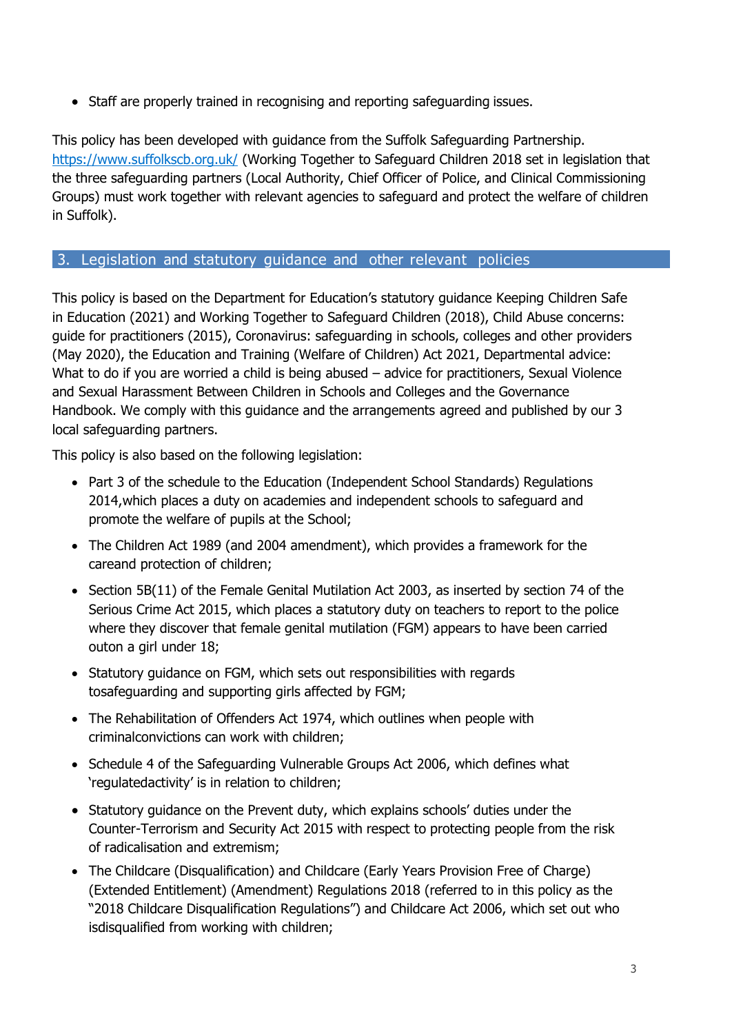- Staff are properly trained in recognising and reporting safeguarding issues.

This policy has been developed with guidance from the Suffolk Safeguarding Partnership. https://www.suffolkscb.org.uk/ (Working Together to Safeguard Children 2018 set in legislation that the three safeguarding partners (Local Authority, Chief Officer of Police, and Clinical Commissioning Groups) must work together with relevant agencies to safeguard and protect the welfare of children in Suffolk).

## 3. Legislation and statutory guidance and other relevant policies

This policy is based on the Department for Education's statutory guidance Keeping Children Safe in Education (2021) and Working Together to Safeguard Children (2018), Child Abuse concerns: guide for practitioners (2015), Coronavirus: safeguarding in schools, colleges and other providers (May 2020), the Education and Training (Welfare of Children) Act 2021, Departmental advice: What to do if you are worried a child is being abused – advice for practitioners, Sexual Violence and Sexual Harassment Between Children in Schools and Colleges and the Governance Handbook. We comply with this guidance and the arrangements agreed and published by our 3 local safeguarding partners.

This policy is also based on the following legislation:

- Part 3 of the schedule to the Education (Independent School Standards) Regulations 2014,which places a duty on academies and independent schools to safeguard and promote the welfare of pupils at the School;
- The Children Act 1989 (and 2004 amendment), which provides a framework for the careand protection of children;
- Section 5B(11) of the Female Genital Mutilation Act 2003, as inserted by section 74 of the Serious Crime Act 2015, which places a statutory duty on teachers to report to the police where they discover that female genital mutilation (FGM) appears to have been carried outon a girl under 18;
- Statutory guidance on FGM, which sets out responsibilities with regards tosafeguarding and supporting girls affected by FGM;
- The Rehabilitation of Offenders Act 1974, which outlines when people with criminalconvictions can work with children;
- Schedule 4 of the Safeguarding Vulnerable Groups Act 2006, which defines what 'regulatedactivity' is in relation to children;
- Statutory guidance on the Prevent duty, which explains schools' duties under the Counter-Terrorism and Security Act 2015 with respect to protecting people from the risk of radicalisation and extremism;
- The Childcare (Disqualification) and Childcare (Early Years Provision Free of Charge) (Extended Entitlement) (Amendment) Regulations 2018 (referred to in this policy as the "2018 Childcare Disqualification Regulations") and Childcare Act 2006, which set out who isdisqualified from working with children;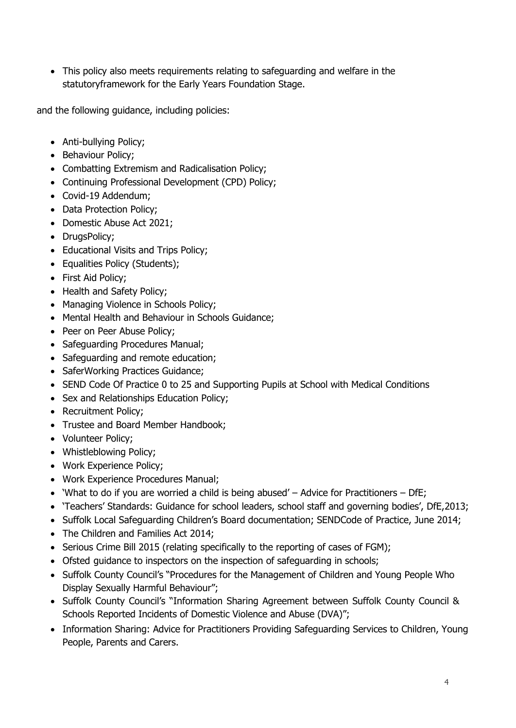- This policy also meets requirements relating to safeguarding and welfare in the statutoryframework for the Early Years Foundation Stage.

and the following guidance, including policies:

- Anti-bullying Policy;
- Behaviour Policy;
- Combatting Extremism and Radicalisation Policy;
- Continuing Professional Development (CPD) Policy;
- Covid-19 Addendum;
- Data Protection Policy;
- Domestic Abuse Act 2021;
- DrugsPolicy;
- Educational Visits and Trips Policy;
- Equalities Policy (Students);
- First Aid Policy;
- Health and Safety Policy;
- Managing Violence in Schools Policy;
- Mental Health and Behaviour in Schools Guidance;
- Peer on Peer Abuse Policy;
- Safeguarding Procedures Manual;
- Safeguarding and remote education;
- SaferWorking Practices Guidance;
- SEND Code Of Practice 0 to 25 and Supporting Pupils at School with Medical Conditions
- Sex and Relationships Education Policy;
- Recruitment Policy;
- Trustee and Board Member Handbook;
- Volunteer Policy;
- Whistleblowing Policy;
- Work Experience Policy;
- Work Experience Procedures Manual;
- 'What to do if you are worried a child is being abused' – Advice for Practitioners – DfE;
- 'Teachers' Standards: Guidance for school leaders, school staff and governing bodies', DfE,2013;
- Suffolk Local Safeguarding Children's Board documentation; SENDCode of Practice, June 2014;
- The Children and Families Act 2014;
- Serious Crime Bill 2015 (relating specifically to the reporting of cases of FGM);
- Ofsted guidance to inspectors on the inspection of safeguarding in schools;
- Suffolk County Council's "Procedures for the Management of Children and Young People Who Display Sexually Harmful Behaviour";
- Suffolk County Council's "Information Sharing Agreement between Suffolk County Council & Schools Reported Incidents of Domestic Violence and Abuse (DVA)";
- Information Sharing: Advice for Practitioners Providing Safeguarding Services to Children, Young People, Parents and Carers.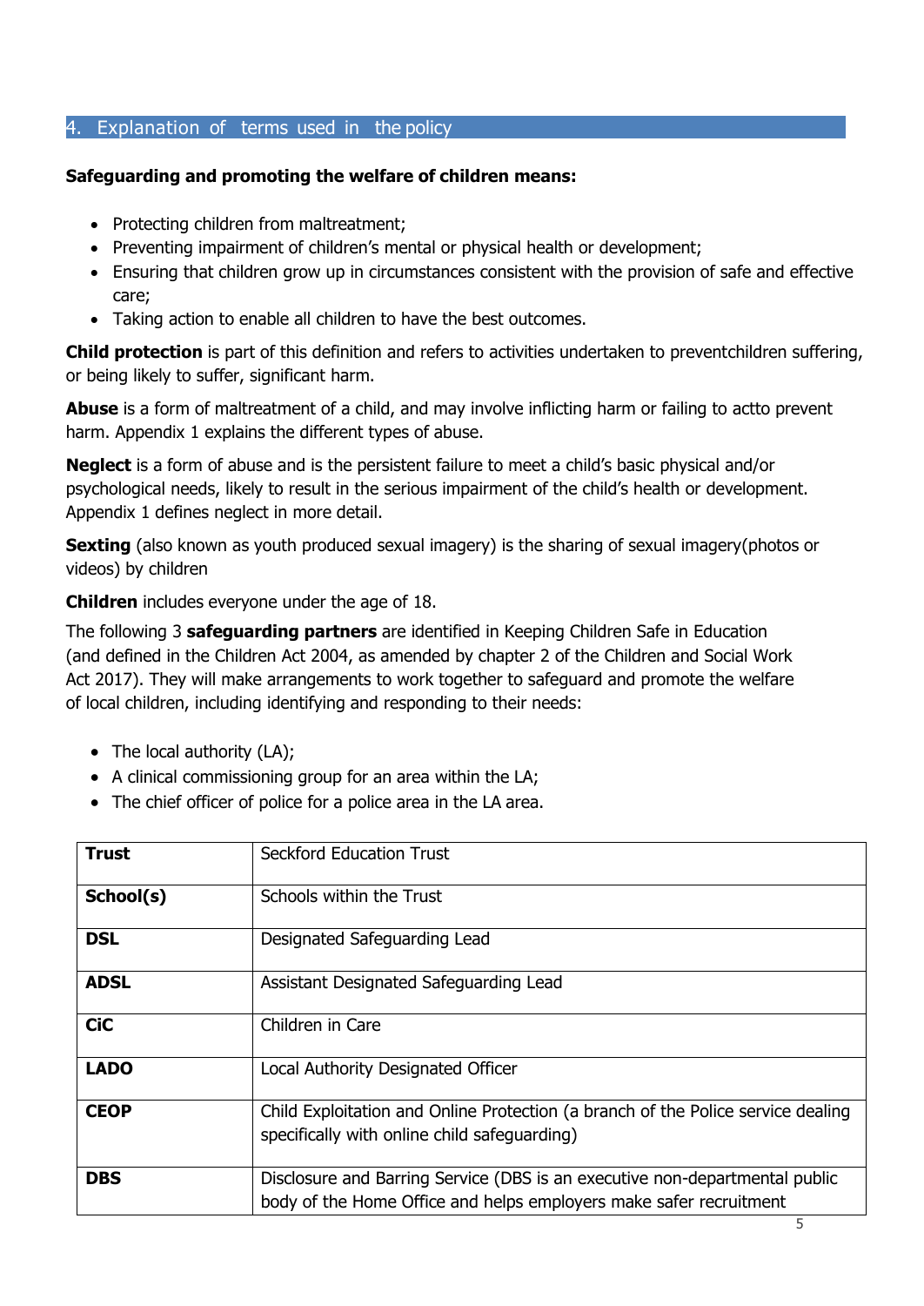## 4. Explanation of terms used in the policy

**Safeguarding and promoting the welfare of children means:**

- Protecting children from maltreatment;
- Preventing impairment of children's mental or physical health or development;
- Ensuring that children grow up in circumstances consistent with the provision of safe and effective care;
- Taking action to enable all children to have the best outcomes.

**Child protection** is part of this definition and refers to activities undertaken to preventchildren suffering, or being likely to suffer, significant harm.

**Abuse** is a form of maltreatment of a child, and may involve inflicting harm or failing to actto prevent harm. Appendix 1 explains the different types of abuse.

**Neglect** is a form of abuse and is the persistent failure to meet a child's basic physical and/or psychological needs, likely to result in the serious impairment of the child's health or development. Appendix 1 defines neglect in more detail.

**Sexting** (also known as youth produced sexual imagery) is the sharing of sexual imagery(photos or videos) by children

**Children** includes everyone under the age of 18.

The following 3 **safeguarding partners** are identified in Keeping Children Safe in Education (and defined in the Children Act 2004, as amended by chapter 2 of the Children and Social Work Act 2017). They will make arrangements to work together to safeguard and promote the welfare of local children, including identifying and responding to their needs:

- The local authority (LA);
- A clinical commissioning group for an area within the LA;
- The chief officer of police for a police area in the LA area.

| | |
|---|---|
| **Trust** | Seckford Education Trust |
| **School(s)** | Schools within the Trust |
| **DSL** | Designated Safeguarding Lead |
| **ADSL** | Assistant Designated Safeguarding Lead |
| **CiC** | Children in Care |
| **LADO** | Local Authority Designated Officer |
| **CEOP** | Child Exploitation and Online Protection (a branch of the Police service dealing specifically with online child safeguarding) |
| **DBS** | Disclosure and Barring Service (DBS is an executive non-departmental public body of the Home Office and helps employers make safer recruitment |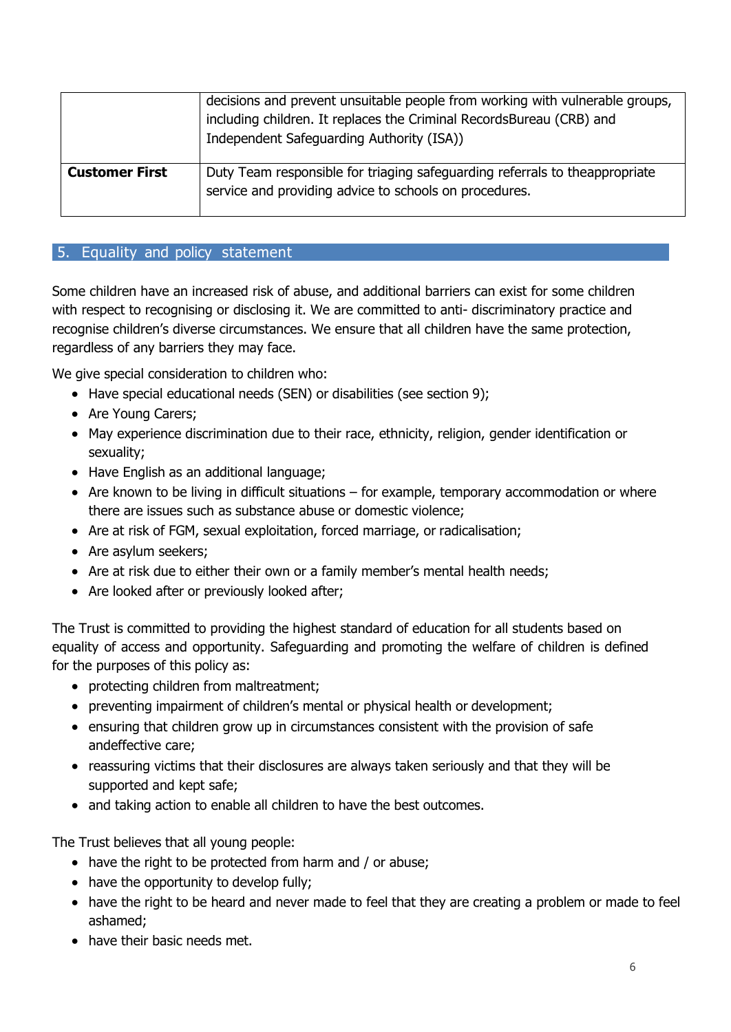| | |
|---|---|
| | decisions and prevent unsuitable people from working with vulnerable groups, including children. It replaces the Criminal RecordsBureau (CRB) and Independent Safeguarding Authority (ISA)) |
| **Customer First** | Duty Team responsible for triaging safeguarding referrals to theappropriate service and providing advice to schools on procedures. |

## 5. Equality and policy statement

Some children have an increased risk of abuse, and additional barriers can exist for some children with respect to recognising or disclosing it. We are committed to anti- discriminatory practice and recognise children's diverse circumstances. We ensure that all children have the same protection, regardless of any barriers they may face.

We give special consideration to children who:

- Have special educational needs (SEN) or disabilities (see section 9);
- Are Young Carers;
- May experience discrimination due to their race, ethnicity, religion, gender identification or sexuality;
- Have English as an additional language;
- Are known to be living in difficult situations – for example, temporary accommodation or where there are issues such as substance abuse or domestic violence;
- Are at risk of FGM, sexual exploitation, forced marriage, or radicalisation;
- Are asylum seekers;
- Are at risk due to either their own or a family member's mental health needs;
- Are looked after or previously looked after;

The Trust is committed to providing the highest standard of education for all students based on equality of access and opportunity. Safeguarding and promoting the welfare of children is defined for the purposes of this policy as:

- protecting children from maltreatment;
- preventing impairment of children's mental or physical health or development;
- ensuring that children grow up in circumstances consistent with the provision of safe andeffective care;
- reassuring victims that their disclosures are always taken seriously and that they will be supported and kept safe;
- and taking action to enable all children to have the best outcomes.

The Trust believes that all young people:

- have the right to be protected from harm and / or abuse;
- have the opportunity to develop fully;
- have the right to be heard and never made to feel that they are creating a problem or made to feel ashamed;
- have their basic needs met.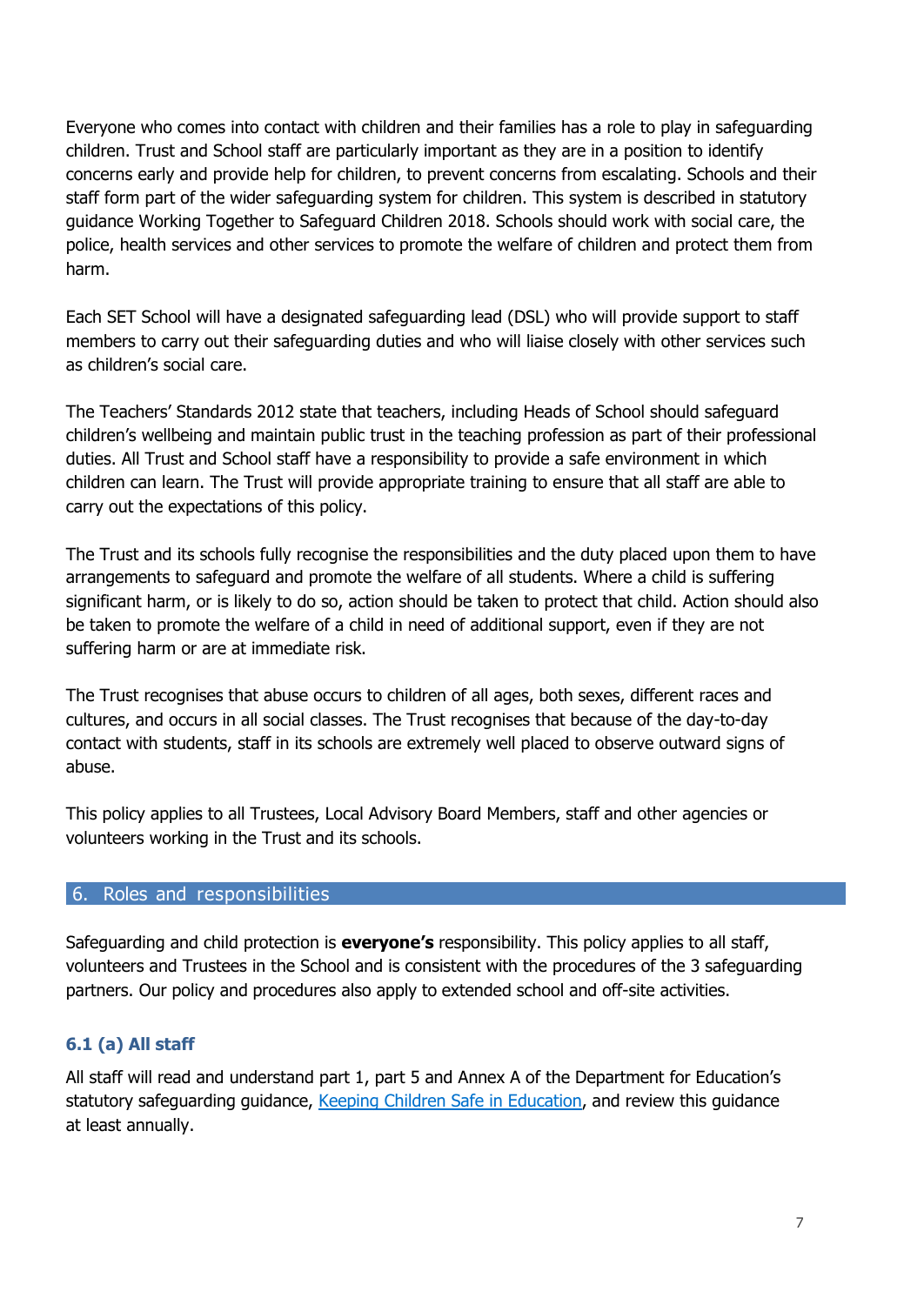Everyone who comes into contact with children and their families has a role to play in safeguarding children. Trust and School staff are particularly important as they are in a position to identify concerns early and provide help for children, to prevent concerns from escalating. Schools and their staff form part of the wider safeguarding system for children. This system is described in statutory guidance Working Together to Safeguard Children 2018. Schools should work with social care, the police, health services and other services to promote the welfare of children and protect them from harm.

Each SET School will have a designated safeguarding lead (DSL) who will provide support to staff members to carry out their safeguarding duties and who will liaise closely with other services such as children's social care.

The Teachers' Standards 2012 state that teachers, including Heads of School should safeguard children's wellbeing and maintain public trust in the teaching profession as part of their professional duties. All Trust and School staff have a responsibility to provide a safe environment in which children can learn. The Trust will provide appropriate training to ensure that all staff are able to carry out the expectations of this policy.

The Trust and its schools fully recognise the responsibilities and the duty placed upon them to have arrangements to safeguard and promote the welfare of all students. Where a child is suffering significant harm, or is likely to do so, action should be taken to protect that child. Action should also be taken to promote the welfare of a child in need of additional support, even if they are not suffering harm or are at immediate risk.

The Trust recognises that abuse occurs to children of all ages, both sexes, different races and cultures, and occurs in all social classes. The Trust recognises that because of the day-to-day contact with students, staff in its schools are extremely well placed to observe outward signs of abuse.

This policy applies to all Trustees, Local Advisory Board Members, staff and other agencies or volunteers working in the Trust and its schools.

## 6. Roles and responsibilities

Safeguarding and child protection is **everyone's** responsibility. This policy applies to all staff, volunteers and Trustees in the School and is consistent with the procedures of the 3 safeguarding partners. Our policy and procedures also apply to extended school and off-site activities.

### 6.1 (a) All staff

All staff will read and understand part 1, part 5 and Annex A of the Department for Education's statutory safeguarding guidance, [Keeping Children Safe in Education](), and review this guidance at least annually.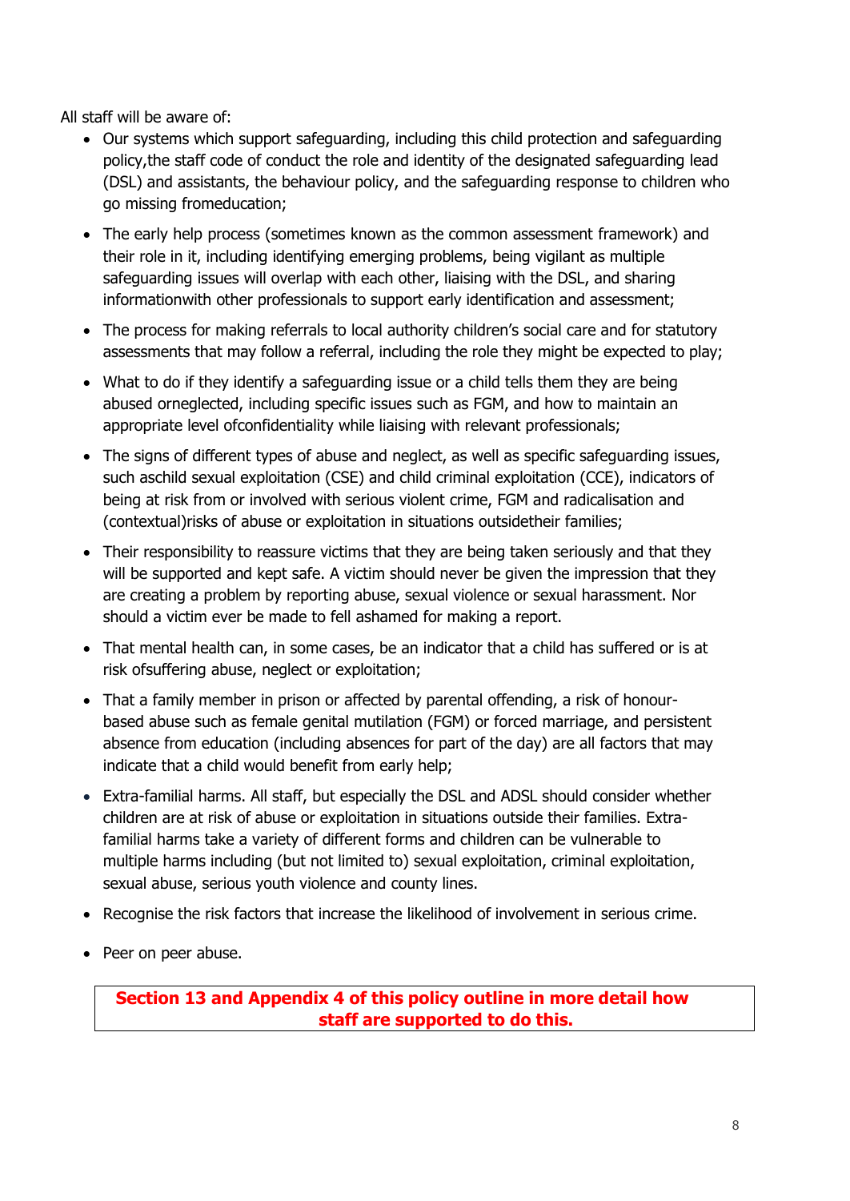All staff will be aware of:

- Our systems which support safeguarding, including this child protection and safeguarding policy,the staff code of conduct the role and identity of the designated safeguarding lead (DSL) and assistants, the behaviour policy, and the safeguarding response to children who go missing fromeducation;
- The early help process (sometimes known as the common assessment framework) and their role in it, including identifying emerging problems, being vigilant as multiple safeguarding issues will overlap with each other, liaising with the DSL, and sharing informationwith other professionals to support early identification and assessment;
- The process for making referrals to local authority children's social care and for statutory assessments that may follow a referral, including the role they might be expected to play;
- What to do if they identify a safeguarding issue or a child tells them they are being abused orneglected, including specific issues such as FGM, and how to maintain an appropriate level ofconfidentiality while liaising with relevant professionals;
- The signs of different types of abuse and neglect, as well as specific safeguarding issues, such aschild sexual exploitation (CSE) and child criminal exploitation (CCE), indicators of being at risk from or involved with serious violent crime, FGM and radicalisation and (contextual)risks of abuse or exploitation in situations outsidetheir families;
- Their responsibility to reassure victims that they are being taken seriously and that they will be supported and kept safe. A victim should never be given the impression that they are creating a problem by reporting abuse, sexual violence or sexual harassment. Nor should a victim ever be made to fell ashamed for making a report.
- That mental health can, in some cases, be an indicator that a child has suffered or is at risk ofsuffering abuse, neglect or exploitation;
- That a family member in prison or affected by parental offending, a risk of honour-based abuse such as female genital mutilation (FGM) or forced marriage, and persistent absence from education (including absences for part of the day) are all factors that may indicate that a child would benefit from early help;
- Extra-familial harms. All staff, but especially the DSL and ADSL should consider whether children are at risk of abuse or exploitation in situations outside their families. Extra-familial harms take a variety of different forms and children can be vulnerable to multiple harms including (but not limited to) sexual exploitation, criminal exploitation, sexual abuse, serious youth violence and county lines.
- Recognise the risk factors that increase the likelihood of involvement in serious crime.
- Peer on peer abuse.

**Section 13 and Appendix 4 of this policy outline in more detail how staff are supported to do this.**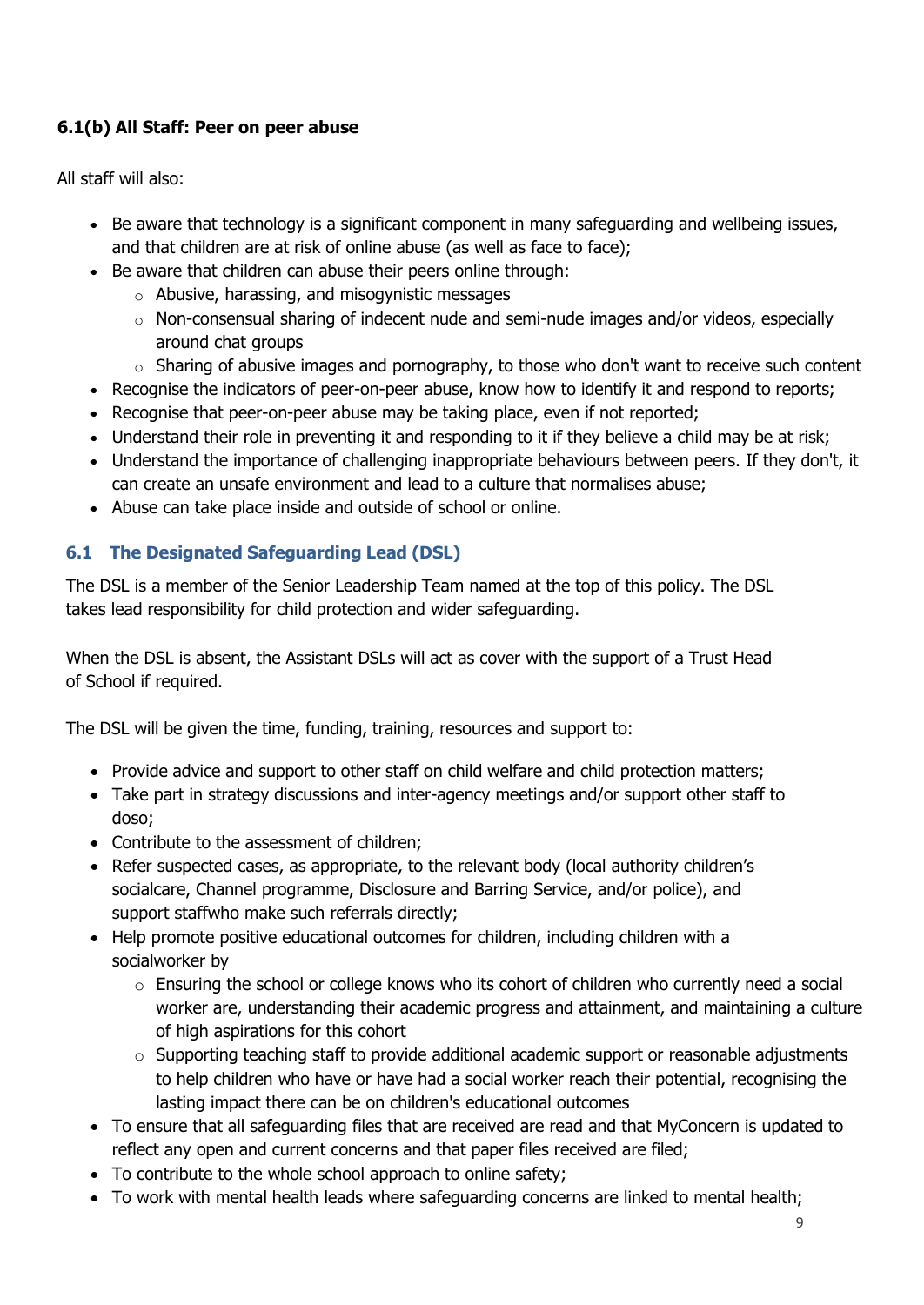### 6.1(b) All Staff: Peer on peer abuse

All staff will also:

- Be aware that technology is a significant component in many safeguarding and wellbeing issues, and that children are at risk of online abuse (as well as face to face);
- Be aware that children can abuse their peers online through:
  - Abusive, harassing, and misogynistic messages
  - Non-consensual sharing of indecent nude and semi-nude images and/or videos, especially around chat groups
  - Sharing of abusive images and pornography, to those who don't want to receive such content
- Recognise the indicators of peer-on-peer abuse, know how to identify it and respond to reports;
- Recognise that peer-on-peer abuse may be taking place, even if not reported;
- Understand their role in preventing it and responding to it if they believe a child may be at risk;
- Understand the importance of challenging inappropriate behaviours between peers. If they don't, it can create an unsafe environment and lead to a culture that normalises abuse;
- Abuse can take place inside and outside of school or online.

### 6.1 The Designated Safeguarding Lead (DSL)

The DSL is a member of the Senior Leadership Team named at the top of this policy. The DSL takes lead responsibility for child protection and wider safeguarding.

When the DSL is absent, the Assistant DSLs will act as cover with the support of a Trust Head of School if required.

The DSL will be given the time, funding, training, resources and support to:

- Provide advice and support to other staff on child welfare and child protection matters;
- Take part in strategy discussions and inter-agency meetings and/or support other staff to doso;
- Contribute to the assessment of children;
- Refer suspected cases, as appropriate, to the relevant body (local authority children's socialcare, Channel programme, Disclosure and Barring Service, and/or police), and support staffwho make such referrals directly;
- Help promote positive educational outcomes for children, including children with a socialworker by
  - Ensuring the school or college knows who its cohort of children who currently need a social worker are, understanding their academic progress and attainment, and maintaining a culture of high aspirations for this cohort
  - Supporting teaching staff to provide additional academic support or reasonable adjustments to help children who have or have had a social worker reach their potential, recognising the lasting impact there can be on children's educational outcomes
- To ensure that all safeguarding files that are received are read and that MyConcern is updated to reflect any open and current concerns and that paper files received are filed;
- To contribute to the whole school approach to online safety;
- To work with mental health leads where safeguarding concerns are linked to mental health;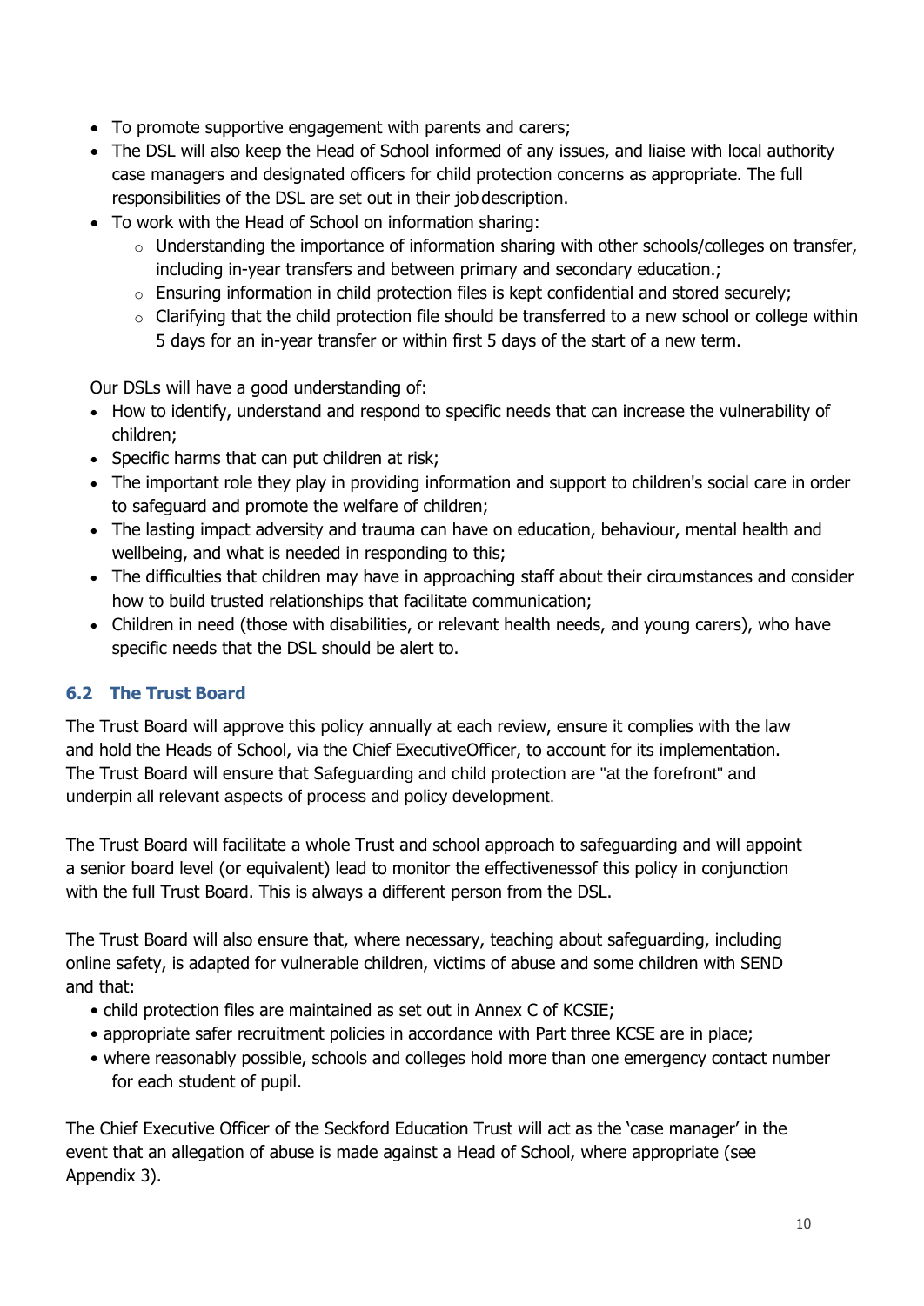- To promote supportive engagement with parents and carers;
- The DSL will also keep the Head of School informed of any issues, and liaise with local authority case managers and designated officers for child protection concerns as appropriate. The full responsibilities of the DSL are set out in their job description.
- To work with the Head of School on information sharing:
  - Understanding the importance of information sharing with other schools/colleges on transfer, including in-year transfers and between primary and secondary education.;
  - Ensuring information in child protection files is kept confidential and stored securely;
  - Clarifying that the child protection file should be transferred to a new school or college within 5 days for an in-year transfer or within first 5 days of the start of a new term.

Our DSLs will have a good understanding of:

- How to identify, understand and respond to specific needs that can increase the vulnerability of children;
- Specific harms that can put children at risk;
- The important role they play in providing information and support to children's social care in order to safeguard and promote the welfare of children;
- The lasting impact adversity and trauma can have on education, behaviour, mental health and wellbeing, and what is needed in responding to this;
- The difficulties that children may have in approaching staff about their circumstances and consider how to build trusted relationships that facilitate communication;
- Children in need (those with disabilities, or relevant health needs, and young carers), who have specific needs that the DSL should be alert to.

### 6.2 The Trust Board

The Trust Board will approve this policy annually at each review, ensure it complies with the law and hold the Heads of School, via the Chief ExecutiveOfficer, to account for its implementation. The Trust Board will ensure that Safeguarding and child protection are "at the forefront" and underpin all relevant aspects of process and policy development.

The Trust Board will facilitate a whole Trust and school approach to safeguarding and will appoint a senior board level (or equivalent) lead to monitor the effectivenessof this policy in conjunction with the full Trust Board. This is always a different person from the DSL.

The Trust Board will also ensure that, where necessary, teaching about safeguarding, including online safety, is adapted for vulnerable children, victims of abuse and some children with SEND and that:

- child protection files are maintained as set out in Annex C of KCSIE;
- appropriate safer recruitment policies in accordance with Part three KCSE are in place;
- where reasonably possible, schools and colleges hold more than one emergency contact number for each student of pupil.

The Chief Executive Officer of the Seckford Education Trust will act as the 'case manager' in the event that an allegation of abuse is made against a Head of School, where appropriate (see Appendix 3).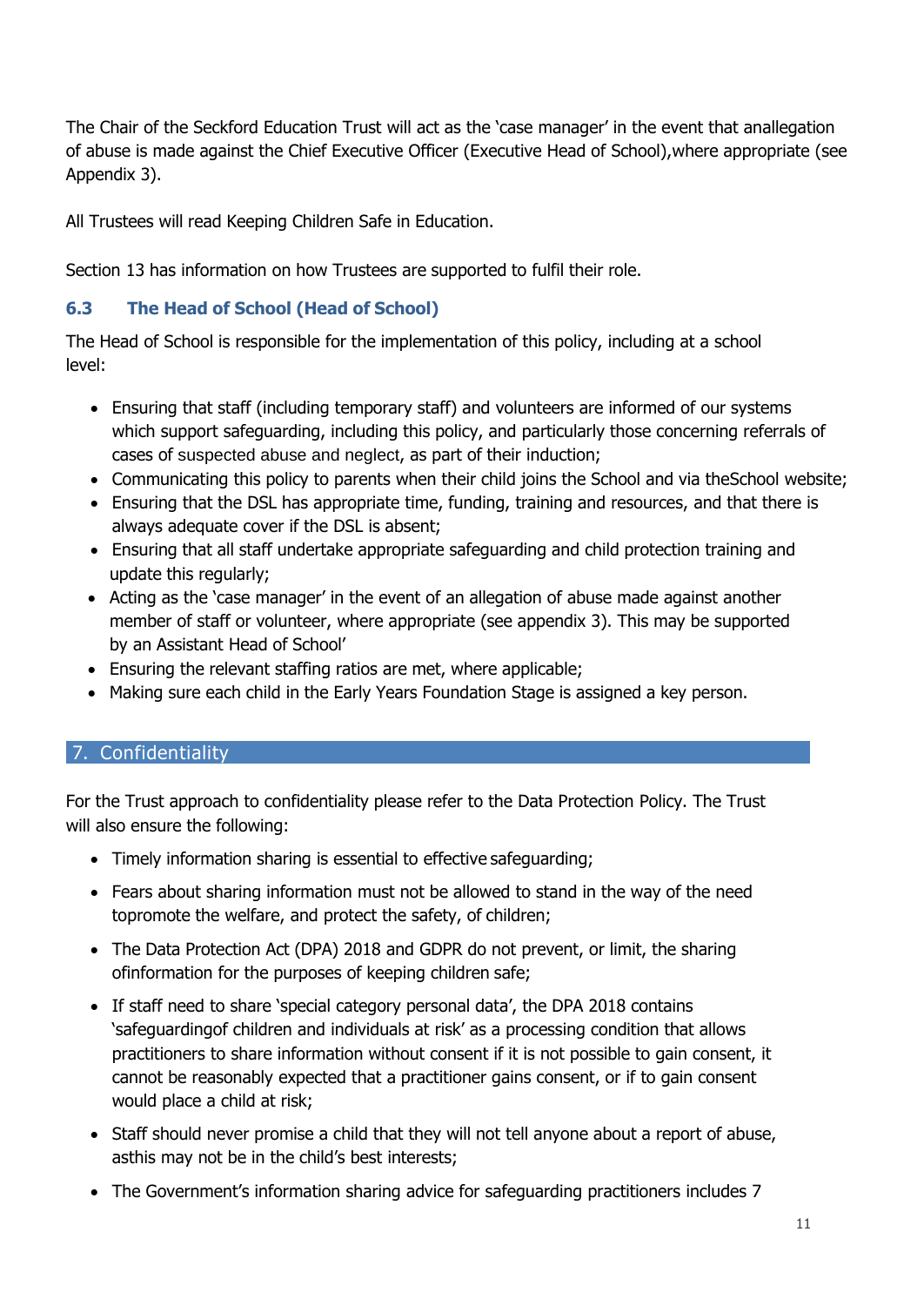The Chair of the Seckford Education Trust will act as the 'case manager' in the event that anallegation of abuse is made against the Chief Executive Officer (Executive Head of School),where appropriate (see Appendix 3).

All Trustees will read Keeping Children Safe in Education.

Section 13 has information on how Trustees are supported to fulfil their role.

### 6.3 The Head of School (Head of School)

The Head of School is responsible for the implementation of this policy, including at a school level:

- Ensuring that staff (including temporary staff) and volunteers are informed of our systems which support safeguarding, including this policy, and particularly those concerning referrals of cases of suspected abuse and neglect, as part of their induction;
- Communicating this policy to parents when their child joins the School and via theSchool website;
- Ensuring that the DSL has appropriate time, funding, training and resources, and that there is always adequate cover if the DSL is absent;
- Ensuring that all staff undertake appropriate safeguarding and child protection training and update this regularly;
- Acting as the 'case manager' in the event of an allegation of abuse made against another member of staff or volunteer, where appropriate (see appendix 3). This may be supported by an Assistant Head of School'
- Ensuring the relevant staffing ratios are met, where applicable;
- Making sure each child in the Early Years Foundation Stage is assigned a key person.

## 7. Confidentiality

For the Trust approach to confidentiality please refer to the Data Protection Policy. The Trust will also ensure the following:

- Timely information sharing is essential to effective safeguarding;
- Fears about sharing information must not be allowed to stand in the way of the need topromote the welfare, and protect the safety, of children;
- The Data Protection Act (DPA) 2018 and GDPR do not prevent, or limit, the sharing ofinformation for the purposes of keeping children safe;
- If staff need to share 'special category personal data', the DPA 2018 contains 'safeguardingof children and individuals at risk' as a processing condition that allows practitioners to share information without consent if it is not possible to gain consent, it cannot be reasonably expected that a practitioner gains consent, or if to gain consent would place a child at risk;
- Staff should never promise a child that they will not tell anyone about a report of abuse, asthis may not be in the child's best interests;
- The Government's information sharing advice for safeguarding practitioners includes 7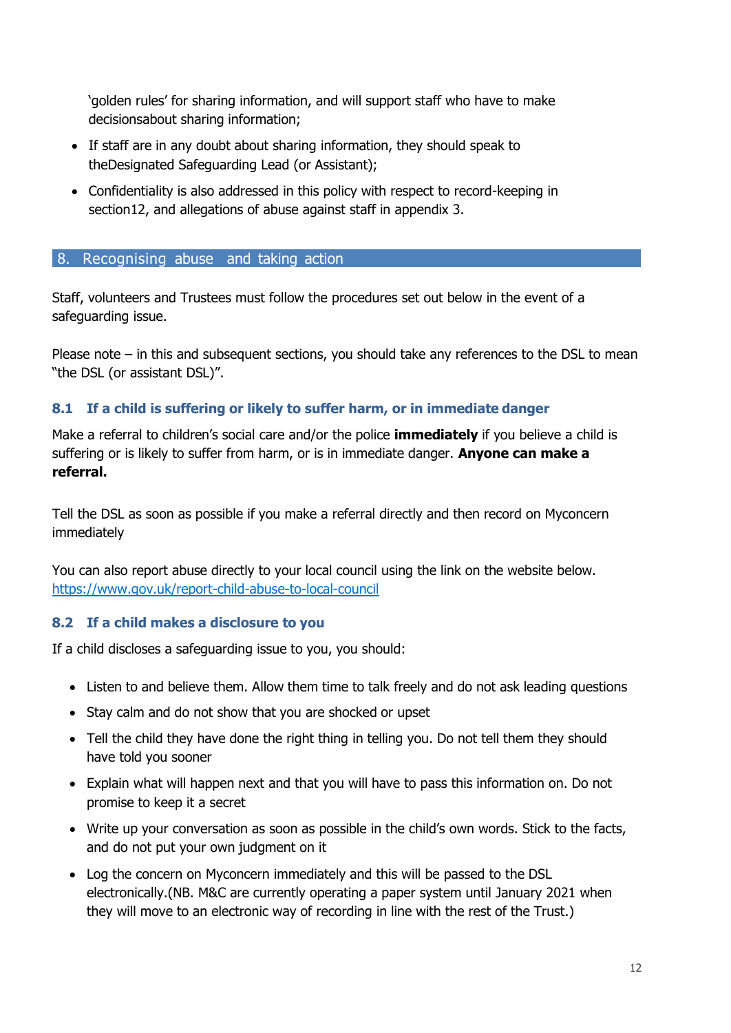'golden rules' for sharing information, and will support staff who have to make decisionsabout sharing information;

- If staff are in any doubt about sharing information, they should speak to theDesignated Safeguarding Lead (or Assistant);
- Confidentiality is also addressed in this policy with respect to record-keeping in section12, and allegations of abuse against staff in appendix 3.

## 8. Recognising abuse and taking action

Staff, volunteers and Trustees must follow the procedures set out below in the event of a safeguarding issue.

Please note – in this and subsequent sections, you should take any references to the DSL to mean "the DSL (or assistant DSL)".

### 8.1 If a child is suffering or likely to suffer harm, or in immediate danger

Make a referral to children's social care and/or the police **immediately** if you believe a child is suffering or is likely to suffer from harm, or is in immediate danger. **Anyone can make a referral.**

Tell the DSL as soon as possible if you make a referral directly and then record on Myconcern immediately

You can also report abuse directly to your local council using the link on the website below. https://www.gov.uk/report-child-abuse-to-local-council

### 8.2 If a child makes a disclosure to you

If a child discloses a safeguarding issue to you, you should:

- Listen to and believe them. Allow them time to talk freely and do not ask leading questions
- Stay calm and do not show that you are shocked or upset
- Tell the child they have done the right thing in telling you. Do not tell them they should have told you sooner
- Explain what will happen next and that you will have to pass this information on. Do not promise to keep it a secret
- Write up your conversation as soon as possible in the child's own words. Stick to the facts, and do not put your own judgment on it
- Log the concern on Myconcern immediately and this will be passed to the DSL electronically.(NB. M&C are currently operating a paper system until January 2021 when they will move to an electronic way of recording in line with the rest of the Trust.)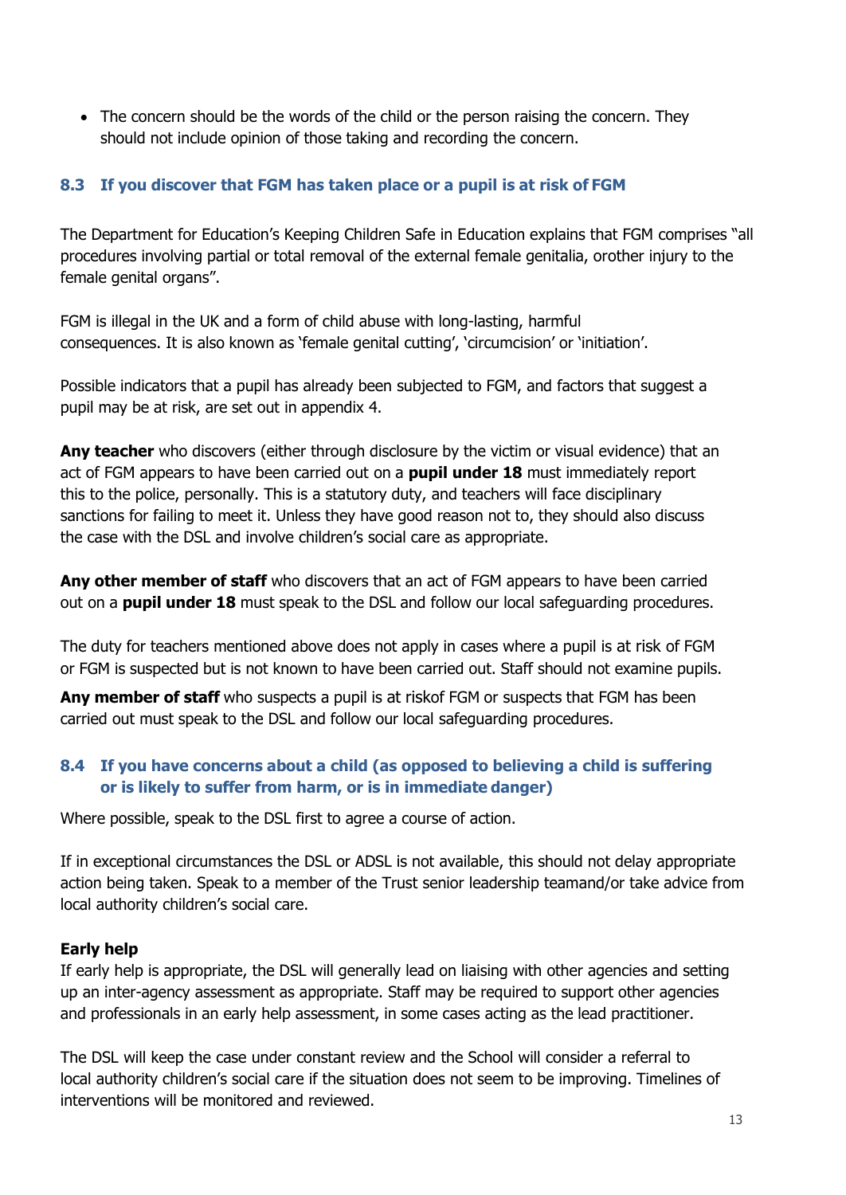- The concern should be the words of the child or the person raising the concern. They should not include opinion of those taking and recording the concern.

### 8.3 If you discover that FGM has taken place or a pupil is at risk of FGM

The Department for Education's Keeping Children Safe in Education explains that FGM comprises "all procedures involving partial or total removal of the external female genitalia, orother injury to the female genital organs".

FGM is illegal in the UK and a form of child abuse with long-lasting, harmful consequences. It is also known as 'female genital cutting', 'circumcision' or 'initiation'.

Possible indicators that a pupil has already been subjected to FGM, and factors that suggest a pupil may be at risk, are set out in appendix 4.

**Any teacher** who discovers (either through disclosure by the victim or visual evidence) that an act of FGM appears to have been carried out on a **pupil under 18** must immediately report this to the police, personally. This is a statutory duty, and teachers will face disciplinary sanctions for failing to meet it. Unless they have good reason not to, they should also discuss the case with the DSL and involve children's social care as appropriate.

**Any other member of staff** who discovers that an act of FGM appears to have been carried out on a **pupil under 18** must speak to the DSL and follow our local safeguarding procedures.

The duty for teachers mentioned above does not apply in cases where a pupil is at risk of FGM or FGM is suspected but is not known to have been carried out. Staff should not examine pupils.

**Any member of staff** who suspects a pupil is at riskof FGM or suspects that FGM has been carried out must speak to the DSL and follow our local safeguarding procedures.

### 8.4 If you have concerns about a child (as opposed to believing a child is suffering or is likely to suffer from harm, or is in immediate danger)

Where possible, speak to the DSL first to agree a course of action.

If in exceptional circumstances the DSL or ADSL is not available, this should not delay appropriate action being taken. Speak to a member of the Trust senior leadership teamand/or take advice from local authority children's social care.

**Early help**
If early help is appropriate, the DSL will generally lead on liaising with other agencies and setting up an inter-agency assessment as appropriate. Staff may be required to support other agencies and professionals in an early help assessment, in some cases acting as the lead practitioner.

The DSL will keep the case under constant review and the School will consider a referral to local authority children's social care if the situation does not seem to be improving. Timelines of interventions will be monitored and reviewed.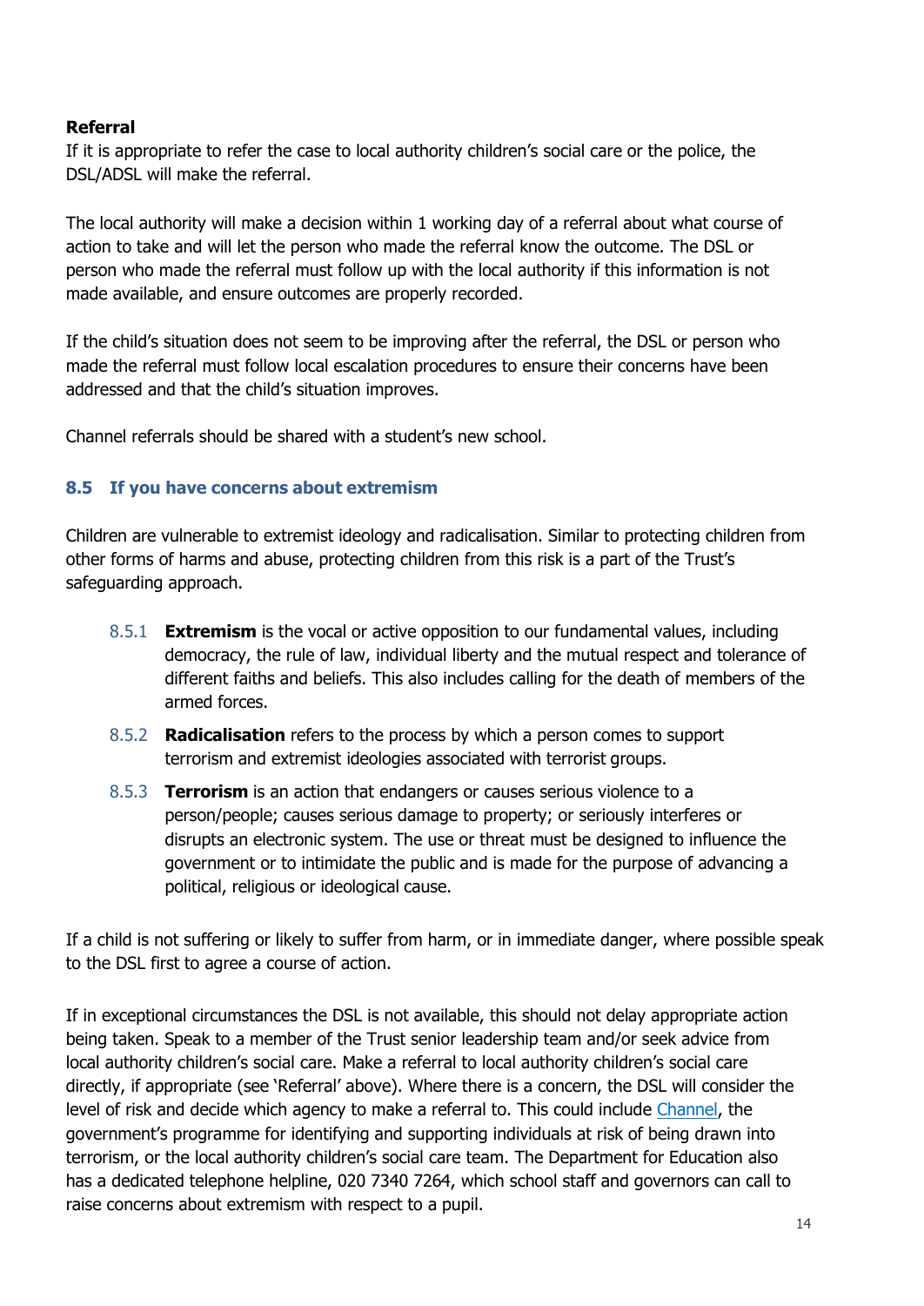**Referral**

If it is appropriate to refer the case to local authority children's social care or the police, the DSL/ADSL will make the referral.

The local authority will make a decision within 1 working day of a referral about what course of action to take and will let the person who made the referral know the outcome. The DSL or person who made the referral must follow up with the local authority if this information is not made available, and ensure outcomes are properly recorded.

If the child's situation does not seem to be improving after the referral, the DSL or person who made the referral must follow local escalation procedures to ensure their concerns have been addressed and that the child's situation improves.

Channel referrals should be shared with a student's new school.

### 8.5 If you have concerns about extremism

Children are vulnerable to extremist ideology and radicalisation. Similar to protecting children from other forms of harms and abuse, protecting children from this risk is a part of the Trust's safeguarding approach.

- 8.5.1 **Extremism** is the vocal or active opposition to our fundamental values, including democracy, the rule of law, individual liberty and the mutual respect and tolerance of different faiths and beliefs. This also includes calling for the death of members of the armed forces.
- 8.5.2 **Radicalisation** refers to the process by which a person comes to support terrorism and extremist ideologies associated with terrorist groups.
- 8.5.3 **Terrorism** is an action that endangers or causes serious violence to a person/people; causes serious damage to property; or seriously interferes or disrupts an electronic system. The use or threat must be designed to influence the government or to intimidate the public and is made for the purpose of advancing a political, religious or ideological cause.

If a child is not suffering or likely to suffer from harm, or in immediate danger, where possible speak to the DSL first to agree a course of action.

If in exceptional circumstances the DSL is not available, this should not delay appropriate action being taken. Speak to a member of the Trust senior leadership team and/or seek advice from local authority children's social care. Make a referral to local authority children's social care directly, if appropriate (see 'Referral' above). Where there is a concern, the DSL will consider the level of risk and decide which agency to make a referral to. This could include Channel, the government's programme for identifying and supporting individuals at risk of being drawn into terrorism, or the local authority children's social care team. The Department for Education also has a dedicated telephone helpline, 020 7340 7264, which school staff and governors can call to raise concerns about extremism with respect to a pupil.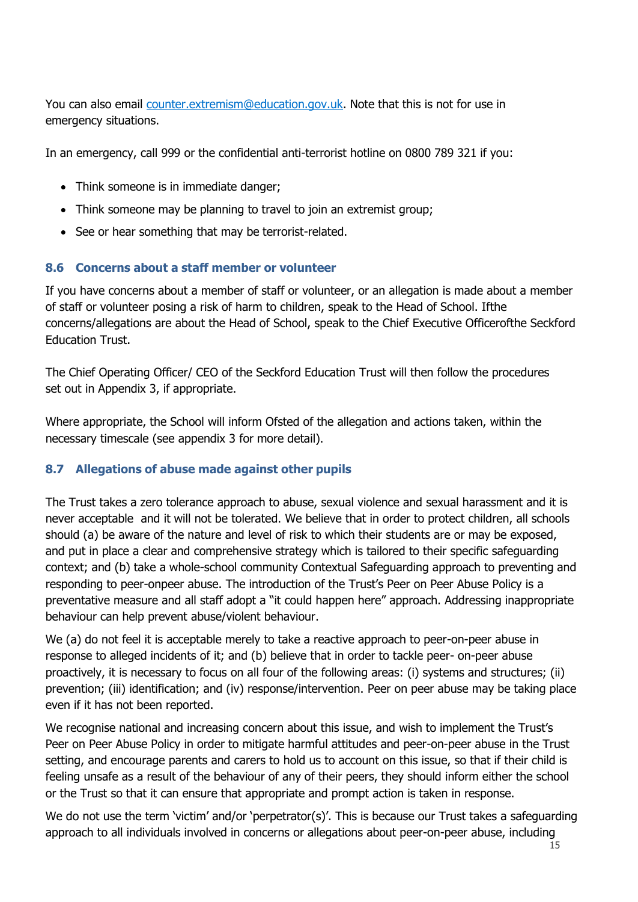You can also email [counter.extremism@education.gov.uk](mailto:counter.extremism@education.gov.uk). Note that this is not for use in emergency situations.

In an emergency, call 999 or the confidential anti-terrorist hotline on 0800 789 321 if you:

- Think someone is in immediate danger;
- Think someone may be planning to travel to join an extremist group;
- See or hear something that may be terrorist-related.

### 8.6 Concerns about a staff member or volunteer

If you have concerns about a member of staff or volunteer, or an allegation is made about a member of staff or volunteer posing a risk of harm to children, speak to the Head of School. Ifthe concerns/allegations are about the Head of School, speak to the Chief Executive Officerofthe Seckford Education Trust.

The Chief Operating Officer/ CEO of the Seckford Education Trust will then follow the procedures set out in Appendix 3, if appropriate.

Where appropriate, the School will inform Ofsted of the allegation and actions taken, within the necessary timescale (see appendix 3 for more detail).

### 8.7 Allegations of abuse made against other pupils

The Trust takes a zero tolerance approach to abuse, sexual violence and sexual harassment and it is never acceptable and it will not be tolerated. We believe that in order to protect children, all schools should (a) be aware of the nature and level of risk to which their students are or may be exposed, and put in place a clear and comprehensive strategy which is tailored to their specific safeguarding context; and (b) take a whole-school community Contextual Safeguarding approach to preventing and responding to peer-onpeer abuse. The introduction of the Trust's Peer on Peer Abuse Policy is a preventative measure and all staff adopt a "it could happen here" approach. Addressing inappropriate behaviour can help prevent abuse/violent behaviour.

We (a) do not feel it is acceptable merely to take a reactive approach to peer-on-peer abuse in response to alleged incidents of it; and (b) believe that in order to tackle peer- on-peer abuse proactively, it is necessary to focus on all four of the following areas: (i) systems and structures; (ii) prevention; (iii) identification; and (iv) response/intervention. Peer on peer abuse may be taking place even if it has not been reported.

We recognise national and increasing concern about this issue, and wish to implement the Trust's Peer on Peer Abuse Policy in order to mitigate harmful attitudes and peer-on-peer abuse in the Trust setting, and encourage parents and carers to hold us to account on this issue, so that if their child is feeling unsafe as a result of the behaviour of any of their peers, they should inform either the school or the Trust so that it can ensure that appropriate and prompt action is taken in response.

We do not use the term 'victim' and/or 'perpetrator(s)'. This is because our Trust takes a safeguarding approach to all individuals involved in concerns or allegations about peer-on-peer abuse, including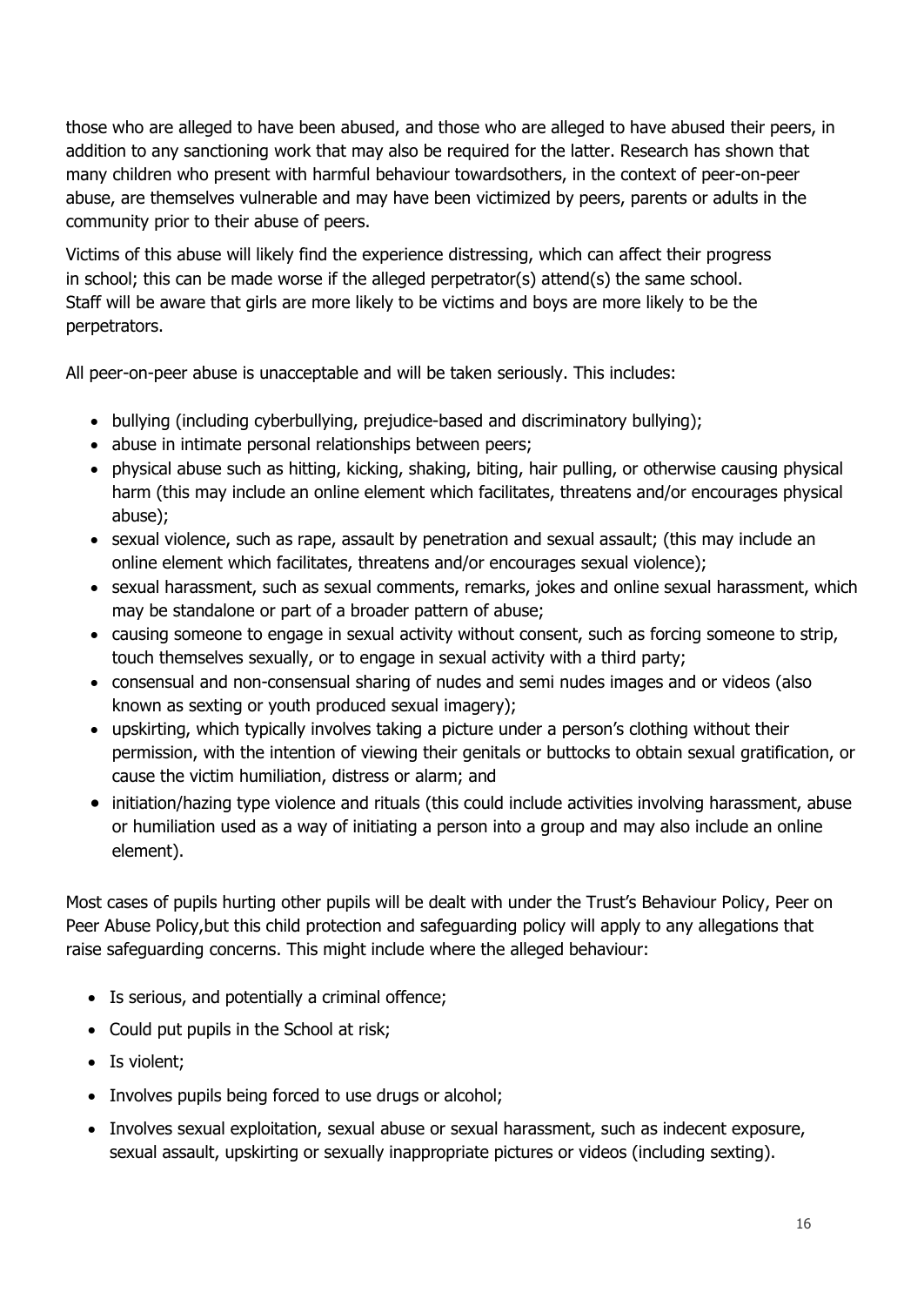those who are alleged to have been abused, and those who are alleged to have abused their peers, in addition to any sanctioning work that may also be required for the latter. Research has shown that many children who present with harmful behaviour towardsothers, in the context of peer-on-peer abuse, are themselves vulnerable and may have been victimized by peers, parents or adults in the community prior to their abuse of peers.

Victims of this abuse will likely find the experience distressing, which can affect their progress in school; this can be made worse if the alleged perpetrator(s) attend(s) the same school. Staff will be aware that girls are more likely to be victims and boys are more likely to be the perpetrators.

All peer-on-peer abuse is unacceptable and will be taken seriously. This includes:

- bullying (including cyberbullying, prejudice-based and discriminatory bullying);
- abuse in intimate personal relationships between peers;
- physical abuse such as hitting, kicking, shaking, biting, hair pulling, or otherwise causing physical harm (this may include an online element which facilitates, threatens and/or encourages physical abuse);
- sexual violence, such as rape, assault by penetration and sexual assault; (this may include an online element which facilitates, threatens and/or encourages sexual violence);
- sexual harassment, such as sexual comments, remarks, jokes and online sexual harassment, which may be standalone or part of a broader pattern of abuse;
- causing someone to engage in sexual activity without consent, such as forcing someone to strip, touch themselves sexually, or to engage in sexual activity with a third party;
- consensual and non-consensual sharing of nudes and semi nudes images and or videos (also known as sexting or youth produced sexual imagery);
- upskirting, which typically involves taking a picture under a person's clothing without their permission, with the intention of viewing their genitals or buttocks to obtain sexual gratification, or cause the victim humiliation, distress or alarm; and
- initiation/hazing type violence and rituals (this could include activities involving harassment, abuse or humiliation used as a way of initiating a person into a group and may also include an online element).

Most cases of pupils hurting other pupils will be dealt with under the Trust's Behaviour Policy, Peer on Peer Abuse Policy,but this child protection and safeguarding policy will apply to any allegations that raise safeguarding concerns. This might include where the alleged behaviour:

- Is serious, and potentially a criminal offence;
- Could put pupils in the School at risk;
- Is violent;
- Involves pupils being forced to use drugs or alcohol;
- Involves sexual exploitation, sexual abuse or sexual harassment, such as indecent exposure, sexual assault, upskirting or sexually inappropriate pictures or videos (including sexting).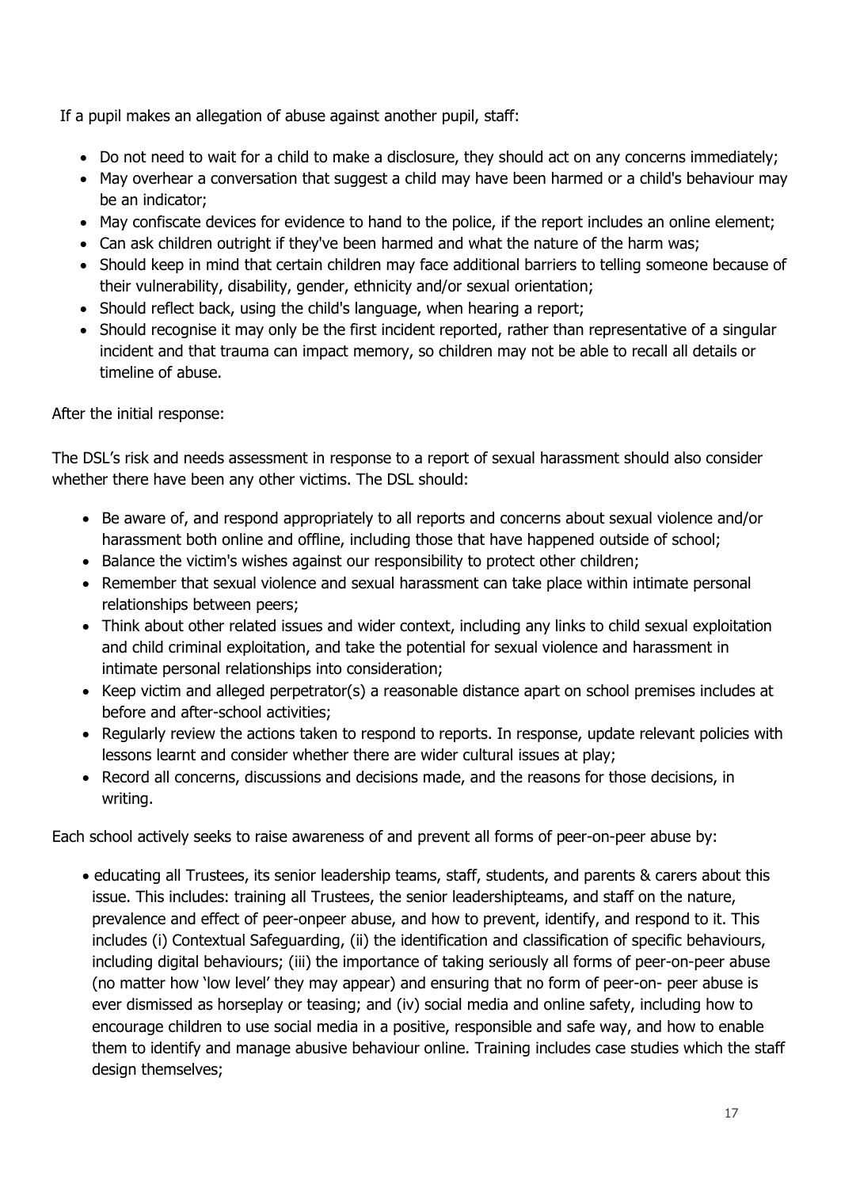If a pupil makes an allegation of abuse against another pupil, staff:

- Do not need to wait for a child to make a disclosure, they should act on any concerns immediately;
- May overhear a conversation that suggest a child may have been harmed or a child's behaviour may be an indicator;
- May confiscate devices for evidence to hand to the police, if the report includes an online element;
- Can ask children outright if they've been harmed and what the nature of the harm was;
- Should keep in mind that certain children may face additional barriers to telling someone because of their vulnerability, disability, gender, ethnicity and/or sexual orientation;
- Should reflect back, using the child's language, when hearing a report;
- Should recognise it may only be the first incident reported, rather than representative of a singular incident and that trauma can impact memory, so children may not be able to recall all details or timeline of abuse.

After the initial response:

The DSL's risk and needs assessment in response to a report of sexual harassment should also consider whether there have been any other victims. The DSL should:

- Be aware of, and respond appropriately to all reports and concerns about sexual violence and/or harassment both online and offline, including those that have happened outside of school;
- Balance the victim's wishes against our responsibility to protect other children;
- Remember that sexual violence and sexual harassment can take place within intimate personal relationships between peers;
- Think about other related issues and wider context, including any links to child sexual exploitation and child criminal exploitation, and take the potential for sexual violence and harassment in intimate personal relationships into consideration;
- Keep victim and alleged perpetrator(s) a reasonable distance apart on school premises includes at before and after-school activities;
- Regularly review the actions taken to respond to reports. In response, update relevant policies with lessons learnt and consider whether there are wider cultural issues at play;
- Record all concerns, discussions and decisions made, and the reasons for those decisions, in writing.

Each school actively seeks to raise awareness of and prevent all forms of peer-on-peer abuse by:

- educating all Trustees, its senior leadership teams, staff, students, and parents & carers about this issue. This includes: training all Trustees, the senior leadershipteams, and staff on the nature, prevalence and effect of peer-onpeer abuse, and how to prevent, identify, and respond to it. This includes (i) Contextual Safeguarding, (ii) the identification and classification of specific behaviours, including digital behaviours; (iii) the importance of taking seriously all forms of peer-on-peer abuse (no matter how 'low level' they may appear) and ensuring that no form of peer-on- peer abuse is ever dismissed as horseplay or teasing; and (iv) social media and online safety, including how to encourage children to use social media in a positive, responsible and safe way, and how to enable them to identify and manage abusive behaviour online. Training includes case studies which the staff design themselves;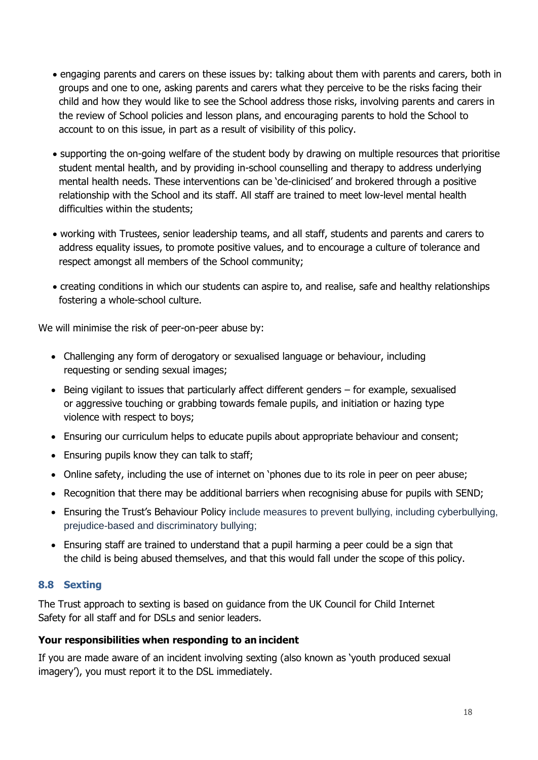- engaging parents and carers on these issues by: talking about them with parents and carers, both in groups and one to one, asking parents and carers what they perceive to be the risks facing their child and how they would like to see the School address those risks, involving parents and carers in the review of School policies and lesson plans, and encouraging parents to hold the School to account to on this issue, in part as a result of visibility of this policy.

- supporting the on-going welfare of the student body by drawing on multiple resources that prioritise student mental health, and by providing in-school counselling and therapy to address underlying mental health needs. These interventions can be 'de-clinicised' and brokered through a positive relationship with the School and its staff. All staff are trained to meet low-level mental health difficulties within the students;

- working with Trustees, senior leadership teams, and all staff, students and parents and carers to address equality issues, to promote positive values, and to encourage a culture of tolerance and respect amongst all members of the School community;

- creating conditions in which our students can aspire to, and realise, safe and healthy relationships fostering a whole-school culture.

We will minimise the risk of peer-on-peer abuse by:

- Challenging any form of derogatory or sexualised language or behaviour, including requesting or sending sexual images;
- Being vigilant to issues that particularly affect different genders – for example, sexualised or aggressive touching or grabbing towards female pupils, and initiation or hazing type violence with respect to boys;
- Ensuring our curriculum helps to educate pupils about appropriate behaviour and consent;
- Ensuring pupils know they can talk to staff;
- Online safety, including the use of internet on 'phones due to its role in peer on peer abuse;
- Recognition that there may be additional barriers when recognising abuse for pupils with SEND;
- Ensuring the Trust's Behaviour Policy include measures to prevent bullying, including cyberbullying, prejudice-based and discriminatory bullying;
- Ensuring staff are trained to understand that a pupil harming a peer could be a sign that the child is being abused themselves, and that this would fall under the scope of this policy.

### 8.8 Sexting

The Trust approach to sexting is based on guidance from the UK Council for Child Internet Safety for all staff and for DSLs and senior leaders.

**Your responsibilities when responding to an incident**

If you are made aware of an incident involving sexting (also known as 'youth produced sexual imagery'), you must report it to the DSL immediately.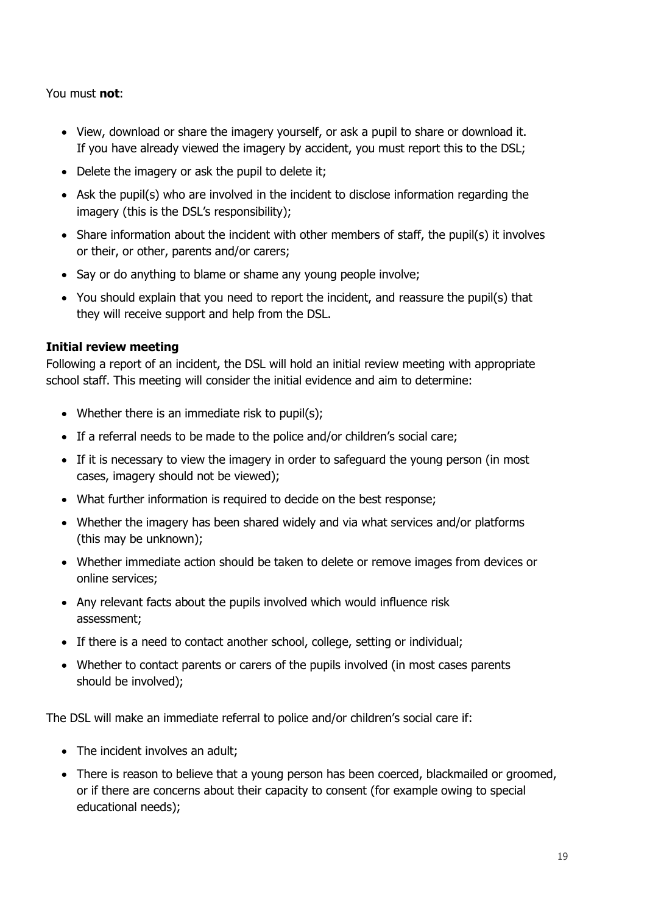You must **not**:

- View, download or share the imagery yourself, or ask a pupil to share or download it. If you have already viewed the imagery by accident, you must report this to the DSL;
- Delete the imagery or ask the pupil to delete it;
- Ask the pupil(s) who are involved in the incident to disclose information regarding the imagery (this is the DSL's responsibility);
- Share information about the incident with other members of staff, the pupil(s) it involves or their, or other, parents and/or carers;
- Say or do anything to blame or shame any young people involve;
- You should explain that you need to report the incident, and reassure the pupil(s) that they will receive support and help from the DSL.

**Initial review meeting**

Following a report of an incident, the DSL will hold an initial review meeting with appropriate school staff. This meeting will consider the initial evidence and aim to determine:

- Whether there is an immediate risk to pupil(s);
- If a referral needs to be made to the police and/or children's social care;
- If it is necessary to view the imagery in order to safeguard the young person (in most cases, imagery should not be viewed);
- What further information is required to decide on the best response;
- Whether the imagery has been shared widely and via what services and/or platforms (this may be unknown);
- Whether immediate action should be taken to delete or remove images from devices or online services;
- Any relevant facts about the pupils involved which would influence risk assessment;
- If there is a need to contact another school, college, setting or individual;
- Whether to contact parents or carers of the pupils involved (in most cases parents should be involved);

The DSL will make an immediate referral to police and/or children's social care if:

- The incident involves an adult;
- There is reason to believe that a young person has been coerced, blackmailed or groomed, or if there are concerns about their capacity to consent (for example owing to special educational needs);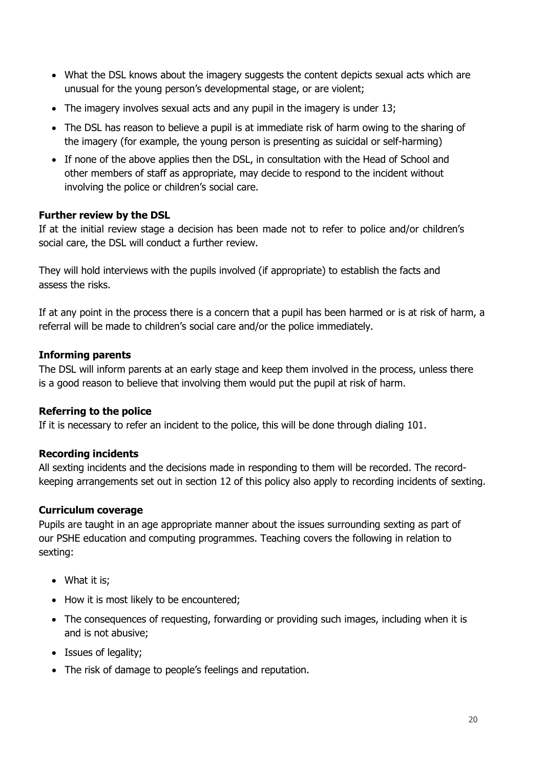- What the DSL knows about the imagery suggests the content depicts sexual acts which are unusual for the young person's developmental stage, or are violent;
- The imagery involves sexual acts and any pupil in the imagery is under 13;
- The DSL has reason to believe a pupil is at immediate risk of harm owing to the sharing of the imagery (for example, the young person is presenting as suicidal or self-harming)
- If none of the above applies then the DSL, in consultation with the Head of School and other members of staff as appropriate, may decide to respond to the incident without involving the police or children's social care.

**Further review by the DSL**
If at the initial review stage a decision has been made not to refer to police and/or children's social care, the DSL will conduct a further review.

They will hold interviews with the pupils involved (if appropriate) to establish the facts and assess the risks.

If at any point in the process there is a concern that a pupil has been harmed or is at risk of harm, a referral will be made to children's social care and/or the police immediately.

**Informing parents**
The DSL will inform parents at an early stage and keep them involved in the process, unless there is a good reason to believe that involving them would put the pupil at risk of harm.

**Referring to the police**
If it is necessary to refer an incident to the police, this will be done through dialing 101.

**Recording incidents**
All sexting incidents and the decisions made in responding to them will be recorded. The record-keeping arrangements set out in section 12 of this policy also apply to recording incidents of sexting.

**Curriculum coverage**
Pupils are taught in an age appropriate manner about the issues surrounding sexting as part of our PSHE education and computing programmes. Teaching covers the following in relation to sexting:

- What it is;
- How it is most likely to be encountered;
- The consequences of requesting, forwarding or providing such images, including when it is and is not abusive;
- Issues of legality;
- The risk of damage to people's feelings and reputation.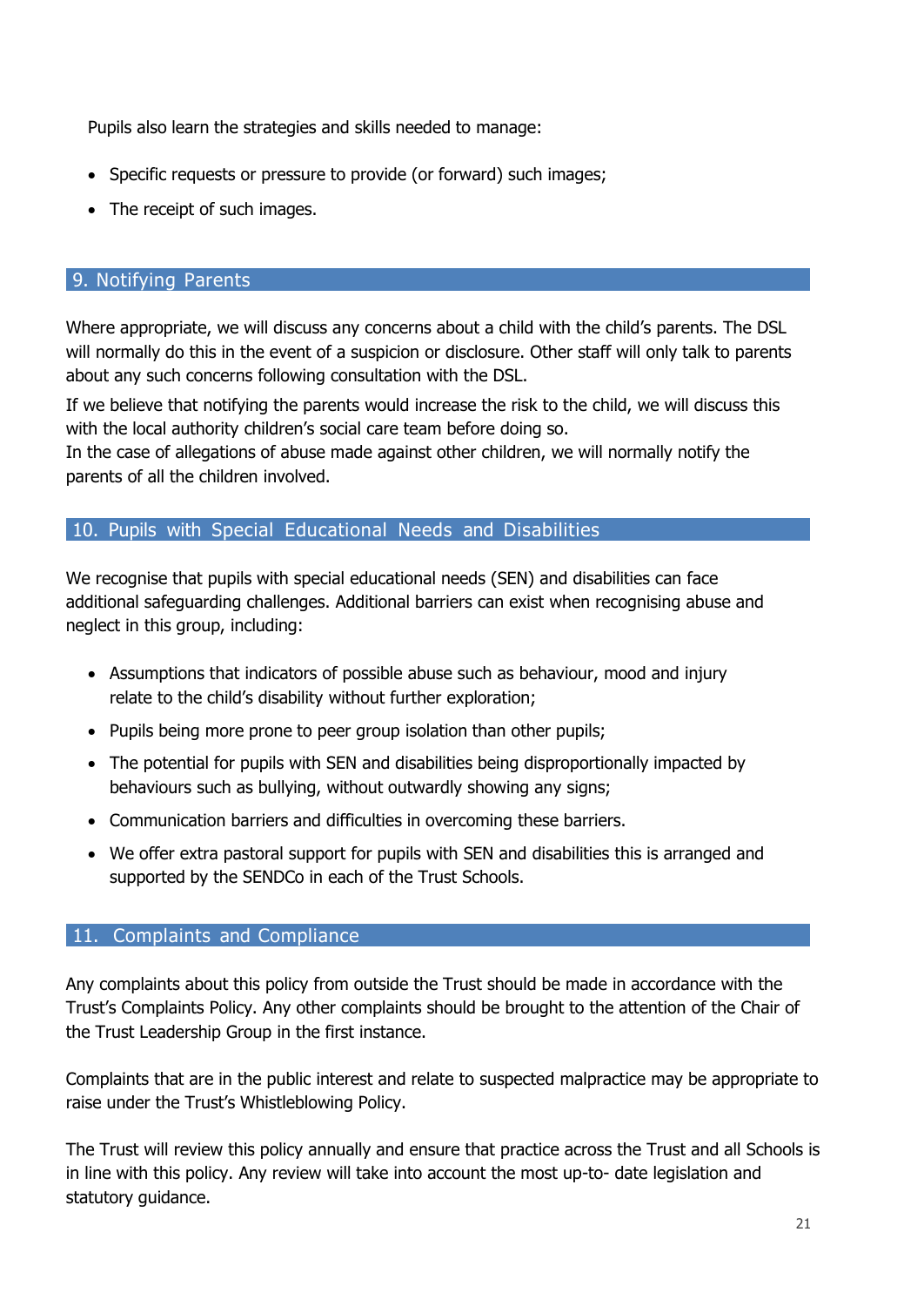Pupils also learn the strategies and skills needed to manage:

- Specific requests or pressure to provide (or forward) such images;
- The receipt of such images.

## 9. Notifying Parents

Where appropriate, we will discuss any concerns about a child with the child's parents. The DSL will normally do this in the event of a suspicion or disclosure. Other staff will only talk to parents about any such concerns following consultation with the DSL.

If we believe that notifying the parents would increase the risk to the child, we will discuss this with the local authority children's social care team before doing so.
In the case of allegations of abuse made against other children, we will normally notify the parents of all the children involved.

## 10. Pupils with Special Educational Needs and Disabilities

We recognise that pupils with special educational needs (SEN) and disabilities can face additional safeguarding challenges. Additional barriers can exist when recognising abuse and neglect in this group, including:

- Assumptions that indicators of possible abuse such as behaviour, mood and injury relate to the child's disability without further exploration;
- Pupils being more prone to peer group isolation than other pupils;
- The potential for pupils with SEN and disabilities being disproportionally impacted by behaviours such as bullying, without outwardly showing any signs;
- Communication barriers and difficulties in overcoming these barriers.
- We offer extra pastoral support for pupils with SEN and disabilities this is arranged and supported by the SENDCo in each of the Trust Schools.

## 11. Complaints and Compliance

Any complaints about this policy from outside the Trust should be made in accordance with the Trust's Complaints Policy. Any other complaints should be brought to the attention of the Chair of the Trust Leadership Group in the first instance.

Complaints that are in the public interest and relate to suspected malpractice may be appropriate to raise under the Trust's Whistleblowing Policy.

The Trust will review this policy annually and ensure that practice across the Trust and all Schools is in line with this policy. Any review will take into account the most up-to- date legislation and statutory guidance.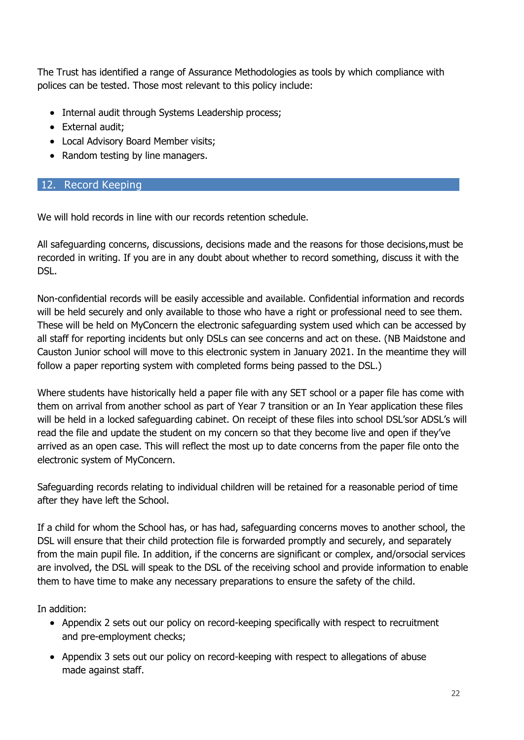The Trust has identified a range of Assurance Methodologies as tools by which compliance with polices can be tested. Those most relevant to this policy include:

- Internal audit through Systems Leadership process;
- External audit;
- Local Advisory Board Member visits;
- Random testing by line managers.

## 12. Record Keeping

We will hold records in line with our records retention schedule.

All safeguarding concerns, discussions, decisions made and the reasons for those decisions,must be recorded in writing. If you are in any doubt about whether to record something, discuss it with the DSL.

Non-confidential records will be easily accessible and available. Confidential information and records will be held securely and only available to those who have a right or professional need to see them. These will be held on MyConcern the electronic safeguarding system used which can be accessed by all staff for reporting incidents but only DSLs can see concerns and act on these. (NB Maidstone and Causton Junior school will move to this electronic system in January 2021. In the meantime they will follow a paper reporting system with completed forms being passed to the DSL.)

Where students have historically held a paper file with any SET school or a paper file has come with them on arrival from another school as part of Year 7 transition or an In Year application these files will be held in a locked safeguarding cabinet. On receipt of these files into school DSL'sor ADSL's will read the file and update the student on my concern so that they become live and open if they've arrived as an open case. This will reflect the most up to date concerns from the paper file onto the electronic system of MyConcern.

Safeguarding records relating to individual children will be retained for a reasonable period of time after they have left the School.

If a child for whom the School has, or has had, safeguarding concerns moves to another school, the DSL will ensure that their child protection file is forwarded promptly and securely, and separately from the main pupil file. In addition, if the concerns are significant or complex, and/orsocial services are involved, the DSL will speak to the DSL of the receiving school and provide information to enable them to have time to make any necessary preparations to ensure the safety of the child.

In addition:

- Appendix 2 sets out our policy on record-keeping specifically with respect to recruitment and pre-employment checks;
- Appendix 3 sets out our policy on record-keeping with respect to allegations of abuse made against staff.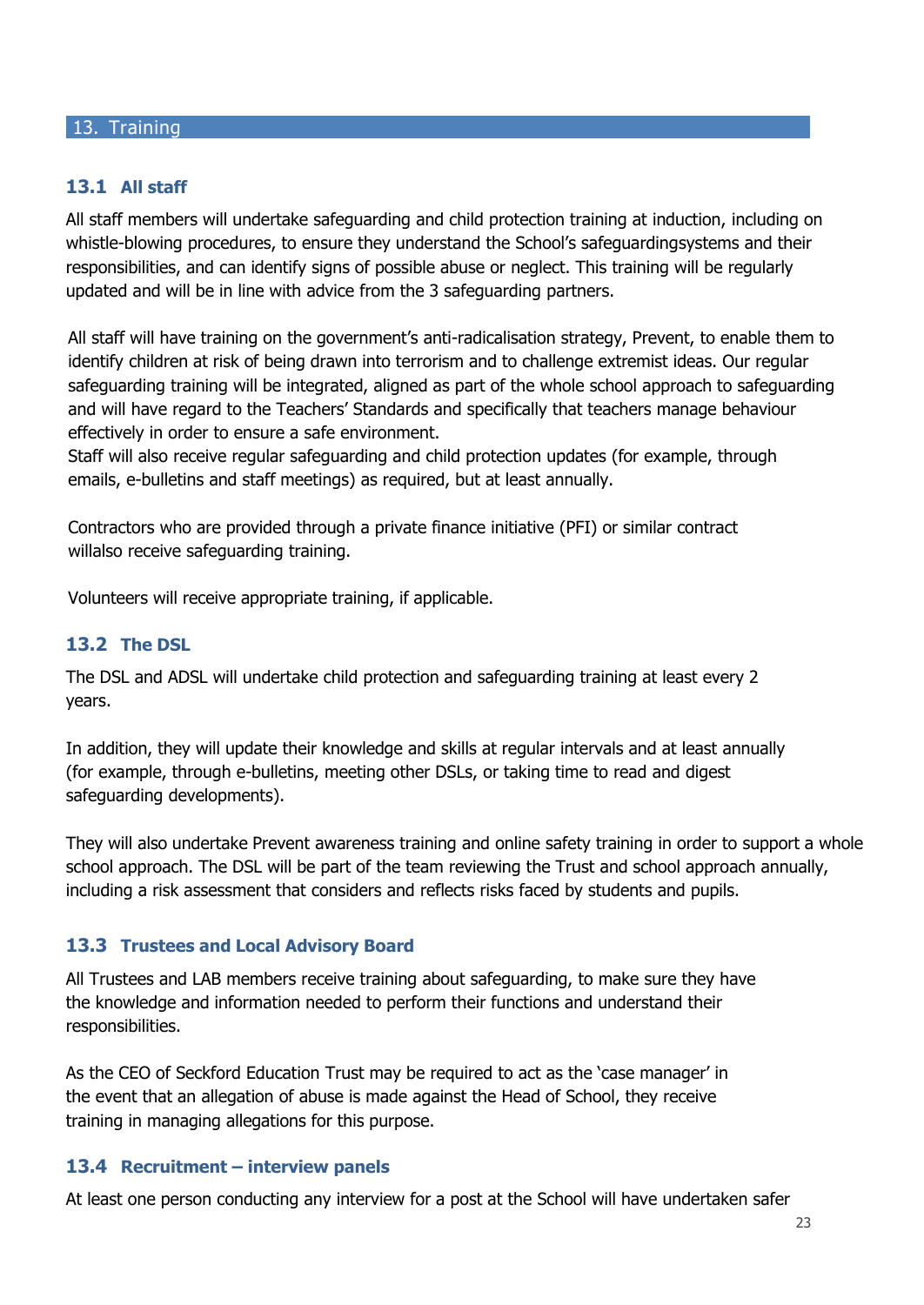## 13. Training

### 13.1 All staff

All staff members will undertake safeguarding and child protection training at induction, including on whistle-blowing procedures, to ensure they understand the School's safeguardingsystems and their responsibilities, and can identify signs of possible abuse or neglect. This training will be regularly updated and will be in line with advice from the 3 safeguarding partners.

All staff will have training on the government's anti-radicalisation strategy, Prevent, to enable them to identify children at risk of being drawn into terrorism and to challenge extremist ideas. Our regular safeguarding training will be integrated, aligned as part of the whole school approach to safeguarding and will have regard to the Teachers' Standards and specifically that teachers manage behaviour effectively in order to ensure a safe environment.
Staff will also receive regular safeguarding and child protection updates (for example, through emails, e-bulletins and staff meetings) as required, but at least annually.

Contractors who are provided through a private finance initiative (PFI) or similar contract willalso receive safeguarding training.

Volunteers will receive appropriate training, if applicable.

### 13.2 The DSL

The DSL and ADSL will undertake child protection and safeguarding training at least every 2 years.

In addition, they will update their knowledge and skills at regular intervals and at least annually (for example, through e-bulletins, meeting other DSLs, or taking time to read and digest safeguarding developments).

They will also undertake Prevent awareness training and online safety training in order to support a whole school approach. The DSL will be part of the team reviewing the Trust and school approach annually, including a risk assessment that considers and reflects risks faced by students and pupils.

### 13.3 Trustees and Local Advisory Board

All Trustees and LAB members receive training about safeguarding, to make sure they have the knowledge and information needed to perform their functions and understand their responsibilities.

As the CEO of Seckford Education Trust may be required to act as the 'case manager' in the event that an allegation of abuse is made against the Head of School, they receive training in managing allegations for this purpose.

### 13.4 Recruitment – interview panels

At least one person conducting any interview for a post at the School will have undertaken safer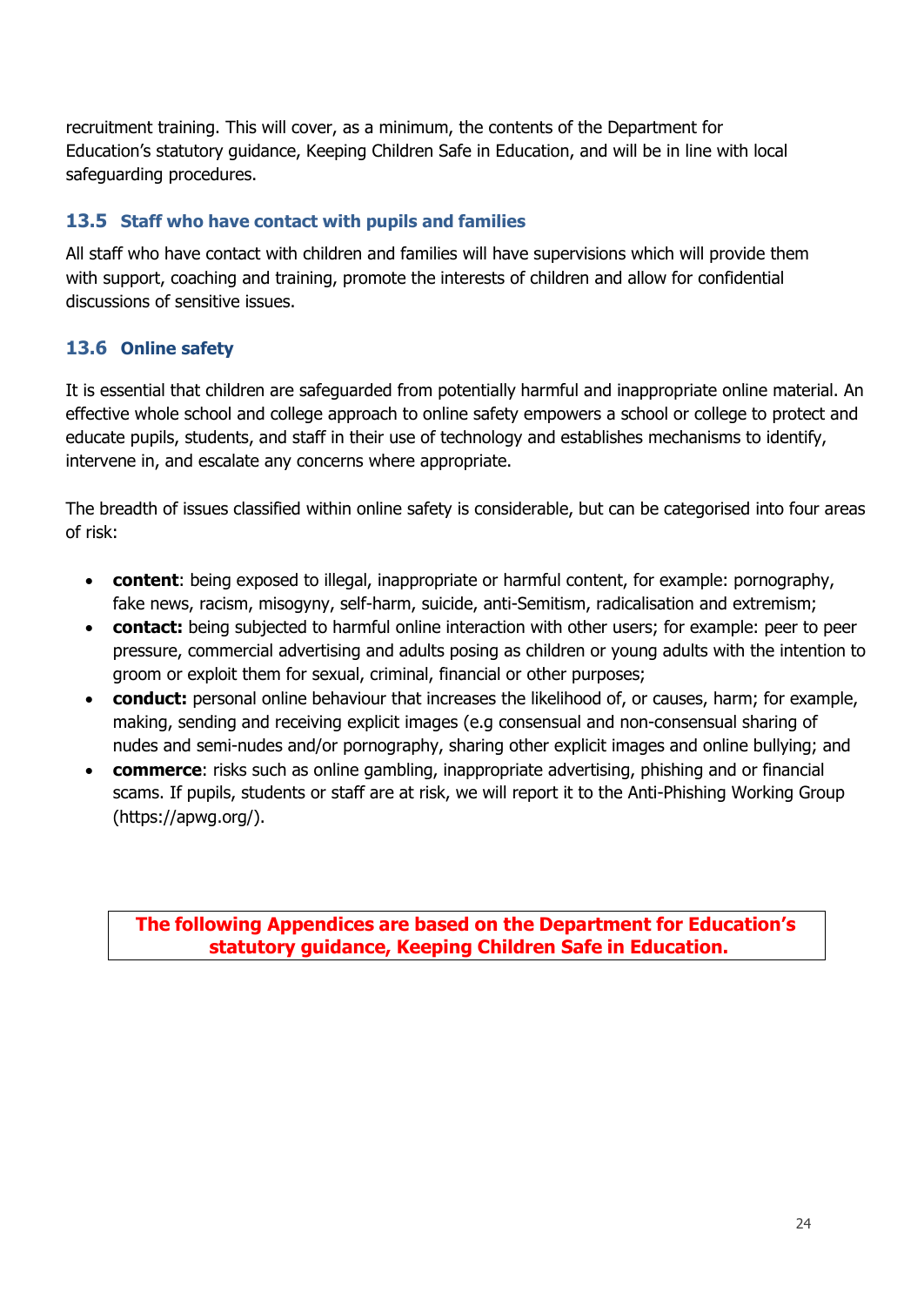recruitment training. This will cover, as a minimum, the contents of the Department for Education's statutory guidance, Keeping Children Safe in Education, and will be in line with local safeguarding procedures.

### 13.5 Staff who have contact with pupils and families

All staff who have contact with children and families will have supervisions which will provide them with support, coaching and training, promote the interests of children and allow for confidential discussions of sensitive issues.

### 13.6 Online safety

It is essential that children are safeguarded from potentially harmful and inappropriate online material. An effective whole school and college approach to online safety empowers a school or college to protect and educate pupils, students, and staff in their use of technology and establishes mechanisms to identify, intervene in, and escalate any concerns where appropriate.

The breadth of issues classified within online safety is considerable, but can be categorised into four areas of risk:

- **content**: being exposed to illegal, inappropriate or harmful content, for example: pornography, fake news, racism, misogyny, self-harm, suicide, anti-Semitism, radicalisation and extremism;
- **contact:** being subjected to harmful online interaction with other users; for example: peer to peer pressure, commercial advertising and adults posing as children or young adults with the intention to groom or exploit them for sexual, criminal, financial or other purposes;
- **conduct:** personal online behaviour that increases the likelihood of, or causes, harm; for example, making, sending and receiving explicit images (e.g consensual and non-consensual sharing of nudes and semi-nudes and/or pornography, sharing other explicit images and online bullying; and
- **commerce**: risks such as online gambling, inappropriate advertising, phishing and or financial scams. If pupils, students or staff are at risk, we will report it to the Anti-Phishing Working Group (https://apwg.org/).

**The following Appendices are based on the Department for Education's statutory guidance, Keeping Children Safe in Education.**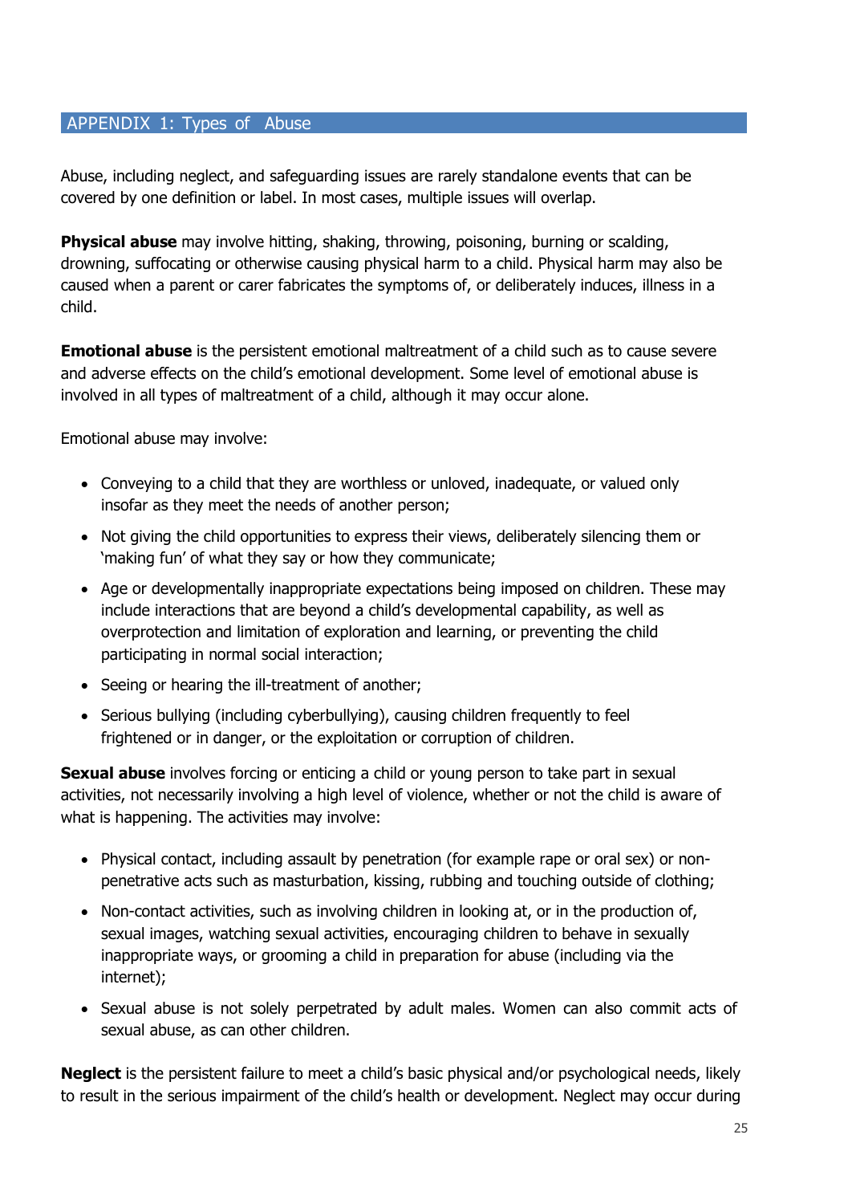## APPENDIX 1: Types of Abuse

Abuse, including neglect, and safeguarding issues are rarely standalone events that can be covered by one definition or label. In most cases, multiple issues will overlap.

**Physical abuse** may involve hitting, shaking, throwing, poisoning, burning or scalding, drowning, suffocating or otherwise causing physical harm to a child. Physical harm may also be caused when a parent or carer fabricates the symptoms of, or deliberately induces, illness in a child.

**Emotional abuse** is the persistent emotional maltreatment of a child such as to cause severe and adverse effects on the child's emotional development. Some level of emotional abuse is involved in all types of maltreatment of a child, although it may occur alone.

Emotional abuse may involve:

- Conveying to a child that they are worthless or unloved, inadequate, or valued only insofar as they meet the needs of another person;
- Not giving the child opportunities to express their views, deliberately silencing them or 'making fun' of what they say or how they communicate;
- Age or developmentally inappropriate expectations being imposed on children. These may include interactions that are beyond a child's developmental capability, as well as overprotection and limitation of exploration and learning, or preventing the child participating in normal social interaction;
- Seeing or hearing the ill-treatment of another;
- Serious bullying (including cyberbullying), causing children frequently to feel frightened or in danger, or the exploitation or corruption of children.

**Sexual abuse** involves forcing or enticing a child or young person to take part in sexual activities, not necessarily involving a high level of violence, whether or not the child is aware of what is happening. The activities may involve:

- Physical contact, including assault by penetration (for example rape or oral sex) or non-penetrative acts such as masturbation, kissing, rubbing and touching outside of clothing;
- Non-contact activities, such as involving children in looking at, or in the production of, sexual images, watching sexual activities, encouraging children to behave in sexually inappropriate ways, or grooming a child in preparation for abuse (including via the internet);
- Sexual abuse is not solely perpetrated by adult males. Women can also commit acts of sexual abuse, as can other children.

**Neglect** is the persistent failure to meet a child's basic physical and/or psychological needs, likely to result in the serious impairment of the child's health or development. Neglect may occur during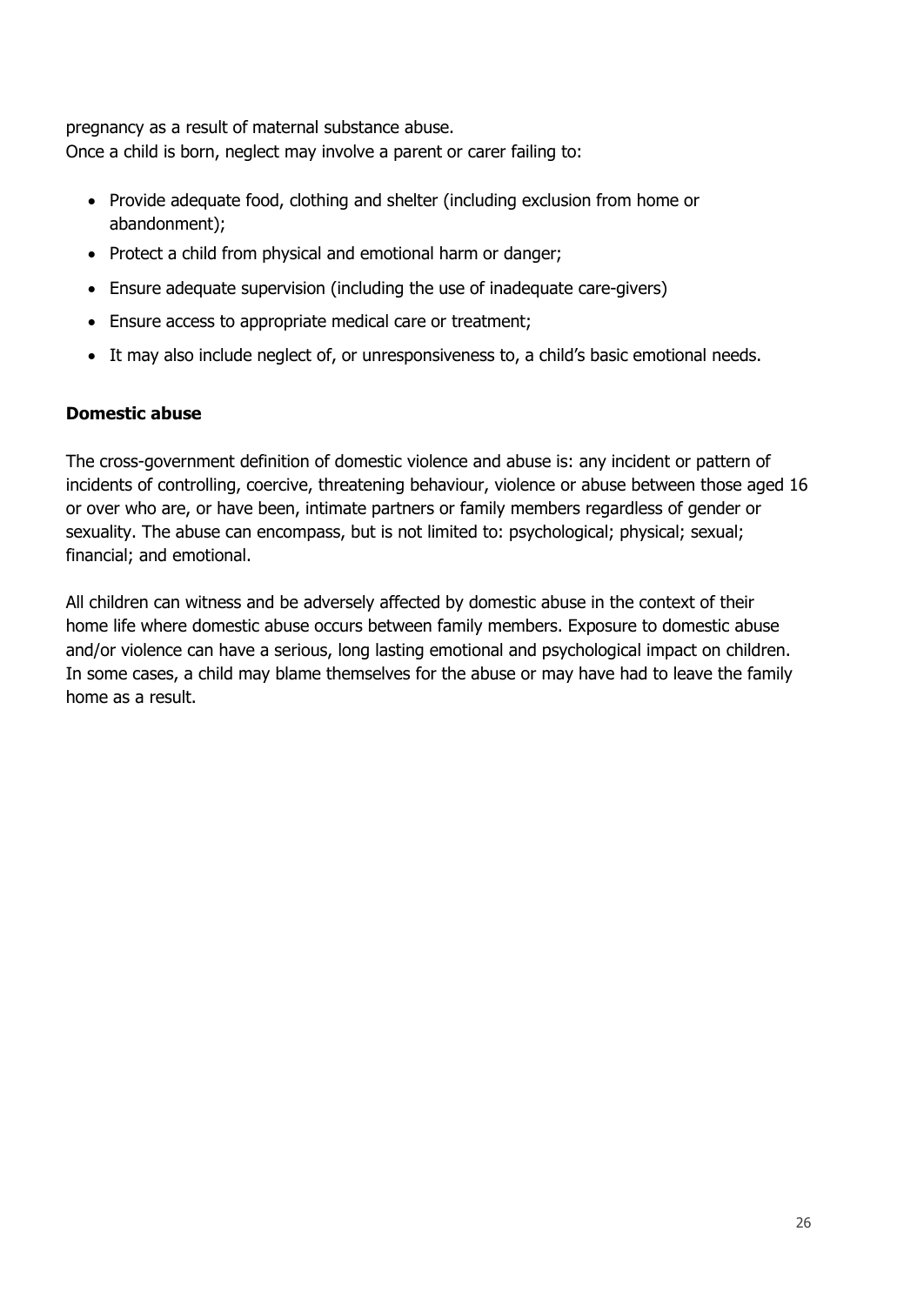pregnancy as a result of maternal substance abuse.
Once a child is born, neglect may involve a parent or carer failing to:

- Provide adequate food, clothing and shelter (including exclusion from home or abandonment);
- Protect a child from physical and emotional harm or danger;
- Ensure adequate supervision (including the use of inadequate care-givers)
- Ensure access to appropriate medical care or treatment;
- It may also include neglect of, or unresponsiveness to, a child's basic emotional needs.

**Domestic abuse**

The cross-government definition of domestic violence and abuse is: any incident or pattern of incidents of controlling, coercive, threatening behaviour, violence or abuse between those aged 16 or over who are, or have been, intimate partners or family members regardless of gender or sexuality. The abuse can encompass, but is not limited to: psychological; physical; sexual; financial; and emotional.

All children can witness and be adversely affected by domestic abuse in the context of their home life where domestic abuse occurs between family members. Exposure to domestic abuse and/or violence can have a serious, long lasting emotional and psychological impact on children. In some cases, a child may blame themselves for the abuse or may have had to leave the family home as a result.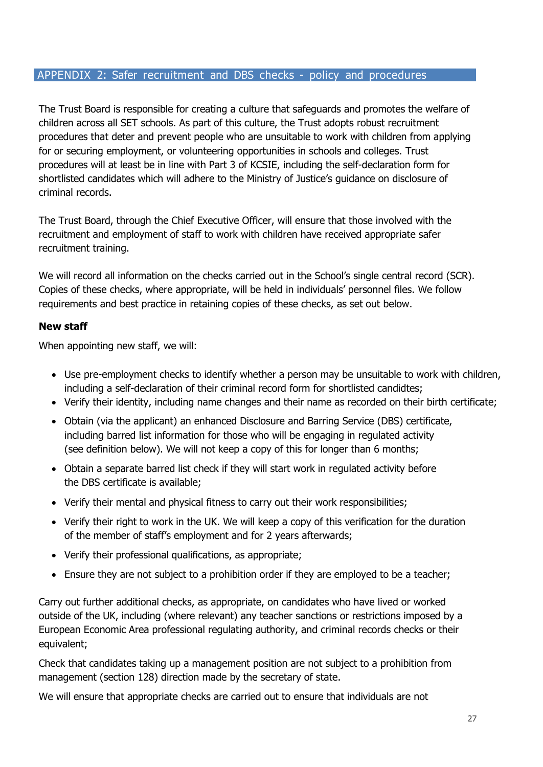## APPENDIX 2: Safer recruitment and DBS checks - policy and procedures

The Trust Board is responsible for creating a culture that safeguards and promotes the welfare of children across all SET schools. As part of this culture, the Trust adopts robust recruitment procedures that deter and prevent people who are unsuitable to work with children from applying for or securing employment, or volunteering opportunities in schools and colleges. Trust procedures will at least be in line with Part 3 of KCSIE, including the self-declaration form for shortlisted candidates which will adhere to the Ministry of Justice's guidance on disclosure of criminal records.

The Trust Board, through the Chief Executive Officer, will ensure that those involved with the recruitment and employment of staff to work with children have received appropriate safer recruitment training.

We will record all information on the checks carried out in the School's single central record (SCR). Copies of these checks, where appropriate, will be held in individuals' personnel files. We follow requirements and best practice in retaining copies of these checks, as set out below.

**New staff**

When appointing new staff, we will:

- Use pre-employment checks to identify whether a person may be unsuitable to work with children, including a self-declaration of their criminal record form for shortlisted candidtes;
- Verify their identity, including name changes and their name as recorded on their birth certificate;
- Obtain (via the applicant) an enhanced Disclosure and Barring Service (DBS) certificate, including barred list information for those who will be engaging in regulated activity (see definition below). We will not keep a copy of this for longer than 6 months;
- Obtain a separate barred list check if they will start work in regulated activity before the DBS certificate is available;
- Verify their mental and physical fitness to carry out their work responsibilities;
- Verify their right to work in the UK. We will keep a copy of this verification for the duration of the member of staff's employment and for 2 years afterwards;
- Verify their professional qualifications, as appropriate;
- Ensure they are not subject to a prohibition order if they are employed to be a teacher;

Carry out further additional checks, as appropriate, on candidates who have lived or worked outside of the UK, including (where relevant) any teacher sanctions or restrictions imposed by a European Economic Area professional regulating authority, and criminal records checks or their equivalent;

Check that candidates taking up a management position are not subject to a prohibition from management (section 128) direction made by the secretary of state.

We will ensure that appropriate checks are carried out to ensure that individuals are not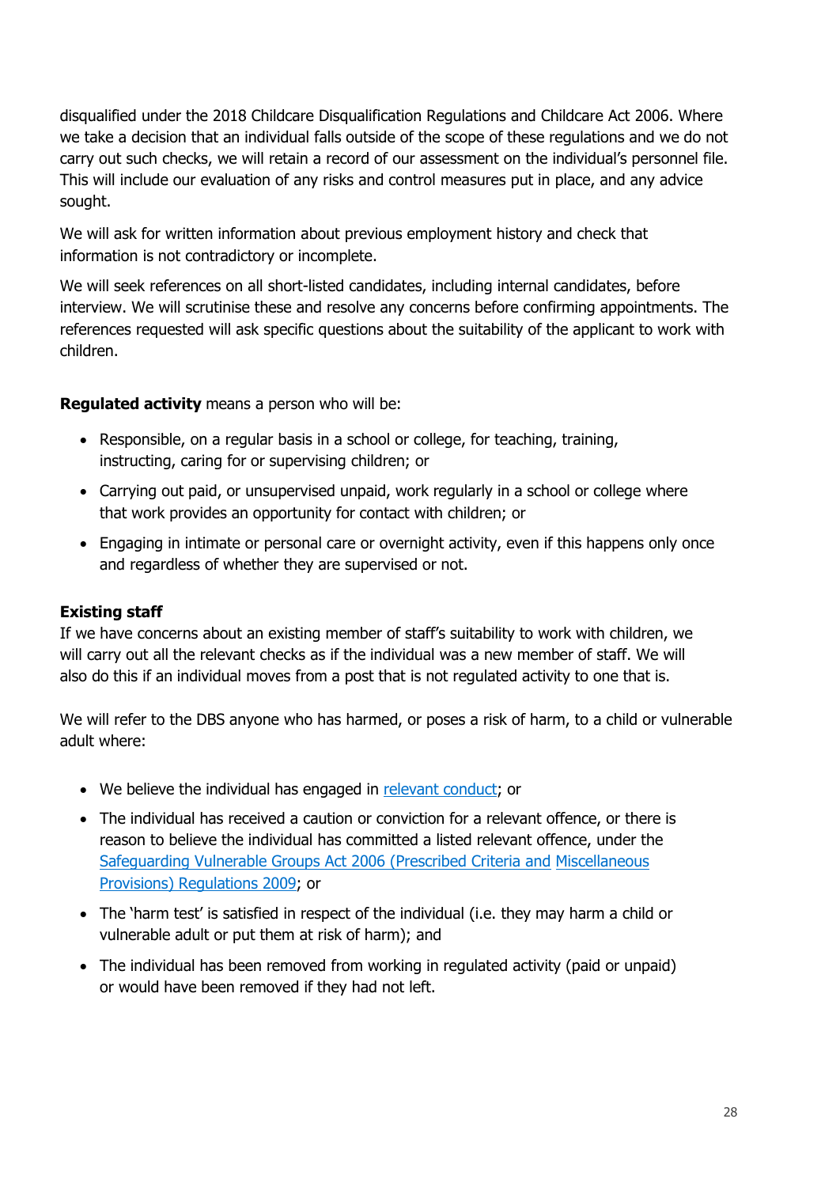disqualified under the 2018 Childcare Disqualification Regulations and Childcare Act 2006. Where we take a decision that an individual falls outside of the scope of these regulations and we do not carry out such checks, we will retain a record of our assessment on the individual's personnel file. This will include our evaluation of any risks and control measures put in place, and any advice sought.

We will ask for written information about previous employment history and check that information is not contradictory or incomplete.

We will seek references on all short-listed candidates, including internal candidates, before interview. We will scrutinise these and resolve any concerns before confirming appointments. The references requested will ask specific questions about the suitability of the applicant to work with children.

**Regulated activity** means a person who will be:

- Responsible, on a regular basis in a school or college, for teaching, training, instructing, caring for or supervising children; or
- Carrying out paid, or unsupervised unpaid, work regularly in a school or college where that work provides an opportunity for contact with children; or
- Engaging in intimate or personal care or overnight activity, even if this happens only once and regardless of whether they are supervised or not.

**Existing staff**

If we have concerns about an existing member of staff's suitability to work with children, we will carry out all the relevant checks as if the individual was a new member of staff. We will also do this if an individual moves from a post that is not regulated activity to one that is.

We will refer to the DBS anyone who has harmed, or poses a risk of harm, to a child or vulnerable adult where:

- We believe the individual has engaged in [relevant conduct](); or
- The individual has received a caution or conviction for a relevant offence, or there is reason to believe the individual has committed a listed relevant offence, under the [Safeguarding Vulnerable Groups Act 2006 (Prescribed Criteria and Miscellaneous Provisions) Regulations 2009](); or
- The 'harm test' is satisfied in respect of the individual (i.e. they may harm a child or vulnerable adult or put them at risk of harm); and
- The individual has been removed from working in regulated activity (paid or unpaid) or would have been removed if they had not left.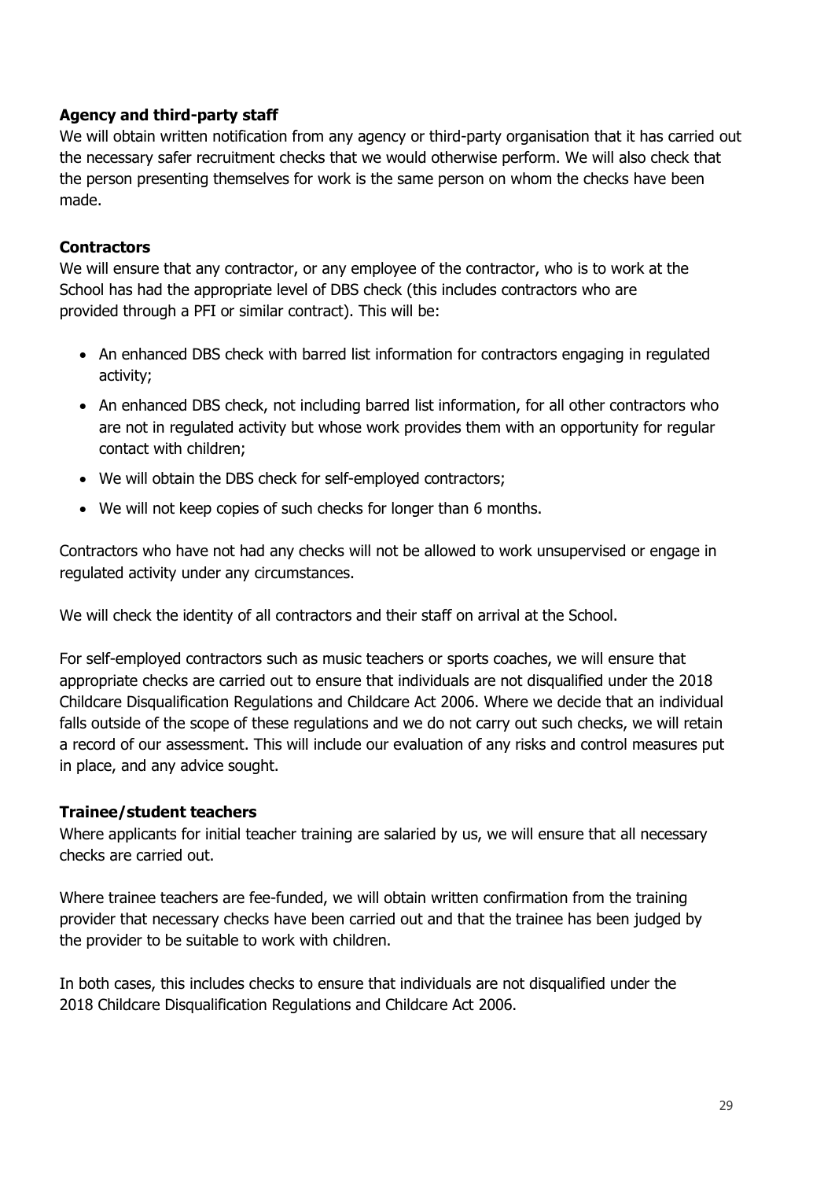**Agency and third-party staff**

We will obtain written notification from any agency or third-party organisation that it has carried out the necessary safer recruitment checks that we would otherwise perform. We will also check that the person presenting themselves for work is the same person on whom the checks have been made.

**Contractors**

We will ensure that any contractor, or any employee of the contractor, who is to work at the School has had the appropriate level of DBS check (this includes contractors who are provided through a PFI or similar contract). This will be:

- An enhanced DBS check with barred list information for contractors engaging in regulated activity;
- An enhanced DBS check, not including barred list information, for all other contractors who are not in regulated activity but whose work provides them with an opportunity for regular contact with children;
- We will obtain the DBS check for self-employed contractors;
- We will not keep copies of such checks for longer than 6 months.

Contractors who have not had any checks will not be allowed to work unsupervised or engage in regulated activity under any circumstances.

We will check the identity of all contractors and their staff on arrival at the School.

For self-employed contractors such as music teachers or sports coaches, we will ensure that appropriate checks are carried out to ensure that individuals are not disqualified under the 2018 Childcare Disqualification Regulations and Childcare Act 2006. Where we decide that an individual falls outside of the scope of these regulations and we do not carry out such checks, we will retain a record of our assessment. This will include our evaluation of any risks and control measures put in place, and any advice sought.

**Trainee/student teachers**

Where applicants for initial teacher training are salaried by us, we will ensure that all necessary checks are carried out.

Where trainee teachers are fee-funded, we will obtain written confirmation from the training provider that necessary checks have been carried out and that the trainee has been judged by the provider to be suitable to work with children.

In both cases, this includes checks to ensure that individuals are not disqualified under the 2018 Childcare Disqualification Regulations and Childcare Act 2006.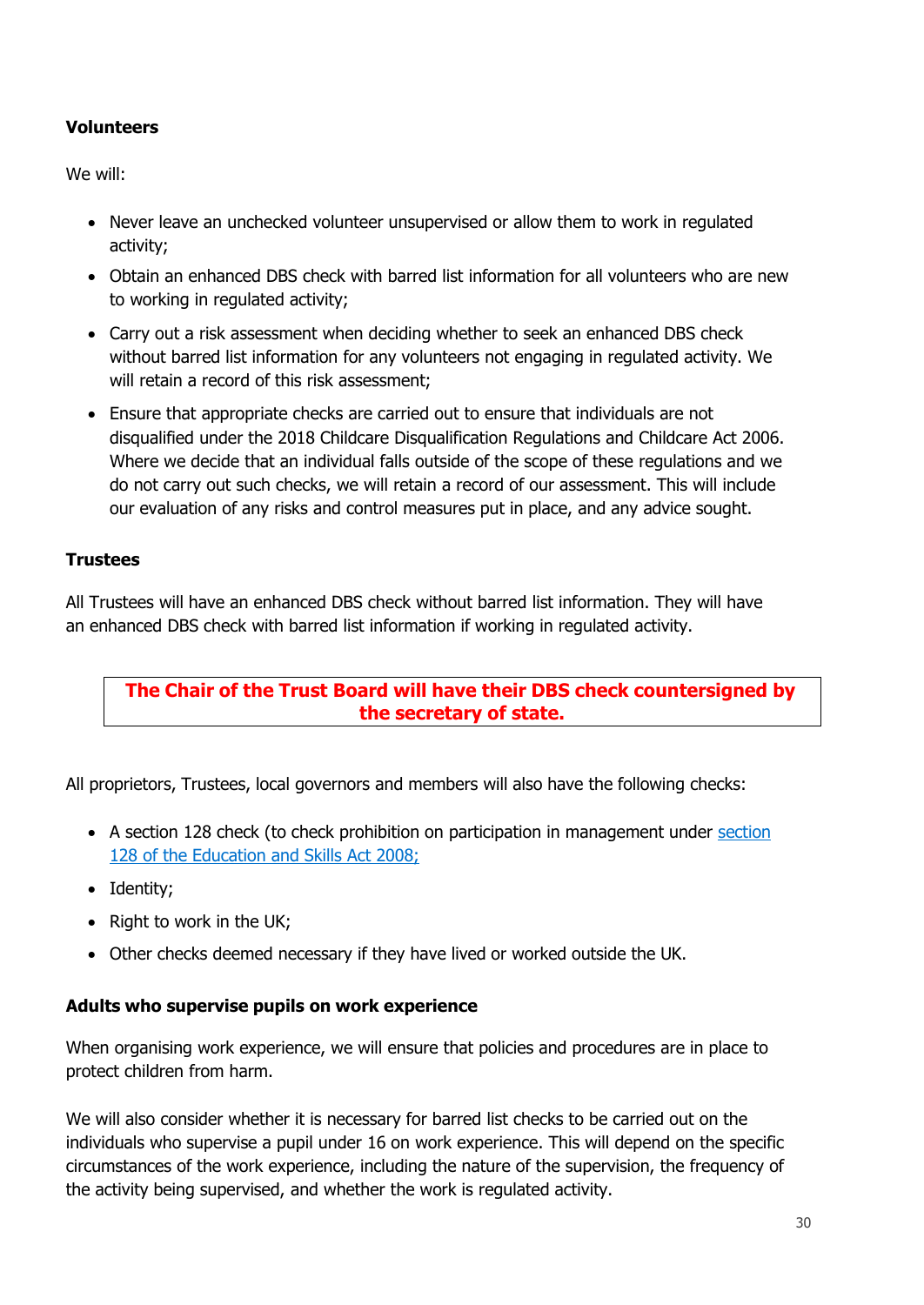**Volunteers**

We will:

- Never leave an unchecked volunteer unsupervised or allow them to work in regulated activity;
- Obtain an enhanced DBS check with barred list information for all volunteers who are new to working in regulated activity;
- Carry out a risk assessment when deciding whether to seek an enhanced DBS check without barred list information for any volunteers not engaging in regulated activity. We will retain a record of this risk assessment;
- Ensure that appropriate checks are carried out to ensure that individuals are not disqualified under the 2018 Childcare Disqualification Regulations and Childcare Act 2006. Where we decide that an individual falls outside of the scope of these regulations and we do not carry out such checks, we will retain a record of our assessment. This will include our evaluation of any risks and control measures put in place, and any advice sought.

**Trustees**

All Trustees will have an enhanced DBS check without barred list information. They will have an enhanced DBS check with barred list information if working in regulated activity.

**The Chair of the Trust Board will have their DBS check countersigned by the secretary of state.**

All proprietors, Trustees, local governors and members will also have the following checks:

- A section 128 check (to check prohibition on participation in management under section 128 of the Education and Skills Act 2008;
- Identity;
- Right to work in the UK;
- Other checks deemed necessary if they have lived or worked outside the UK.

**Adults who supervise pupils on work experience**

When organising work experience, we will ensure that policies and procedures are in place to protect children from harm.

We will also consider whether it is necessary for barred list checks to be carried out on the individuals who supervise a pupil under 16 on work experience. This will depend on the specific circumstances of the work experience, including the nature of the supervision, the frequency of the activity being supervised, and whether the work is regulated activity.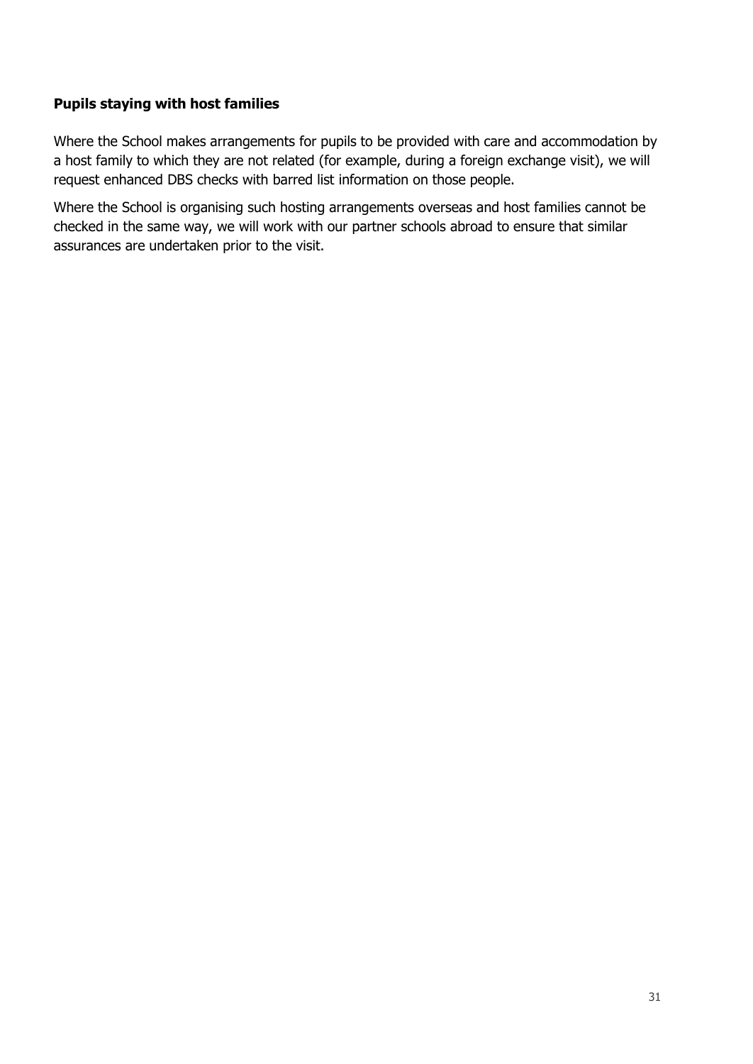**Pupils staying with host families**

Where the School makes arrangements for pupils to be provided with care and accommodation by a host family to which they are not related (for example, during a foreign exchange visit), we will request enhanced DBS checks with barred list information on those people.

Where the School is organising such hosting arrangements overseas and host families cannot be checked in the same way, we will work with our partner schools abroad to ensure that similar assurances are undertaken prior to the visit.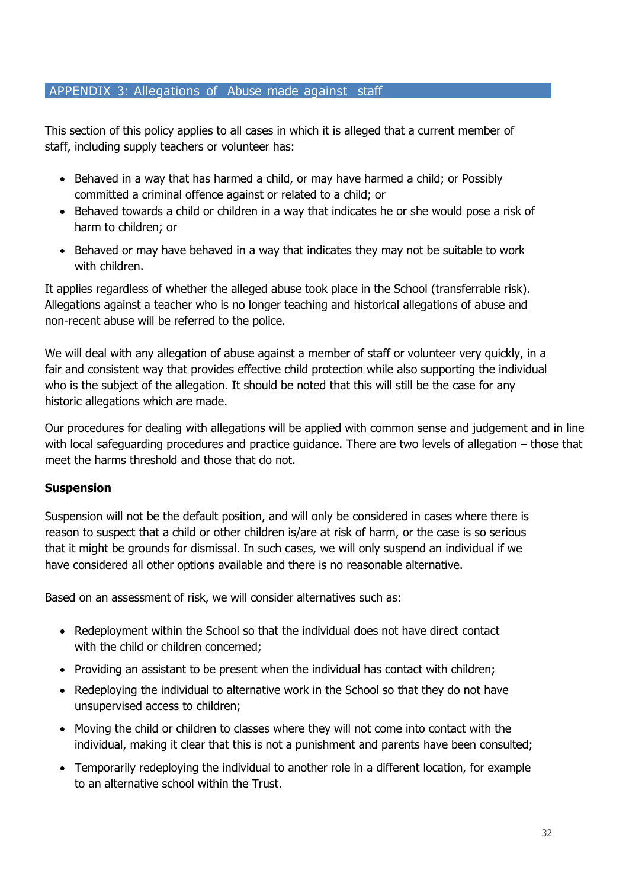## APPENDIX 3: Allegations of Abuse made against staff

This section of this policy applies to all cases in which it is alleged that a current member of staff, including supply teachers or volunteer has:

- Behaved in a way that has harmed a child, or may have harmed a child; or Possibly committed a criminal offence against or related to a child; or
- Behaved towards a child or children in a way that indicates he or she would pose a risk of harm to children; or
- Behaved or may have behaved in a way that indicates they may not be suitable to work with children.

It applies regardless of whether the alleged abuse took place in the School (transferrable risk). Allegations against a teacher who is no longer teaching and historical allegations of abuse and non-recent abuse will be referred to the police.

We will deal with any allegation of abuse against a member of staff or volunteer very quickly, in a fair and consistent way that provides effective child protection while also supporting the individual who is the subject of the allegation. It should be noted that this will still be the case for any historic allegations which are made.

Our procedures for dealing with allegations will be applied with common sense and judgement and in line with local safeguarding procedures and practice guidance. There are two levels of allegation – those that meet the harms threshold and those that do not.

**Suspension**

Suspension will not be the default position, and will only be considered in cases where there is reason to suspect that a child or other children is/are at risk of harm, or the case is so serious that it might be grounds for dismissal. In such cases, we will only suspend an individual if we have considered all other options available and there is no reasonable alternative.

Based on an assessment of risk, we will consider alternatives such as:

- Redeployment within the School so that the individual does not have direct contact with the child or children concerned;
- Providing an assistant to be present when the individual has contact with children;
- Redeploying the individual to alternative work in the School so that they do not have unsupervised access to children;
- Moving the child or children to classes where they will not come into contact with the individual, making it clear that this is not a punishment and parents have been consulted;
- Temporarily redeploying the individual to another role in a different location, for example to an alternative school within the Trust.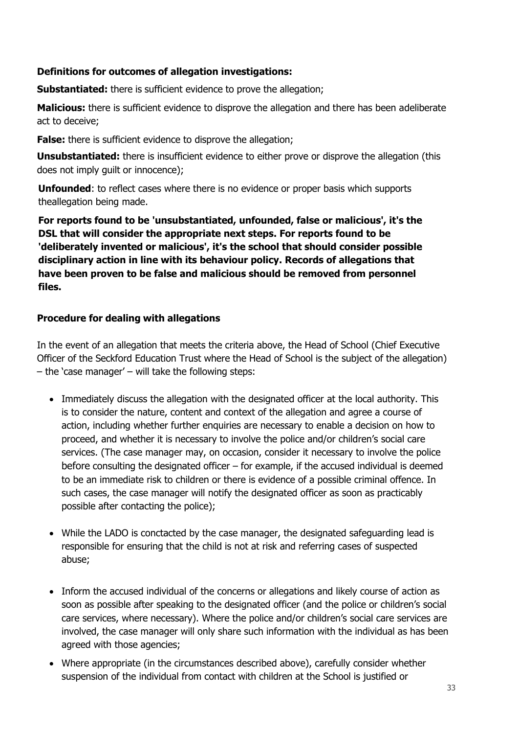**Definitions for outcomes of allegation investigations:**

**Substantiated:** there is sufficient evidence to prove the allegation;

**Malicious:** there is sufficient evidence to disprove the allegation and there has been adeliberate act to deceive;

**False:** there is sufficient evidence to disprove the allegation;

**Unsubstantiated:** there is insufficient evidence to either prove or disprove the allegation (this does not imply guilt or innocence);

**Unfounded**: to reflect cases where there is no evidence or proper basis which supports theallegation being made.

**For reports found to be 'unsubstantiated, unfounded, false or malicious', it's the DSL that will consider the appropriate next steps. For reports found to be 'deliberately invented or malicious', it's the school that should consider possible disciplinary action in line with its behaviour policy. Records of allegations that have been proven to be false and malicious should be removed from personnel files.**

**Procedure for dealing with allegations**

In the event of an allegation that meets the criteria above, the Head of School (Chief Executive Officer of the Seckford Education Trust where the Head of School is the subject of the allegation) – the 'case manager' – will take the following steps:

- Immediately discuss the allegation with the designated officer at the local authority. This is to consider the nature, content and context of the allegation and agree a course of action, including whether further enquiries are necessary to enable a decision on how to proceed, and whether it is necessary to involve the police and/or children's social care services. (The case manager may, on occasion, consider it necessary to involve the police before consulting the designated officer – for example, if the accused individual is deemed to be an immediate risk to children or there is evidence of a possible criminal offence. In such cases, the case manager will notify the designated officer as soon as practicably possible after contacting the police);

- While the LADO is conctacted by the case manager, the designated safeguarding lead is responsible for ensuring that the child is not at risk and referring cases of suspected abuse;

- Inform the accused individual of the concerns or allegations and likely course of action as soon as possible after speaking to the designated officer (and the police or children's social care services, where necessary). Where the police and/or children's social care services are involved, the case manager will only share such information with the individual as has been agreed with those agencies;

- Where appropriate (in the circumstances described above), carefully consider whether suspension of the individual from contact with children at the School is justified or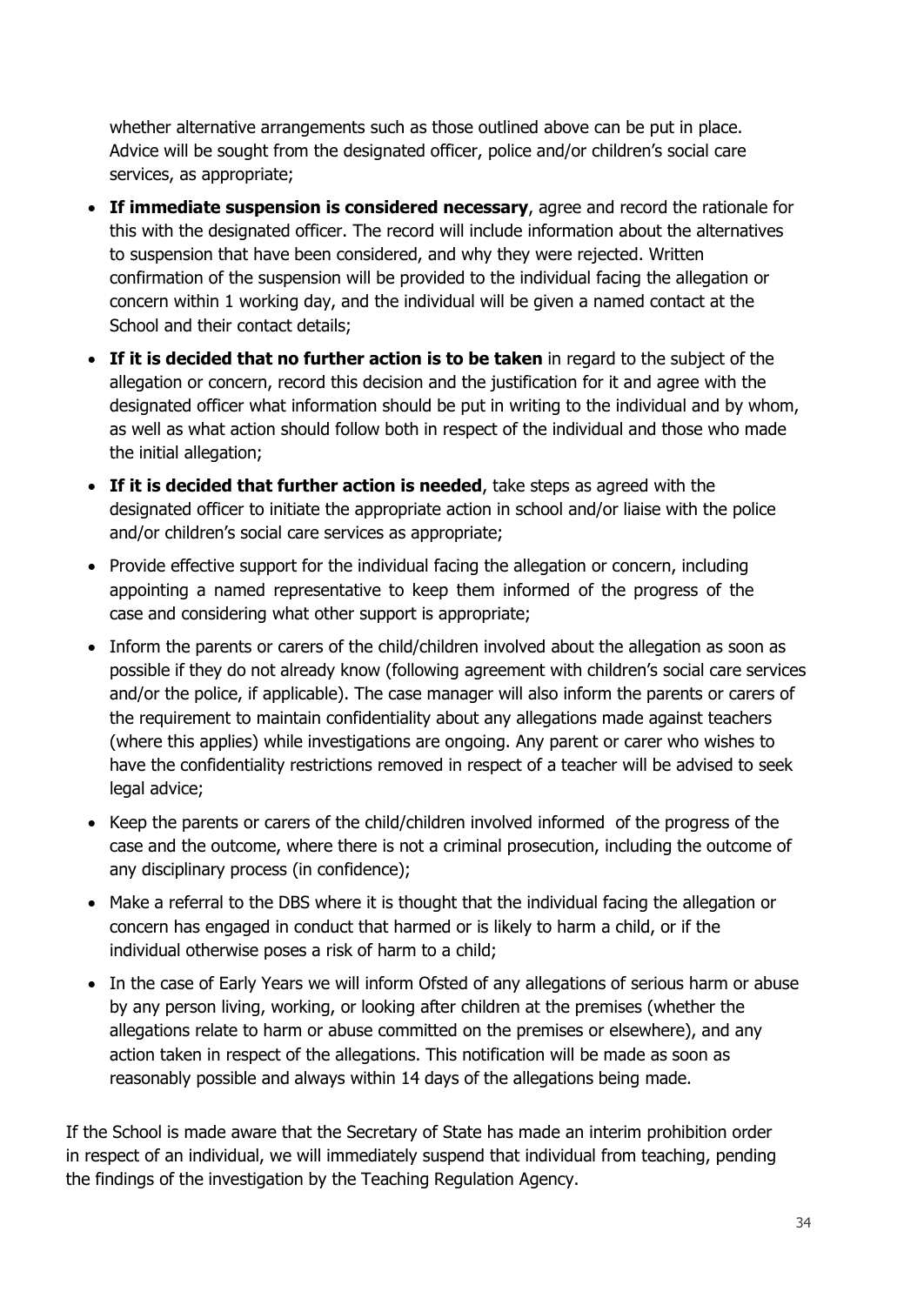whether alternative arrangements such as those outlined above can be put in place. Advice will be sought from the designated officer, police and/or children's social care services, as appropriate;

- **If immediate suspension is considered necessary**, agree and record the rationale for this with the designated officer. The record will include information about the alternatives to suspension that have been considered, and why they were rejected. Written confirmation of the suspension will be provided to the individual facing the allegation or concern within 1 working day, and the individual will be given a named contact at the School and their contact details;
- **If it is decided that no further action is to be taken** in regard to the subject of the allegation or concern, record this decision and the justification for it and agree with the designated officer what information should be put in writing to the individual and by whom, as well as what action should follow both in respect of the individual and those who made the initial allegation;
- **If it is decided that further action is needed**, take steps as agreed with the designated officer to initiate the appropriate action in school and/or liaise with the police and/or children's social care services as appropriate;
- Provide effective support for the individual facing the allegation or concern, including appointing a named representative to keep them informed of the progress of the case and considering what other support is appropriate;
- Inform the parents or carers of the child/children involved about the allegation as soon as possible if they do not already know (following agreement with children's social care services and/or the police, if applicable). The case manager will also inform the parents or carers of the requirement to maintain confidentiality about any allegations made against teachers (where this applies) while investigations are ongoing. Any parent or carer who wishes to have the confidentiality restrictions removed in respect of a teacher will be advised to seek legal advice;
- Keep the parents or carers of the child/children involved informed of the progress of the case and the outcome, where there is not a criminal prosecution, including the outcome of any disciplinary process (in confidence);
- Make a referral to the DBS where it is thought that the individual facing the allegation or concern has engaged in conduct that harmed or is likely to harm a child, or if the individual otherwise poses a risk of harm to a child;
- In the case of Early Years we will inform Ofsted of any allegations of serious harm or abuse by any person living, working, or looking after children at the premises (whether the allegations relate to harm or abuse committed on the premises or elsewhere), and any action taken in respect of the allegations. This notification will be made as soon as reasonably possible and always within 14 days of the allegations being made.

If the School is made aware that the Secretary of State has made an interim prohibition order in respect of an individual, we will immediately suspend that individual from teaching, pending the findings of the investigation by the Teaching Regulation Agency.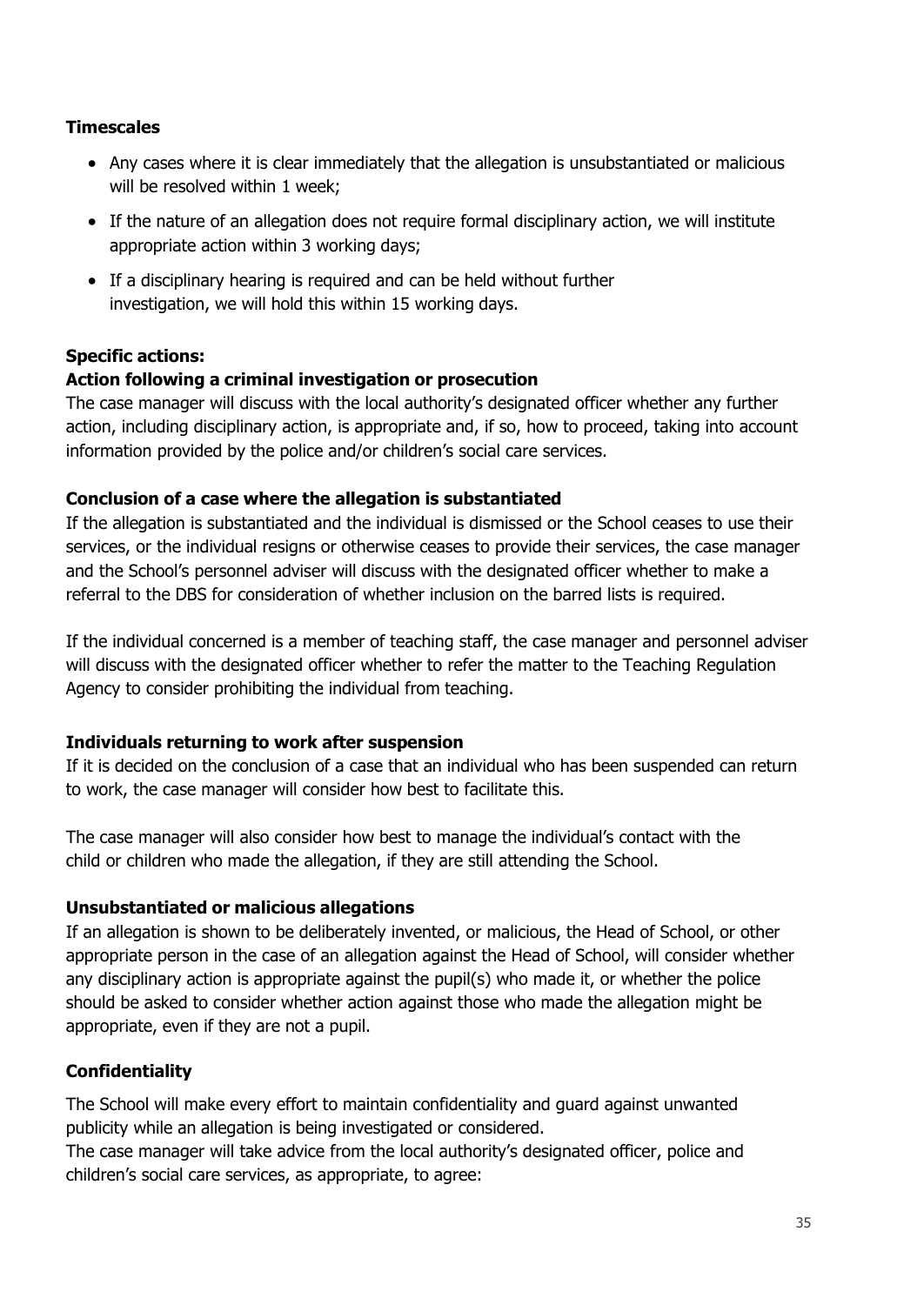**Timescales**

- Any cases where it is clear immediately that the allegation is unsubstantiated or malicious will be resolved within 1 week;
- If the nature of an allegation does not require formal disciplinary action, we will institute appropriate action within 3 working days;
- If a disciplinary hearing is required and can be held without further investigation, we will hold this within 15 working days.

**Specific actions:**

**Action following a criminal investigation or prosecution**

The case manager will discuss with the local authority's designated officer whether any further action, including disciplinary action, is appropriate and, if so, how to proceed, taking into account information provided by the police and/or children's social care services.

**Conclusion of a case where the allegation is substantiated**

If the allegation is substantiated and the individual is dismissed or the School ceases to use their services, or the individual resigns or otherwise ceases to provide their services, the case manager and the School's personnel adviser will discuss with the designated officer whether to make a referral to the DBS for consideration of whether inclusion on the barred lists is required.

If the individual concerned is a member of teaching staff, the case manager and personnel adviser will discuss with the designated officer whether to refer the matter to the Teaching Regulation Agency to consider prohibiting the individual from teaching.

**Individuals returning to work after suspension**

If it is decided on the conclusion of a case that an individual who has been suspended can return to work, the case manager will consider how best to facilitate this.

The case manager will also consider how best to manage the individual's contact with the child or children who made the allegation, if they are still attending the School.

**Unsubstantiated or malicious allegations**

If an allegation is shown to be deliberately invented, or malicious, the Head of School, or other appropriate person in the case of an allegation against the Head of School, will consider whether any disciplinary action is appropriate against the pupil(s) who made it, or whether the police should be asked to consider whether action against those who made the allegation might be appropriate, even if they are not a pupil.

**Confidentiality**

The School will make every effort to maintain confidentiality and guard against unwanted publicity while an allegation is being investigated or considered.

The case manager will take advice from the local authority's designated officer, police and children's social care services, as appropriate, to agree: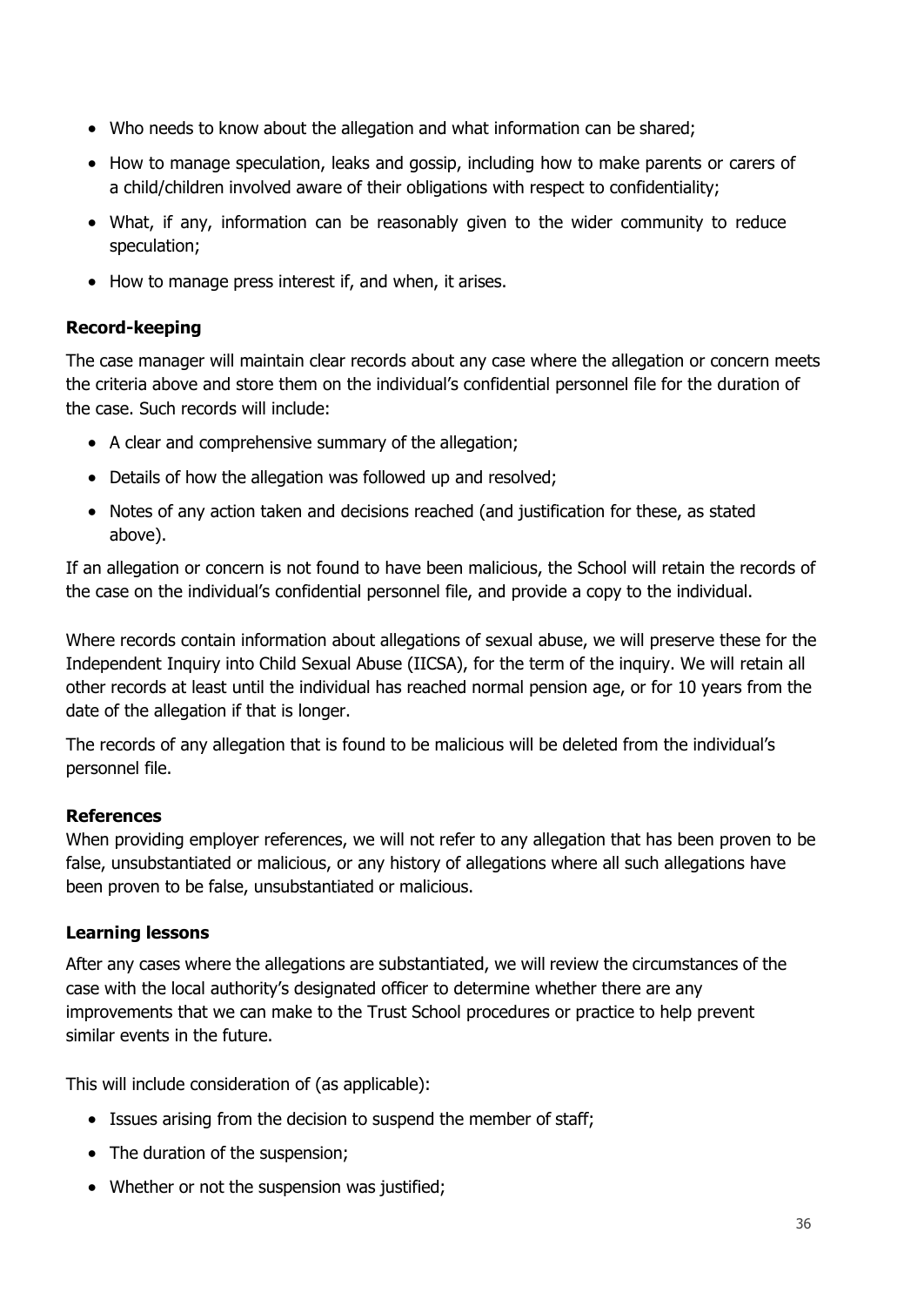- Who needs to know about the allegation and what information can be shared;
- How to manage speculation, leaks and gossip, including how to make parents or carers of a child/children involved aware of their obligations with respect to confidentiality;
- What, if any, information can be reasonably given to the wider community to reduce speculation;
- How to manage press interest if, and when, it arises.

**Record-keeping**

The case manager will maintain clear records about any case where the allegation or concern meets the criteria above and store them on the individual's confidential personnel file for the duration of the case. Such records will include:

- A clear and comprehensive summary of the allegation;
- Details of how the allegation was followed up and resolved;
- Notes of any action taken and decisions reached (and justification for these, as stated above).

If an allegation or concern is not found to have been malicious, the School will retain the records of the case on the individual's confidential personnel file, and provide a copy to the individual.

Where records contain information about allegations of sexual abuse, we will preserve these for the Independent Inquiry into Child Sexual Abuse (IICSA), for the term of the inquiry. We will retain all other records at least until the individual has reached normal pension age, or for 10 years from the date of the allegation if that is longer.

The records of any allegation that is found to be malicious will be deleted from the individual's personnel file.

**References**

When providing employer references, we will not refer to any allegation that has been proven to be false, unsubstantiated or malicious, or any history of allegations where all such allegations have been proven to be false, unsubstantiated or malicious.

**Learning lessons**

After any cases where the allegations are substantiated, we will review the circumstances of the case with the local authority's designated officer to determine whether there are any improvements that we can make to the Trust School procedures or practice to help prevent similar events in the future.

This will include consideration of (as applicable):

- Issues arising from the decision to suspend the member of staff;
- The duration of the suspension;
- Whether or not the suspension was justified;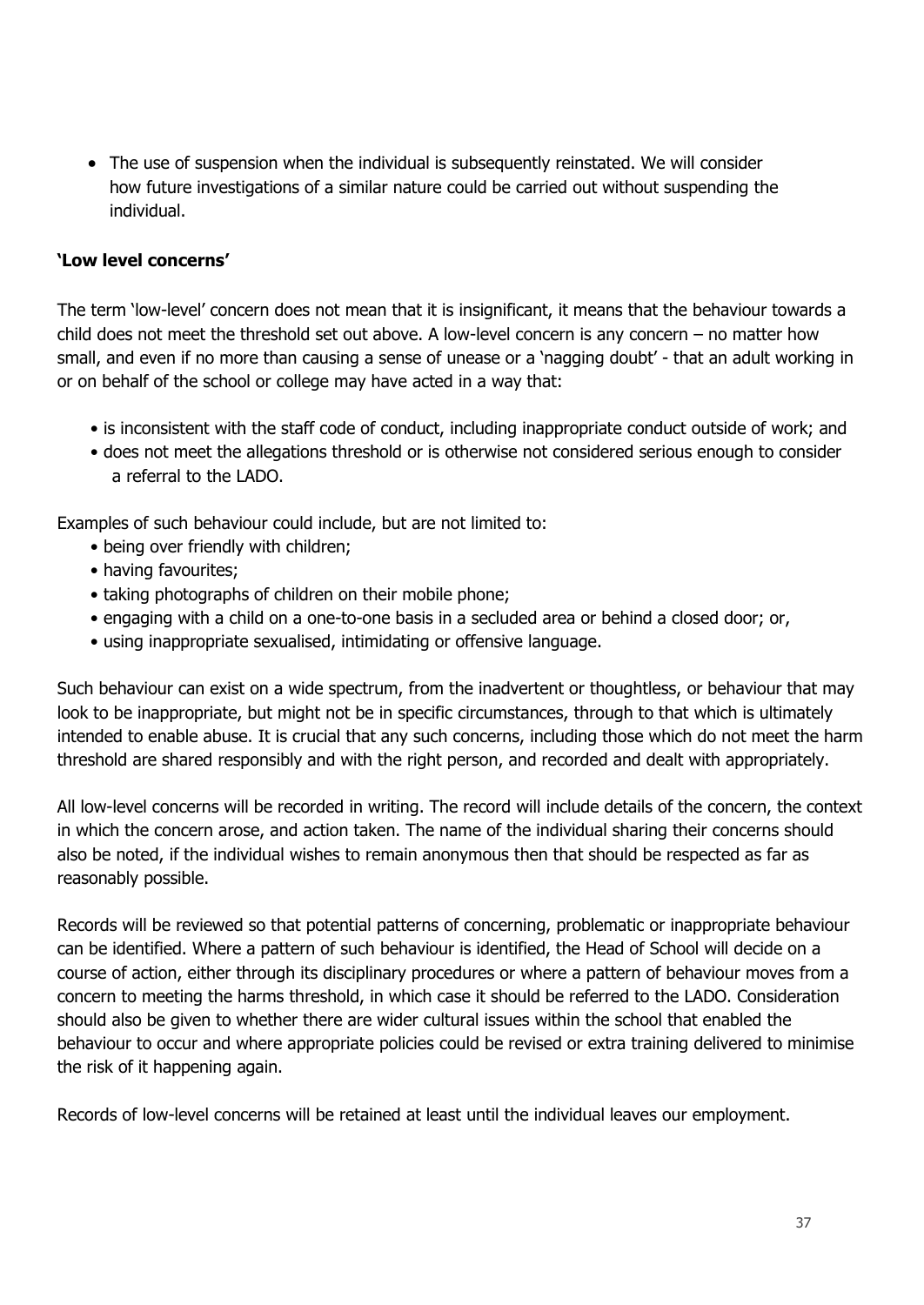- The use of suspension when the individual is subsequently reinstated. We will consider how future investigations of a similar nature could be carried out without suspending the individual.

**'Low level concerns'**

The term 'low-level' concern does not mean that it is insignificant, it means that the behaviour towards a child does not meet the threshold set out above. A low-level concern is any concern – no matter how small, and even if no more than causing a sense of unease or a 'nagging doubt' - that an adult working in or on behalf of the school or college may have acted in a way that:

- is inconsistent with the staff code of conduct, including inappropriate conduct outside of work; and
- does not meet the allegations threshold or is otherwise not considered serious enough to consider a referral to the LADO.

Examples of such behaviour could include, but are not limited to:

- being over friendly with children;
- having favourites;
- taking photographs of children on their mobile phone;
- engaging with a child on a one-to-one basis in a secluded area or behind a closed door; or,
- using inappropriate sexualised, intimidating or offensive language.

Such behaviour can exist on a wide spectrum, from the inadvertent or thoughtless, or behaviour that may look to be inappropriate, but might not be in specific circumstances, through to that which is ultimately intended to enable abuse. It is crucial that any such concerns, including those which do not meet the harm threshold are shared responsibly and with the right person, and recorded and dealt with appropriately.

All low-level concerns will be recorded in writing. The record will include details of the concern, the context in which the concern arose, and action taken. The name of the individual sharing their concerns should also be noted, if the individual wishes to remain anonymous then that should be respected as far as reasonably possible.

Records will be reviewed so that potential patterns of concerning, problematic or inappropriate behaviour can be identified. Where a pattern of such behaviour is identified, the Head of School will decide on a course of action, either through its disciplinary procedures or where a pattern of behaviour moves from a concern to meeting the harms threshold, in which case it should be referred to the LADO. Consideration should also be given to whether there are wider cultural issues within the school that enabled the behaviour to occur and where appropriate policies could be revised or extra training delivered to minimise the risk of it happening again.

Records of low-level concerns will be retained at least until the individual leaves our employment.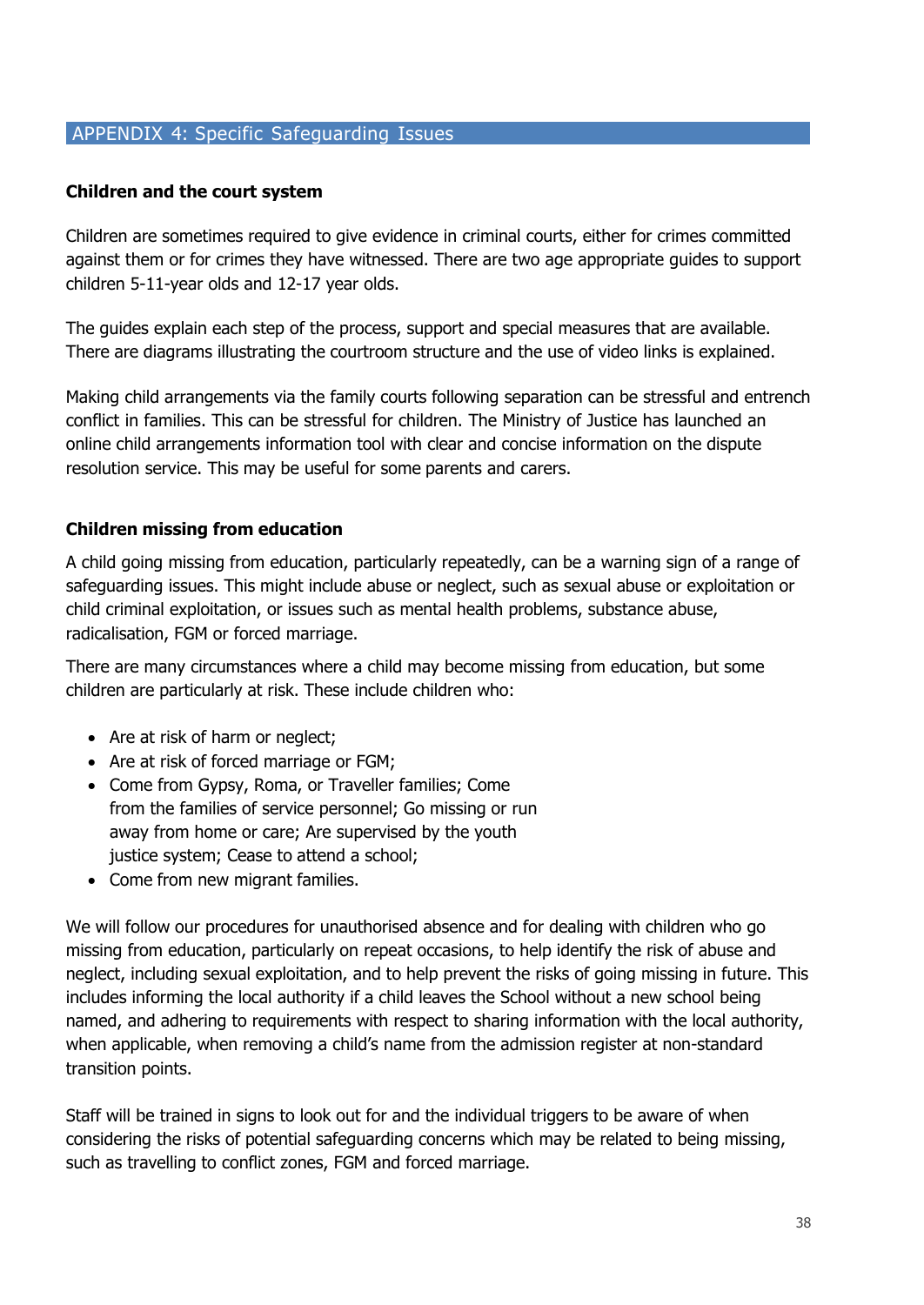## APPENDIX 4: Specific Safeguarding Issues

**Children and the court system**

Children are sometimes required to give evidence in criminal courts, either for crimes committed against them or for crimes they have witnessed. There are two age appropriate guides to support children 5-11-year olds and 12-17 year olds.

The guides explain each step of the process, support and special measures that are available. There are diagrams illustrating the courtroom structure and the use of video links is explained.

Making child arrangements via the family courts following separation can be stressful and entrench conflict in families. This can be stressful for children. The Ministry of Justice has launched an online child arrangements information tool with clear and concise information on the dispute resolution service. This may be useful for some parents and carers.

**Children missing from education**

A child going missing from education, particularly repeatedly, can be a warning sign of a range of safeguarding issues. This might include abuse or neglect, such as sexual abuse or exploitation or child criminal exploitation, or issues such as mental health problems, substance abuse, radicalisation, FGM or forced marriage.

There are many circumstances where a child may become missing from education, but some children are particularly at risk. These include children who:

- Are at risk of harm or neglect;
- Are at risk of forced marriage or FGM;
- Come from Gypsy, Roma, or Traveller families; Come from the families of service personnel; Go missing or run away from home or care; Are supervised by the youth justice system; Cease to attend a school;
- Come from new migrant families.

We will follow our procedures for unauthorised absence and for dealing with children who go missing from education, particularly on repeat occasions, to help identify the risk of abuse and neglect, including sexual exploitation, and to help prevent the risks of going missing in future. This includes informing the local authority if a child leaves the School without a new school being named, and adhering to requirements with respect to sharing information with the local authority, when applicable, when removing a child's name from the admission register at non-standard transition points.

Staff will be trained in signs to look out for and the individual triggers to be aware of when considering the risks of potential safeguarding concerns which may be related to being missing, such as travelling to conflict zones, FGM and forced marriage.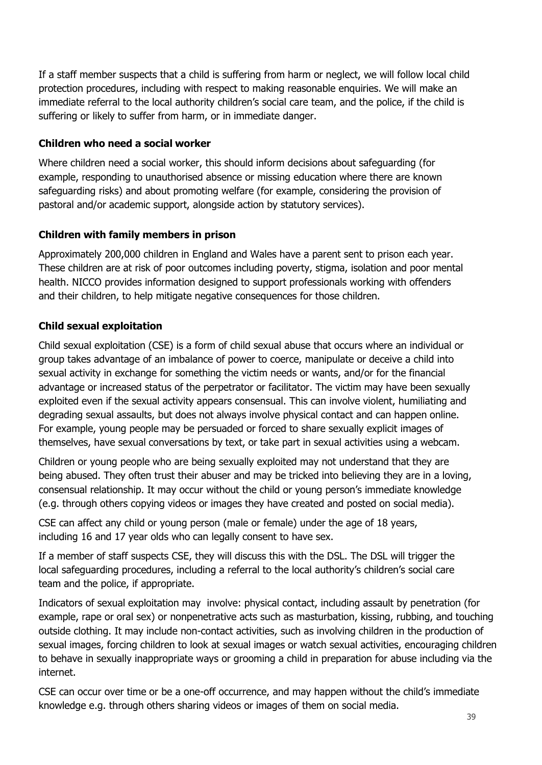If a staff member suspects that a child is suffering from harm or neglect, we will follow local child protection procedures, including with respect to making reasonable enquiries. We will make an immediate referral to the local authority children's social care team, and the police, if the child is suffering or likely to suffer from harm, or in immediate danger.

### Children who need a social worker

Where children need a social worker, this should inform decisions about safeguarding (for example, responding to unauthorised absence or missing education where there are known safeguarding risks) and about promoting welfare (for example, considering the provision of pastoral and/or academic support, alongside action by statutory services).

### Children with family members in prison

Approximately 200,000 children in England and Wales have a parent sent to prison each year. These children are at risk of poor outcomes including poverty, stigma, isolation and poor mental health. NICCO provides information designed to support professionals working with offenders and their children, to help mitigate negative consequences for those children.

### Child sexual exploitation

Child sexual exploitation (CSE) is a form of child sexual abuse that occurs where an individual or group takes advantage of an imbalance of power to coerce, manipulate or deceive a child into sexual activity in exchange for something the victim needs or wants, and/or for the financial advantage or increased status of the perpetrator or facilitator. The victim may have been sexually exploited even if the sexual activity appears consensual. This can involve violent, humiliating and degrading sexual assaults, but does not always involve physical contact and can happen online. For example, young people may be persuaded or forced to share sexually explicit images of themselves, have sexual conversations by text, or take part in sexual activities using a webcam.

Children or young people who are being sexually exploited may not understand that they are being abused. They often trust their abuser and may be tricked into believing they are in a loving, consensual relationship. It may occur without the child or young person's immediate knowledge (e.g. through others copying videos or images they have created and posted on social media).

CSE can affect any child or young person (male or female) under the age of 18 years, including 16 and 17 year olds who can legally consent to have sex.

If a member of staff suspects CSE, they will discuss this with the DSL. The DSL will trigger the local safeguarding procedures, including a referral to the local authority's children's social care team and the police, if appropriate.

Indicators of sexual exploitation may involve: physical contact, including assault by penetration (for example, rape or oral sex) or nonpenetrative acts such as masturbation, kissing, rubbing, and touching outside clothing. It may include non-contact activities, such as involving children in the production of sexual images, forcing children to look at sexual images or watch sexual activities, encouraging children to behave in sexually inappropriate ways or grooming a child in preparation for abuse including via the internet.

CSE can occur over time or be a one-off occurrence, and may happen without the child's immediate knowledge e.g. through others sharing videos or images of them on social media.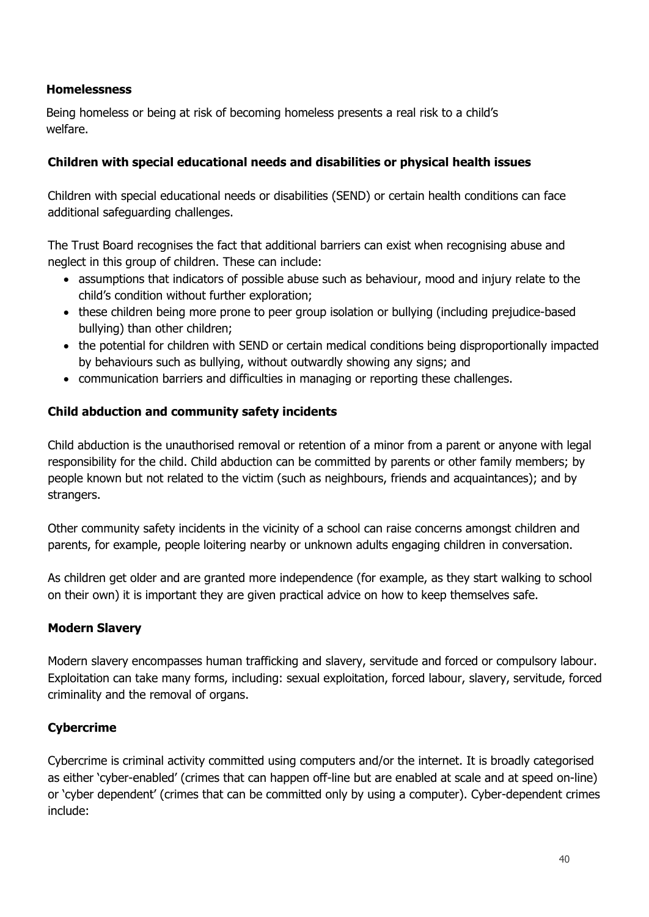**Homelessness**

Being homeless or being at risk of becoming homeless presents a real risk to a child's welfare.

**Children with special educational needs and disabilities or physical health issues**

Children with special educational needs or disabilities (SEND) or certain health conditions can face additional safeguarding challenges.

The Trust Board recognises the fact that additional barriers can exist when recognising abuse and neglect in this group of children. These can include:

- assumptions that indicators of possible abuse such as behaviour, mood and injury relate to the child's condition without further exploration;
- these children being more prone to peer group isolation or bullying (including prejudice-based bullying) than other children;
- the potential for children with SEND or certain medical conditions being disproportionally impacted by behaviours such as bullying, without outwardly showing any signs; and
- communication barriers and difficulties in managing or reporting these challenges.

**Child abduction and community safety incidents**

Child abduction is the unauthorised removal or retention of a minor from a parent or anyone with legal responsibility for the child. Child abduction can be committed by parents or other family members; by people known but not related to the victim (such as neighbours, friends and acquaintances); and by strangers.

Other community safety incidents in the vicinity of a school can raise concerns amongst children and parents, for example, people loitering nearby or unknown adults engaging children in conversation.

As children get older and are granted more independence (for example, as they start walking to school on their own) it is important they are given practical advice on how to keep themselves safe.

**Modern Slavery**

Modern slavery encompasses human trafficking and slavery, servitude and forced or compulsory labour. Exploitation can take many forms, including: sexual exploitation, forced labour, slavery, servitude, forced criminality and the removal of organs.

**Cybercrime**

Cybercrime is criminal activity committed using computers and/or the internet. It is broadly categorised as either 'cyber-enabled' (crimes that can happen off-line but are enabled at scale and at speed on-line) or 'cyber dependent' (crimes that can be committed only by using a computer). Cyber-dependent crimes include: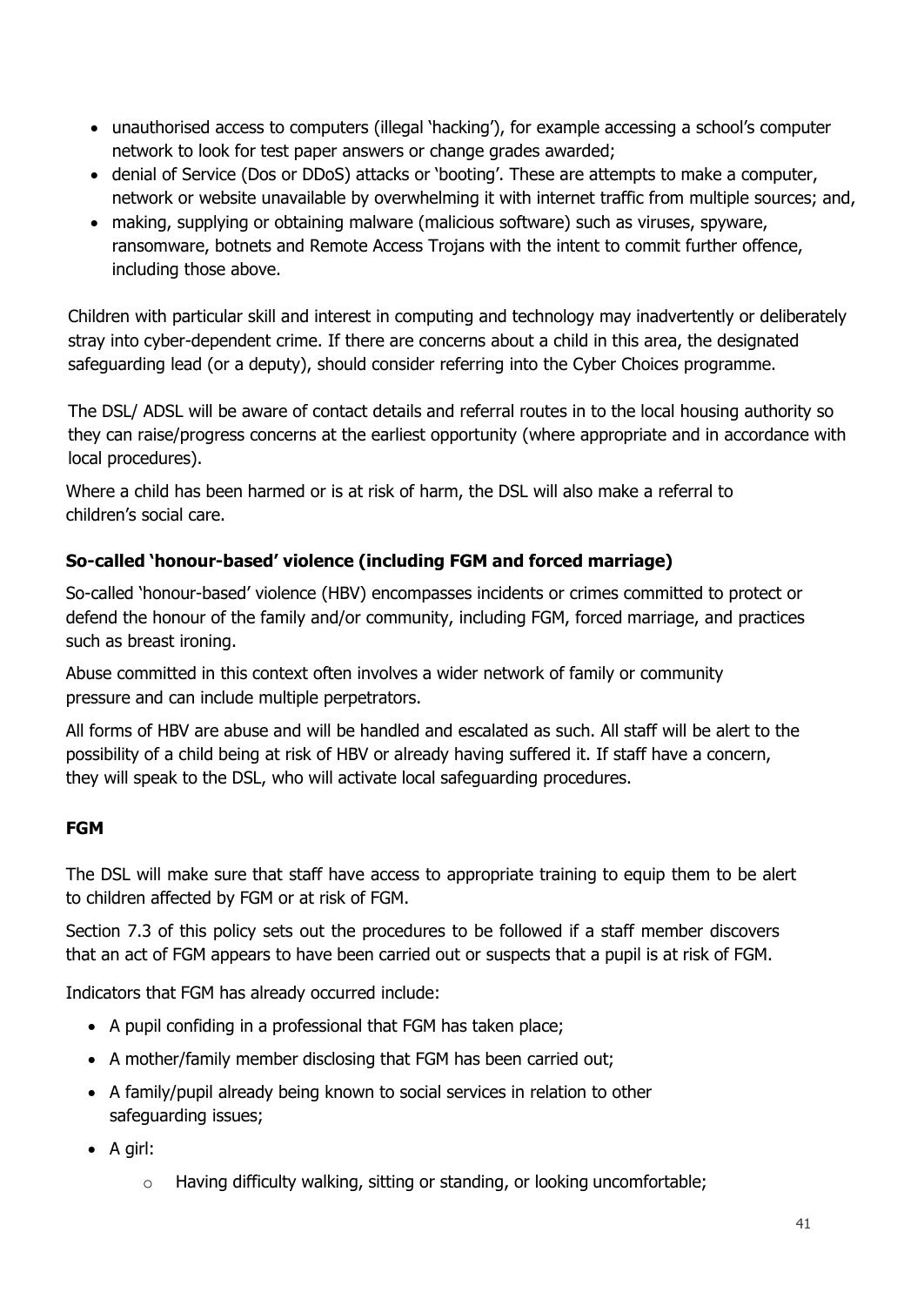- unauthorised access to computers (illegal 'hacking'), for example accessing a school's computer network to look for test paper answers or change grades awarded;
- denial of Service (Dos or DDoS) attacks or 'booting'. These are attempts to make a computer, network or website unavailable by overwhelming it with internet traffic from multiple sources; and,
- making, supplying or obtaining malware (malicious software) such as viruses, spyware, ransomware, botnets and Remote Access Trojans with the intent to commit further offence, including those above.

Children with particular skill and interest in computing and technology may inadvertently or deliberately stray into cyber-dependent crime. If there are concerns about a child in this area, the designated safeguarding lead (or a deputy), should consider referring into the Cyber Choices programme.

The DSL/ ADSL will be aware of contact details and referral routes in to the local housing authority so they can raise/progress concerns at the earliest opportunity (where appropriate and in accordance with local procedures).

Where a child has been harmed or is at risk of harm, the DSL will also make a referral to children's social care.

**So-called 'honour-based' violence (including FGM and forced marriage)**

So-called 'honour-based' violence (HBV) encompasses incidents or crimes committed to protect or defend the honour of the family and/or community, including FGM, forced marriage, and practices such as breast ironing.

Abuse committed in this context often involves a wider network of family or community pressure and can include multiple perpetrators.

All forms of HBV are abuse and will be handled and escalated as such. All staff will be alert to the possibility of a child being at risk of HBV or already having suffered it. If staff have a concern, they will speak to the DSL, who will activate local safeguarding procedures.

**FGM**

The DSL will make sure that staff have access to appropriate training to equip them to be alert to children affected by FGM or at risk of FGM.

Section 7.3 of this policy sets out the procedures to be followed if a staff member discovers that an act of FGM appears to have been carried out or suspects that a pupil is at risk of FGM.

Indicators that FGM has already occurred include:

- A pupil confiding in a professional that FGM has taken place;
- A mother/family member disclosing that FGM has been carried out;
- A family/pupil already being known to social services in relation to other safeguarding issues;
- A girl:
  - Having difficulty walking, sitting or standing, or looking uncomfortable;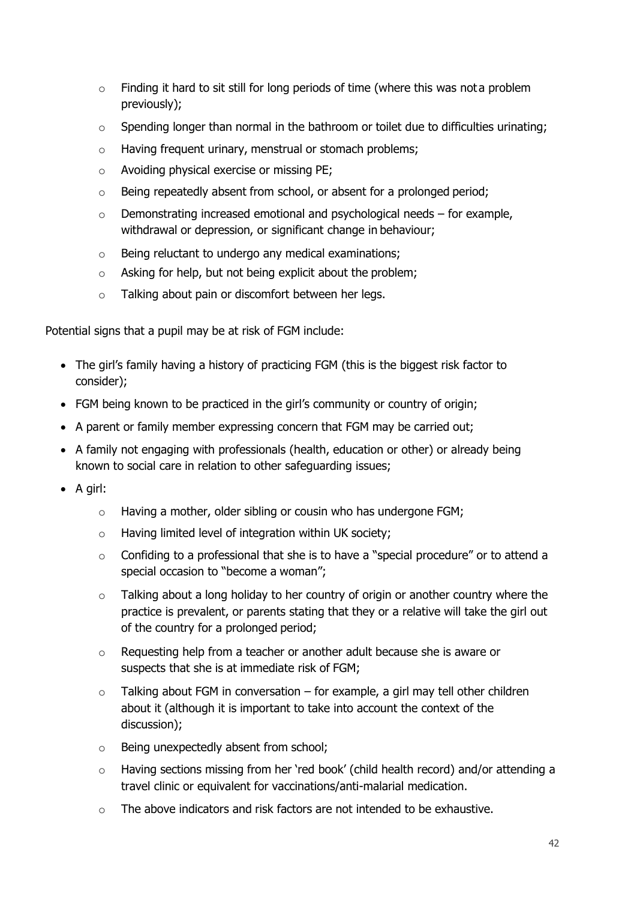- Finding it hard to sit still for long periods of time (where this was not a problem previously);
  - Spending longer than normal in the bathroom or toilet due to difficulties urinating;
  - Having frequent urinary, menstrual or stomach problems;
  - Avoiding physical exercise or missing PE;
  - Being repeatedly absent from school, or absent for a prolonged period;
  - Demonstrating increased emotional and psychological needs – for example, withdrawal or depression, or significant change in behaviour;
  - Being reluctant to undergo any medical examinations;
  - Asking for help, but not being explicit about the problem;
  - Talking about pain or discomfort between her legs.

Potential signs that a pupil may be at risk of FGM include:

- The girl's family having a history of practicing FGM (this is the biggest risk factor to consider);
- FGM being known to be practiced in the girl's community or country of origin;
- A parent or family member expressing concern that FGM may be carried out;
- A family not engaging with professionals (health, education or other) or already being known to social care in relation to other safeguarding issues;
- A girl:
  - Having a mother, older sibling or cousin who has undergone FGM;
  - Having limited level of integration within UK society;
  - Confiding to a professional that she is to have a "special procedure" or to attend a special occasion to "become a woman";
  - Talking about a long holiday to her country of origin or another country where the practice is prevalent, or parents stating that they or a relative will take the girl out of the country for a prolonged period;
  - Requesting help from a teacher or another adult because she is aware or suspects that she is at immediate risk of FGM;
  - Talking about FGM in conversation – for example, a girl may tell other children about it (although it is important to take into account the context of the discussion);
  - Being unexpectedly absent from school;
  - Having sections missing from her 'red book' (child health record) and/or attending a travel clinic or equivalent for vaccinations/anti-malarial medication.
  - The above indicators and risk factors are not intended to be exhaustive.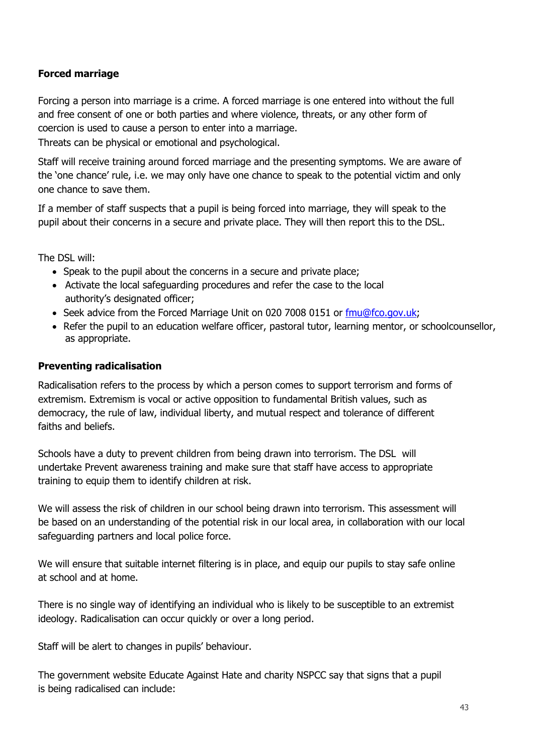**Forced marriage**

Forcing a person into marriage is a crime. A forced marriage is one entered into without the full and free consent of one or both parties and where violence, threats, or any other form of coercion is used to cause a person to enter into a marriage.
Threats can be physical or emotional and psychological.

Staff will receive training around forced marriage and the presenting symptoms. We are aware of the 'one chance' rule, i.e. we may only have one chance to speak to the potential victim and only one chance to save them.

If a member of staff suspects that a pupil is being forced into marriage, they will speak to the pupil about their concerns in a secure and private place. They will then report this to the DSL.

The DSL will:

- Speak to the pupil about the concerns in a secure and private place;
- Activate the local safeguarding procedures and refer the case to the local authority's designated officer;
- Seek advice from the Forced Marriage Unit on 020 7008 0151 or [fmu@fco.gov.uk](mailto:fmu@fco.gov.uk);
- Refer the pupil to an education welfare officer, pastoral tutor, learning mentor, or schoolcounsellor, as appropriate.

**Preventing radicalisation**

Radicalisation refers to the process by which a person comes to support terrorism and forms of extremism. Extremism is vocal or active opposition to fundamental British values, such as democracy, the rule of law, individual liberty, and mutual respect and tolerance of different faiths and beliefs.

Schools have a duty to prevent children from being drawn into terrorism. The DSL will undertake Prevent awareness training and make sure that staff have access to appropriate training to equip them to identify children at risk.

We will assess the risk of children in our school being drawn into terrorism. This assessment will be based on an understanding of the potential risk in our local area, in collaboration with our local safeguarding partners and local police force.

We will ensure that suitable internet filtering is in place, and equip our pupils to stay safe online at school and at home.

There is no single way of identifying an individual who is likely to be susceptible to an extremist ideology. Radicalisation can occur quickly or over a long period.

Staff will be alert to changes in pupils' behaviour.

The government website Educate Against Hate and charity NSPCC say that signs that a pupil is being radicalised can include: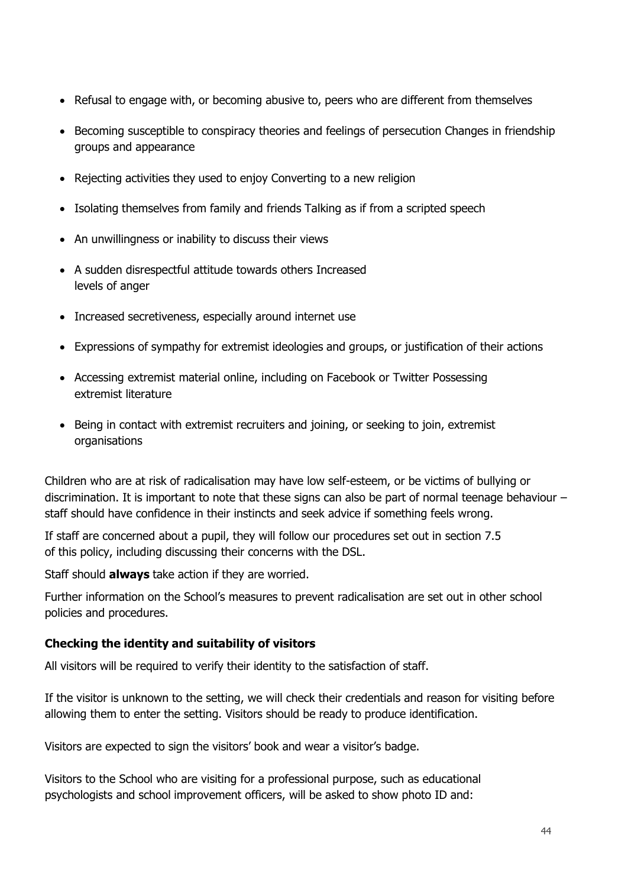- Refusal to engage with, or becoming abusive to, peers who are different from themselves
- Becoming susceptible to conspiracy theories and feelings of persecution Changes in friendship groups and appearance
- Rejecting activities they used to enjoy Converting to a new religion
- Isolating themselves from family and friends Talking as if from a scripted speech
- An unwillingness or inability to discuss their views
- A sudden disrespectful attitude towards others Increased levels of anger
- Increased secretiveness, especially around internet use
- Expressions of sympathy for extremist ideologies and groups, or justification of their actions
- Accessing extremist material online, including on Facebook or Twitter Possessing extremist literature
- Being in contact with extremist recruiters and joining, or seeking to join, extremist organisations

Children who are at risk of radicalisation may have low self-esteem, or be victims of bullying or discrimination. It is important to note that these signs can also be part of normal teenage behaviour – staff should have confidence in their instincts and seek advice if something feels wrong.

If staff are concerned about a pupil, they will follow our procedures set out in section 7.5 of this policy, including discussing their concerns with the DSL.

Staff should **always** take action if they are worried.

Further information on the School's measures to prevent radicalisation are set out in other school policies and procedures.

**Checking the identity and suitability of visitors**

All visitors will be required to verify their identity to the satisfaction of staff.

If the visitor is unknown to the setting, we will check their credentials and reason for visiting before allowing them to enter the setting. Visitors should be ready to produce identification.

Visitors are expected to sign the visitors' book and wear a visitor's badge.

Visitors to the School who are visiting for a professional purpose, such as educational psychologists and school improvement officers, will be asked to show photo ID and: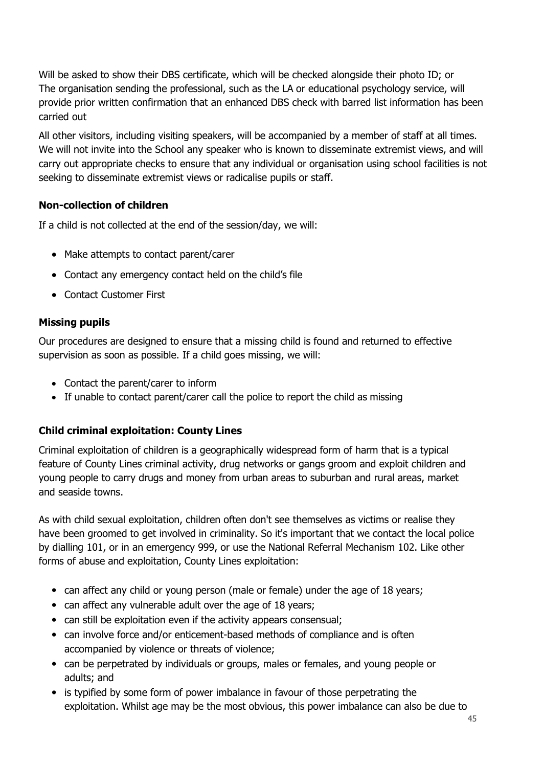Will be asked to show their DBS certificate, which will be checked alongside their photo ID; or The organisation sending the professional, such as the LA or educational psychology service, will provide prior written confirmation that an enhanced DBS check with barred list information has been carried out

All other visitors, including visiting speakers, will be accompanied by a member of staff at all times. We will not invite into the School any speaker who is known to disseminate extremist views, and will carry out appropriate checks to ensure that any individual or organisation using school facilities is not seeking to disseminate extremist views or radicalise pupils or staff.

**Non-collection of children**

If a child is not collected at the end of the session/day, we will:

- Make attempts to contact parent/carer
- Contact any emergency contact held on the child's file
- Contact Customer First

**Missing pupils**

Our procedures are designed to ensure that a missing child is found and returned to effective supervision as soon as possible. If a child goes missing, we will:

- Contact the parent/carer to inform
- If unable to contact parent/carer call the police to report the child as missing

**Child criminal exploitation: County Lines**

Criminal exploitation of children is a geographically widespread form of harm that is a typical feature of County Lines criminal activity, drug networks or gangs groom and exploit children and young people to carry drugs and money from urban areas to suburban and rural areas, market and seaside towns.

As with child sexual exploitation, children often don't see themselves as victims or realise they have been groomed to get involved in criminality. So it's important that we contact the local police by dialling 101, or in an emergency 999, or use the National Referral Mechanism 102. Like other forms of abuse and exploitation, County Lines exploitation:

- can affect any child or young person (male or female) under the age of 18 years;
- can affect any vulnerable adult over the age of 18 years;
- can still be exploitation even if the activity appears consensual;
- can involve force and/or enticement-based methods of compliance and is often accompanied by violence or threats of violence;
- can be perpetrated by individuals or groups, males or females, and young people or adults; and
- is typified by some form of power imbalance in favour of those perpetrating the exploitation. Whilst age may be the most obvious, this power imbalance can also be due to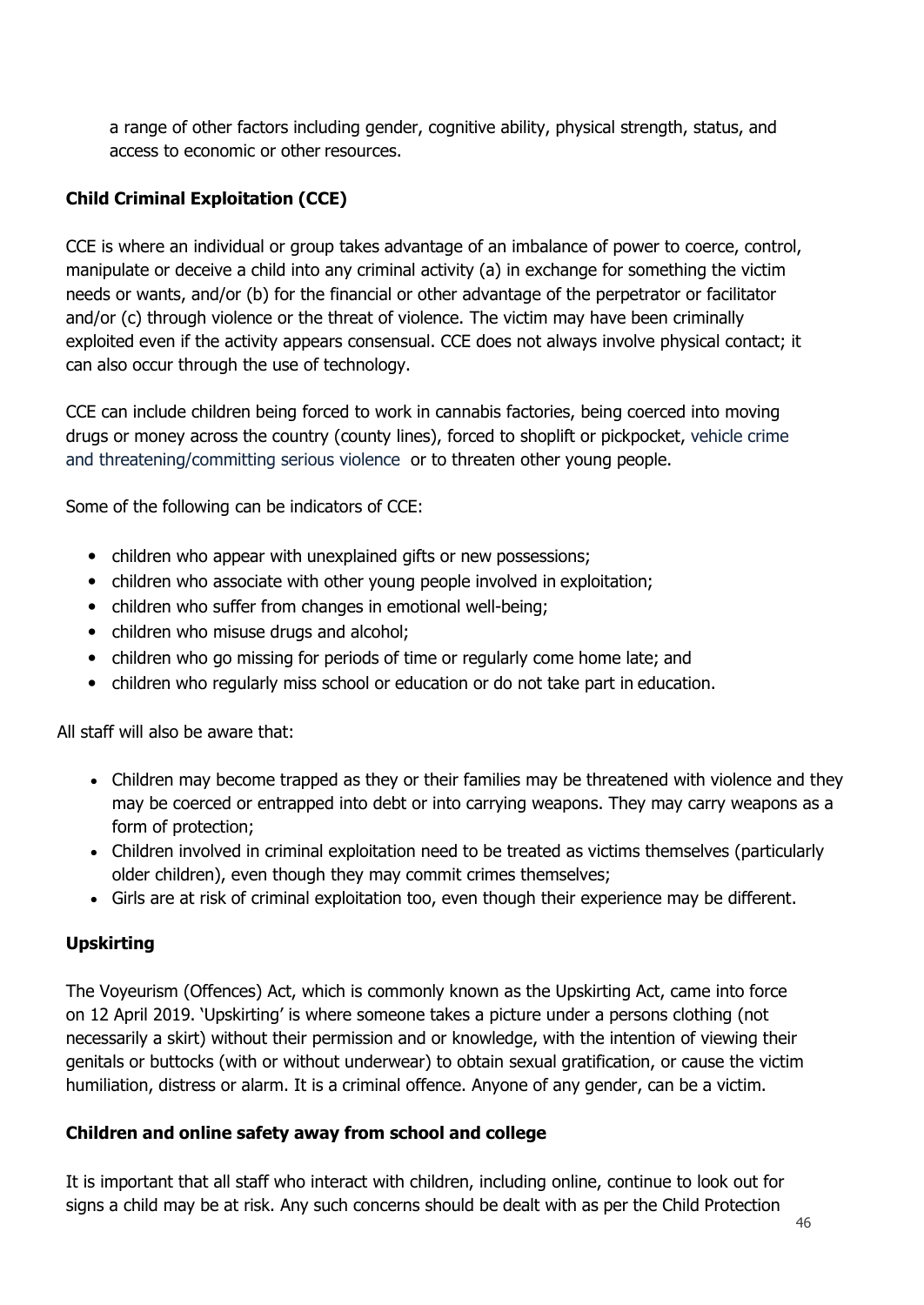a range of other factors including gender, cognitive ability, physical strength, status, and access to economic or other resources.

**Child Criminal Exploitation (CCE)**

CCE is where an individual or group takes advantage of an imbalance of power to coerce, control, manipulate or deceive a child into any criminal activity (a) in exchange for something the victim needs or wants, and/or (b) for the financial or other advantage of the perpetrator or facilitator and/or (c) through violence or the threat of violence. The victim may have been criminally exploited even if the activity appears consensual. CCE does not always involve physical contact; it can also occur through the use of technology.

CCE can include children being forced to work in cannabis factories, being coerced into moving drugs or money across the country (county lines), forced to shoplift or pickpocket, vehicle crime and threatening/committing serious violence or to threaten other young people.

Some of the following can be indicators of CCE:

- children who appear with unexplained gifts or new possessions;
- children who associate with other young people involved in exploitation;
- children who suffer from changes in emotional well-being;
- children who misuse drugs and alcohol;
- children who go missing for periods of time or regularly come home late; and
- children who regularly miss school or education or do not take part in education.

All staff will also be aware that:

- Children may become trapped as they or their families may be threatened with violence and they may be coerced or entrapped into debt or into carrying weapons. They may carry weapons as a form of protection;
- Children involved in criminal exploitation need to be treated as victims themselves (particularly older children), even though they may commit crimes themselves;
- Girls are at risk of criminal exploitation too, even though their experience may be different.

**Upskirting**

The Voyeurism (Offences) Act, which is commonly known as the Upskirting Act, came into force on 12 April 2019. 'Upskirting' is where someone takes a picture under a persons clothing (not necessarily a skirt) without their permission and or knowledge, with the intention of viewing their genitals or buttocks (with or without underwear) to obtain sexual gratification, or cause the victim humiliation, distress or alarm. It is a criminal offence. Anyone of any gender, can be a victim.

**Children and online safety away from school and college**

It is important that all staff who interact with children, including online, continue to look out for signs a child may be at risk. Any such concerns should be dealt with as per the Child Protection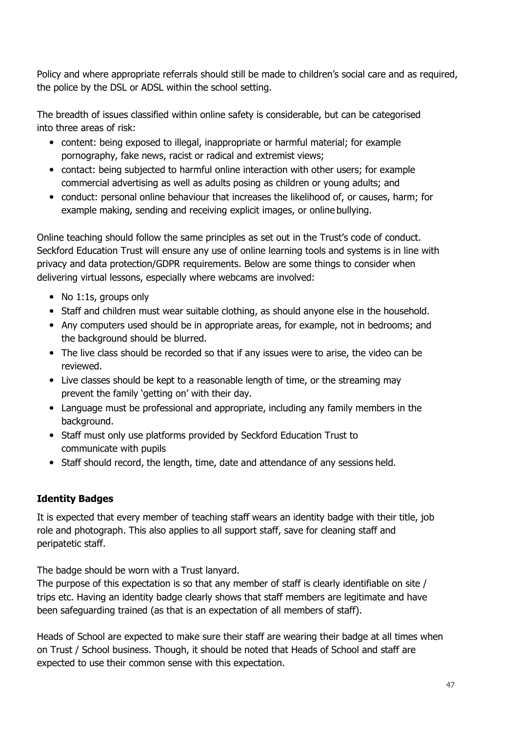Policy and where appropriate referrals should still be made to children's social care and as required, the police by the DSL or ADSL within the school setting.

The breadth of issues classified within online safety is considerable, but can be categorised into three areas of risk:

- content: being exposed to illegal, inappropriate or harmful material; for example pornography, fake news, racist or radical and extremist views;
- contact: being subjected to harmful online interaction with other users; for example commercial advertising as well as adults posing as children or young adults; and
- conduct: personal online behaviour that increases the likelihood of, or causes, harm; for example making, sending and receiving explicit images, or online bullying.

Online teaching should follow the same principles as set out in the Trust's code of conduct. Seckford Education Trust will ensure any use of online learning tools and systems is in line with privacy and data protection/GDPR requirements. Below are some things to consider when delivering virtual lessons, especially where webcams are involved:

- No 1:1s, groups only
- Staff and children must wear suitable clothing, as should anyone else in the household.
- Any computers used should be in appropriate areas, for example, not in bedrooms; and the background should be blurred.
- The live class should be recorded so that if any issues were to arise, the video can be reviewed.
- Live classes should be kept to a reasonable length of time, or the streaming may prevent the family 'getting on' with their day.
- Language must be professional and appropriate, including any family members in the background.
- Staff must only use platforms provided by Seckford Education Trust to communicate with pupils
- Staff should record, the length, time, date and attendance of any sessions held.

## Identity Badges

It is expected that every member of teaching staff wears an identity badge with their title, job role and photograph. This also applies to all support staff, save for cleaning staff and peripatetic staff.

The badge should be worn with a Trust lanyard.
The purpose of this expectation is so that any member of staff is clearly identifiable on site / trips etc. Having an identity badge clearly shows that staff members are legitimate and have been safeguarding trained (as that is an expectation of all members of staff).

Heads of School are expected to make sure their staff are wearing their badge at all times when on Trust / School business. Though, it should be noted that Heads of School and staff are expected to use their common sense with this expectation.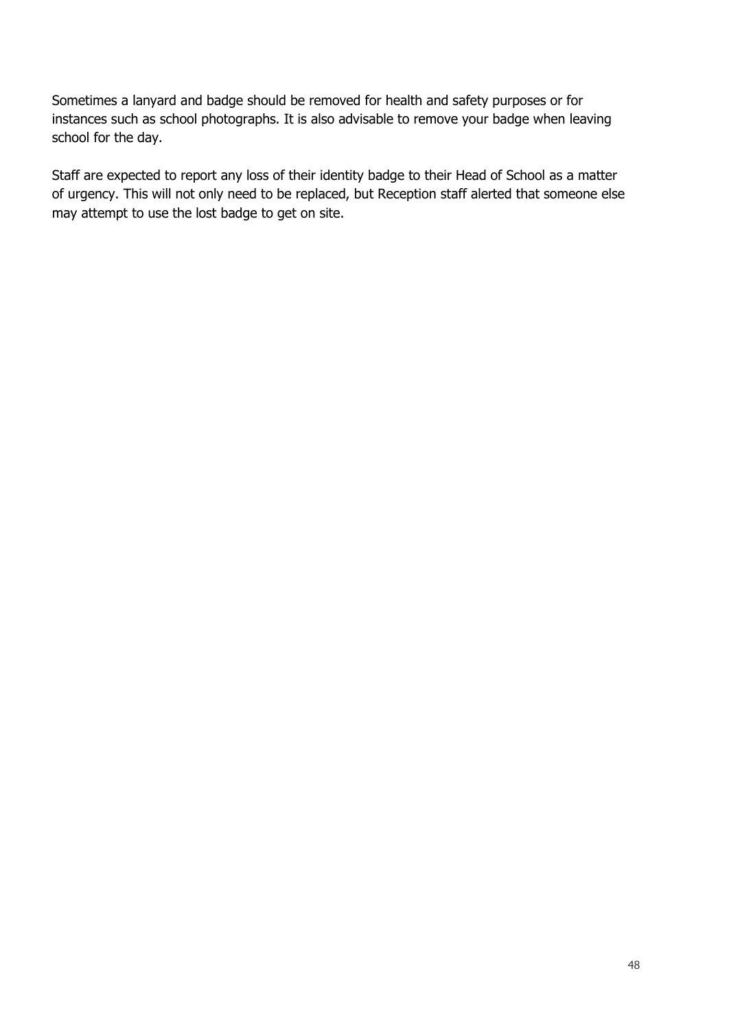Sometimes a lanyard and badge should be removed for health and safety purposes or for instances such as school photographs. It is also advisable to remove your badge when leaving school for the day.

Staff are expected to report any loss of their identity badge to their Head of School as a matter of urgency. This will not only need to be replaced, but Reception staff alerted that someone else may attempt to use the lost badge to get on site.